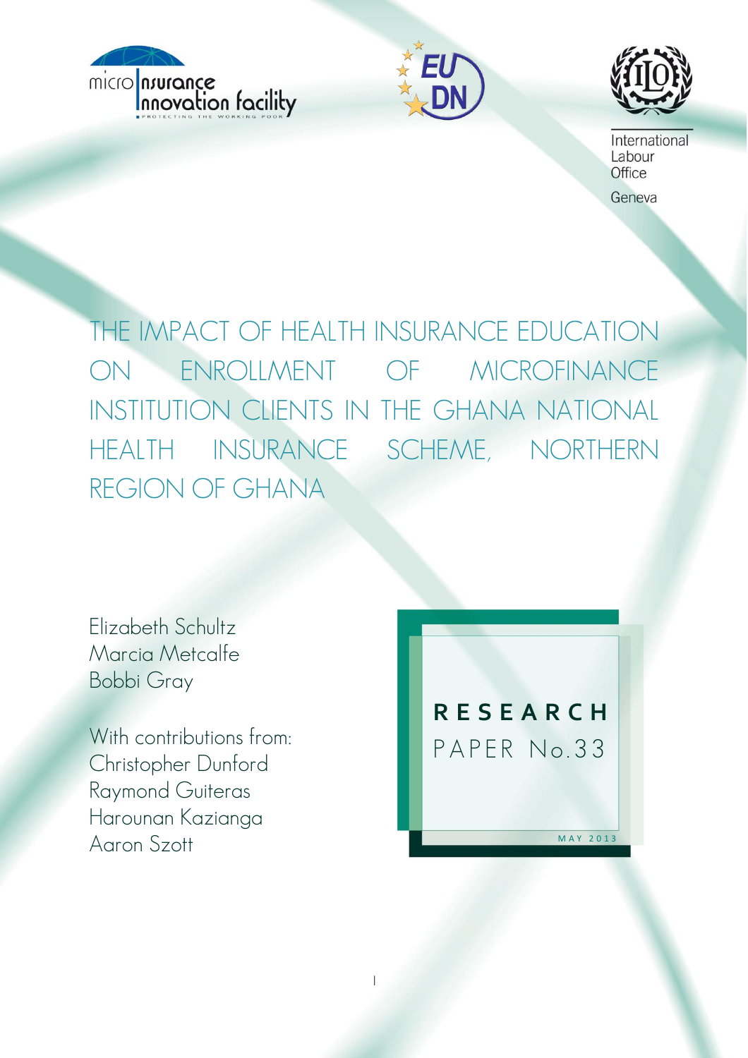micro Insurance Innovation facility

PROTECTING THE WORKING POOR

EUDN

International Labour Office

Geneva

# THE IMPACT OF HEALTH INSURANCE EDUCATION ON ENROLLMENT OF MICROFINANCE INSTITUTION CLIENTS IN THE GHANA NATIONAL HEALTH INSURANCE SCHEME, NORTHERN REGION OF GHANA

Elizabeth Schultz
Marcia Metcalfe
Bobbi Gray

With contributions from:
Christopher Dunford
Raymond Guiteras
Harounan Kazianga
Aaron Szott

**RESEARCH**
PAPER No.33

MAY 2013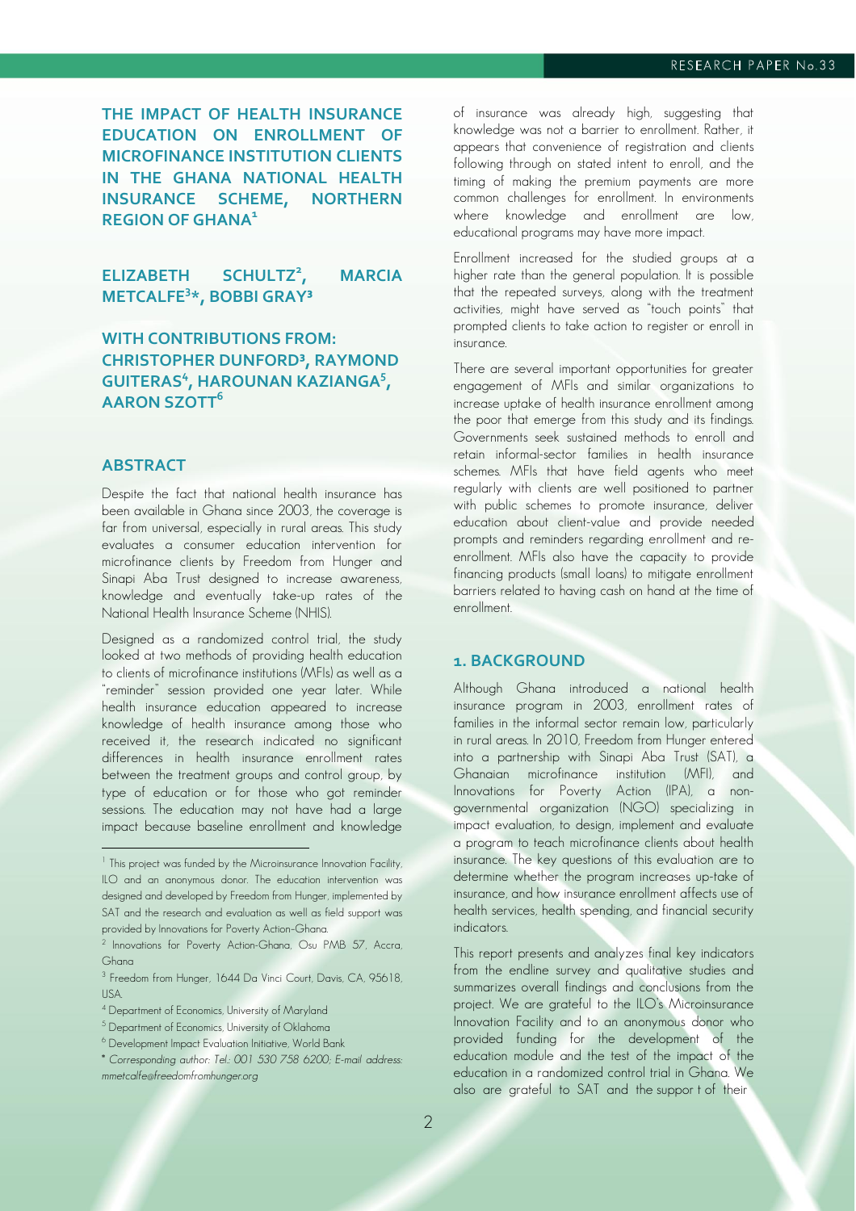# THE IMPACT OF HEALTH INSURANCE EDUCATION ON ENROLLMENT OF MICROFINANCE INSTITUTION CLIENTS IN THE GHANA NATIONAL HEALTH INSURANCE SCHEME, NORTHERN REGION OF GHANA[1]

**ELIZABETH SCHULTZ[2], MARCIA METCALFE[3]*, BOBBI GRAY[3]**

**WITH CONTRIBUTIONS FROM: CHRISTOPHER DUNFORD[3], RAYMOND GUITERAS[4], HAROUNAN KAZIANGA[5], AARON SZOTT[6]**

## ABSTRACT

Despite the fact that national health insurance has been available in Ghana since 2003, the coverage is far from universal, especially in rural areas. This study evaluates a consumer education intervention for microfinance clients by Freedom from Hunger and Sinapi Aba Trust designed to increase awareness, knowledge and eventually take-up rates of the National Health Insurance Scheme (NHIS).

Designed as a randomized control trial, the study looked at two methods of providing health education to clients of microfinance institutions (MFIs) as well as a "reminder" session provided one year later. While health insurance education appeared to increase knowledge of health insurance among those who received it, the research indicated no significant differences in health insurance enrollment rates between the treatment groups and control group, by type of education or for those who got reminder sessions. The education may not have had a large impact because baseline enrollment and knowledge of insurance was already high, suggesting that knowledge was not a barrier to enrollment. Rather, it appears that convenience of registration and clients following through on stated intent to enroll, and the timing of making the premium payments are more common challenges for enrollment. In environments where knowledge and enrollment are low, educational programs may have more impact.

Enrollment increased for the studied groups at a higher rate than the general population. It is possible that the repeated surveys, along with the treatment activities, might have served as "touch points" that prompted clients to take action to register or enroll in insurance.

There are several important opportunities for greater engagement of MFIs and similar organizations to increase uptake of health insurance enrollment among the poor that emerge from this study and its findings. Governments seek sustained methods to enroll and retain informal-sector families in health insurance schemes. MFIs that have field agents who meet regularly with clients are well positioned to partner with public schemes to promote insurance, deliver education about client-value and provide needed prompts and reminders regarding enrollment and re-enrollment. MFIs also have the capacity to provide financing products (small loans) to mitigate enrollment barriers related to having cash on hand at the time of enrollment.

## 1. BACKGROUND

Although Ghana introduced a national health insurance program in 2003, enrollment rates of families in the informal sector remain low, particularly in rural areas. In 2010, Freedom from Hunger entered into a partnership with Sinapi Aba Trust (SAT), a Ghanaian microfinance institution (MFI), and Innovations for Poverty Action (IPA), a non-governmental organization (NGO) specializing in impact evaluation, to design, implement and evaluate a program to teach microfinance clients about health insurance. The key questions of this evaluation are to determine whether the program increases up-take of insurance, and how insurance enrollment affects use of health services, health spending, and financial security indicators.

This report presents and analyzes final key indicators from the endline survey and qualitative studies and summarizes overall findings and conclusions from the project. We are grateful to the ILO's Microinsurance Innovation Facility and to an anonymous donor who provided funding for the development of the education module and the test of the impact of the education in a randomized control trial in Ghana. We also are grateful to SAT and the suppor t of their

---

[1] This project was funded by the Microinsurance Innovation Facility, ILO and an anonymous donor. The education intervention was designed and developed by Freedom from Hunger, implemented by SAT and the research and evaluation as well as field support was provided by Innovations for Poverty Action-Ghana.

[2] Innovations for Poverty Action-Ghana, Osu PMB 57, Accra, Ghana

[3] Freedom from Hunger, 1644 Da Vinci Court, Davis, CA, 95618, USA.

[4] Department of Economics, University of Maryland

[5] Department of Economics, University of Oklahoma

[6] Development Impact Evaluation Initiative, World Bank

\* *Corresponding author: Tel.: 001 530 758 6200; E-mail address: mmetcalfe@freedomfromhunger.org*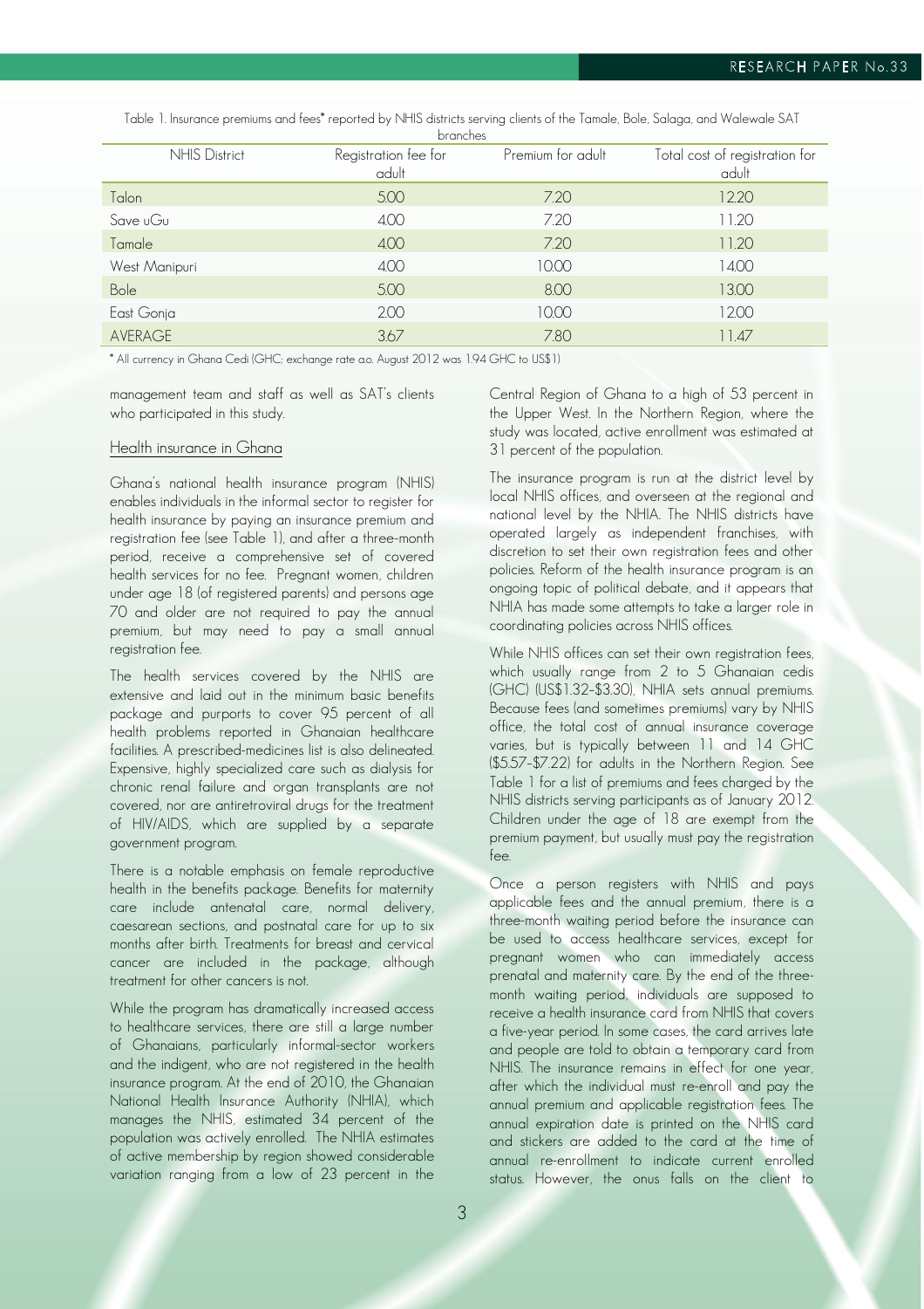Table 1. Insurance premiums and fees* reported by NHIS districts serving clients of the Tamale, Bole, Salaga, and Walewale SAT branches

| NHIS District | Registration fee for adult | Premium for adult | Total cost of registration for adult |
|---|---|---|---|
| Talon | 5.00 | 7.20 | 12.20 |
| Save uGu | 4.00 | 7.20 | 11.20 |
| Tamale | 4.00 | 7.20 | 11.20 |
| West Manipuri | 4.00 | 10.00 | 14.00 |
| Bole | 5.00 | 8.00 | 13.00 |
| East Gonja | 2.00 | 10.00 | 12.00 |
| AVERAGE | 3.67 | 7.80 | 11.47 |

* All currency in Ghana Cedi (GHC; exchange rate a.o. August 2012 was 1.94 GHC to US$1)

management team and staff as well as SAT's clients who participated in this study.

## Health insurance in Ghana

Ghana's national health insurance program (NHIS) enables individuals in the informal sector to register for health insurance by paying an insurance premium and registration fee (see Table 1), and after a three-month period, receive a comprehensive set of covered health services for no fee. Pregnant women, children under age 18 (of registered parents) and persons age 70 and older are not required to pay the annual premium, but may need to pay a small annual registration fee.

The health services covered by the NHIS are extensive and laid out in the minimum basic benefits package and purports to cover 95 percent of all health problems reported in Ghanaian healthcare facilities. A prescribed-medicines list is also delineated. Expensive, highly specialized care such as dialysis for chronic renal failure and organ transplants are not covered, nor are antiretroviral drugs for the treatment of HIV/AIDS, which are supplied by a separate government program.

There is a notable emphasis on female reproductive health in the benefits package. Benefits for maternity care include antenatal care, normal delivery, caesarean sections, and postnatal care for up to six months after birth. Treatments for breast and cervical cancer are included in the package, although treatment for other cancers is not.

While the program has dramatically increased access to healthcare services, there are still a large number of Ghanaians, particularly informal-sector workers and the indigent, who are not registered in the health insurance program. At the end of 2010, the Ghanaian National Health Insurance Authority (NHIA), which manages the NHIS, estimated 34 percent of the population was actively enrolled. The NHIA estimates of active membership by region showed considerable variation ranging from a low of 23 percent in the Central Region of Ghana to a high of 53 percent in the Upper West. In the Northern Region, where the study was located, active enrollment was estimated at 31 percent of the population.

The insurance program is run at the district level by local NHIS offices, and overseen at the regional and national level by the NHIA. The NHIS districts have operated largely as independent franchises, with discretion to set their own registration fees and other policies. Reform of the health insurance program is an ongoing topic of political debate, and it appears that NHIA has made some attempts to take a larger role in coordinating policies across NHIS offices.

While NHIS offices can set their own registration fees, which usually range from 2 to 5 Ghanaian cedis (GHC) (US$1.32–$3.30), NHIA sets annual premiums. Because fees (and sometimes premiums) vary by NHIS office, the total cost of annual insurance coverage varies, but is typically between 11 and 14 GHC ($5.57–$7.22) for adults in the Northern Region. See Table 1 for a list of premiums and fees charged by the NHIS districts serving participants as of January 2012. Children under the age of 18 are exempt from the premium payment, but usually must pay the registration fee.

Once a person registers with NHIS and pays applicable fees and the annual premium, there is a three-month waiting period before the insurance can be used to access healthcare services, except for pregnant women who can immediately access prenatal and maternity care. By the end of the three-month waiting period, individuals are supposed to receive a health insurance card from NHIS that covers a five-year period. In some cases, the card arrives late and people are told to obtain a temporary card from NHIS. The insurance remains in effect for one year, after which the individual must re-enroll and pay the annual premium and applicable registration fees. The annual expiration date is printed on the NHIS card and stickers are added to the card at the time of annual re-enrollment to indicate current enrolled status. However, the onus falls on the client to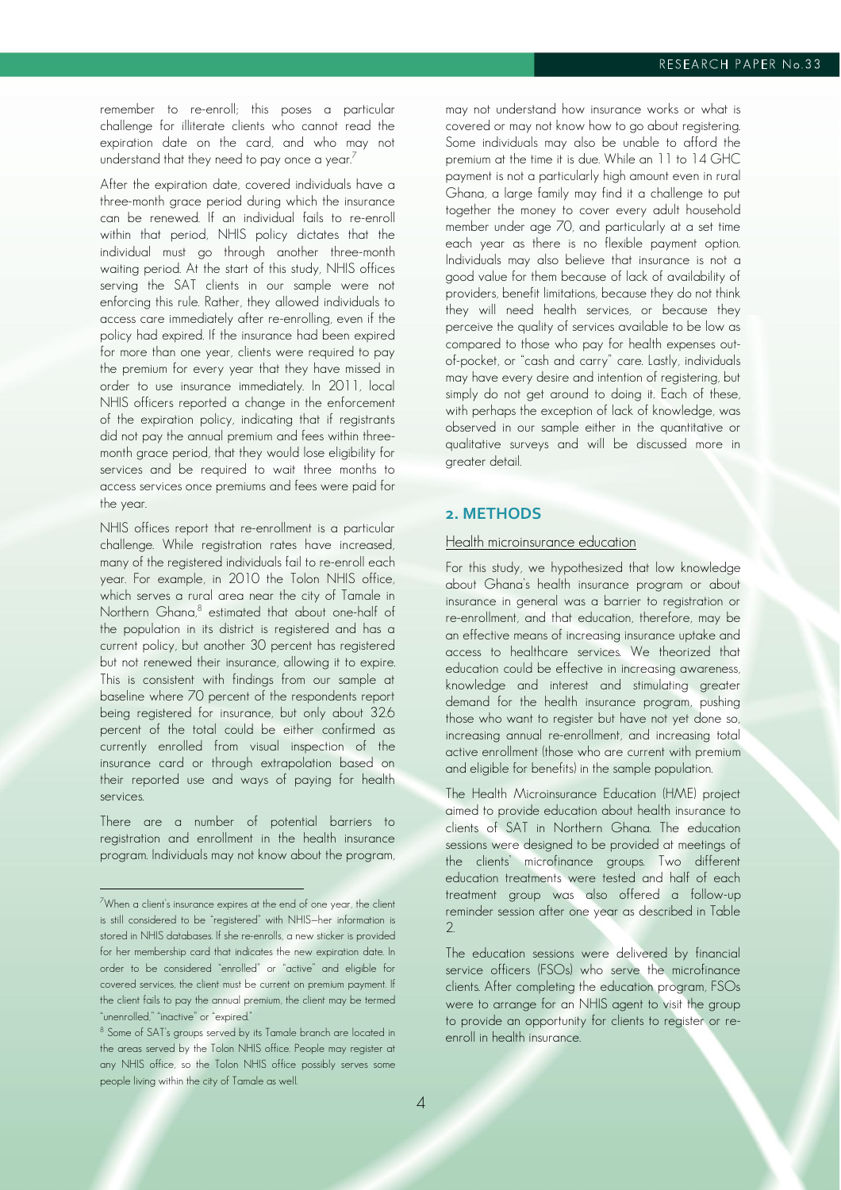remember to re-enroll; this poses a particular challenge for illiterate clients who cannot read the expiration date on the card, and who may not understand that they need to pay once a year.[7]

After the expiration date, covered individuals have a three-month grace period during which the insurance can be renewed. If an individual fails to re-enroll within that period, NHIS policy dictates that the individual must go through another three-month waiting period. At the start of this study, NHIS offices serving the SAT clients in our sample were not enforcing this rule. Rather, they allowed individuals to access care immediately after re-enrolling, even if the policy had expired. If the insurance had been expired for more than one year, clients were required to pay the premium for every year that they have missed in order to use insurance immediately. In 2011, local NHIS officers reported a change in the enforcement of the expiration policy, indicating that if registrants did not pay the annual premium and fees within three-month grace period, that they would lose eligibility for services and be required to wait three months to access services once premiums and fees were paid for the year.

NHIS offices report that re-enrollment is a particular challenge. While registration rates have increased, many of the registered individuals fail to re-enroll each year. For example, in 2010 the Tolon NHIS office, which serves a rural area near the city of Tamale in Northern Ghana,[8] estimated that about one-half of the population in its district is registered and has a current policy, but another 30 percent has registered but not renewed their insurance, allowing it to expire. This is consistent with findings from our sample at baseline where 70 percent of the respondents report being registered for insurance, but only about 32.6 percent of the total could be either confirmed as currently enrolled from visual inspection of the insurance card or through extrapolation based on their reported use and ways of paying for health services.

There are a number of potential barriers to registration and enrollment in the health insurance program. Individuals may not know about the program, may not understand how insurance works or what is covered or may not know how to go about registering. Some individuals may also be unable to afford the premium at the time it is due. While an 11 to 14 GHC payment is not a particularly high amount even in rural Ghana, a large family may find it a challenge to put together the money to cover every adult household member under age 70, and particularly at a set time each year as there is no flexible payment option. Individuals may also believe that insurance is not a good value for them because of lack of availability of providers, benefit limitations, because they do not think they will need health services, or because they perceive the quality of services available to be low as compared to those who pay for health expenses out-of-pocket, or "cash and carry" care. Lastly, individuals may have every desire and intention of registering, but simply do not get around to doing it. Each of these, with perhaps the exception of lack of knowledge, was observed in our sample either in the quantitative or qualitative surveys and will be discussed more in greater detail.

## 2. METHODS

### Health microinsurance education

For this study, we hypothesized that low knowledge about Ghana's health insurance program or about insurance in general was a barrier to registration or re-enrollment, and that education, therefore, may be an effective means of increasing insurance uptake and access to healthcare services. We theorized that education could be effective in increasing awareness, knowledge and interest and stimulating greater demand for the health insurance program, pushing those who want to register but have not yet done so, increasing annual re-enrollment, and increasing total active enrollment (those who are current with premium and eligible for benefits) in the sample population.

The Health Microinsurance Education (HME) project aimed to provide education about health insurance to clients of SAT in Northern Ghana. The education sessions were designed to be provided at meetings of the clients' microfinance groups. Two different education treatments were tested and half of each treatment group was also offered a follow-up reminder session after one year as described in Table 2.

The education sessions were delivered by financial service officers (FSOs) who serve the microfinance clients. After completing the education program, FSOs were to arrange for an NHIS agent to visit the group to provide an opportunity for clients to register or re-enroll in health insurance.

---

[7] When a client's insurance expires at the end of one year, the client is still considered to be "registered" with NHIS—her information is stored in NHIS databases. If she re-enrolls, a new sticker is provided for her membership card that indicates the new expiration date. In order to be considered "enrolled" or "active" and eligible for covered services, the client must be current on premium payment. If the client fails to pay the annual premium, the client may be termed "unenrolled," "inactive" or "expired."

[8] Some of SAT's groups served by its Tamale branch are located in the areas served by the Tolon NHIS office. People may register at any NHIS office, so the Tolon NHIS office possibly serves some people living within the city of Tamale as well.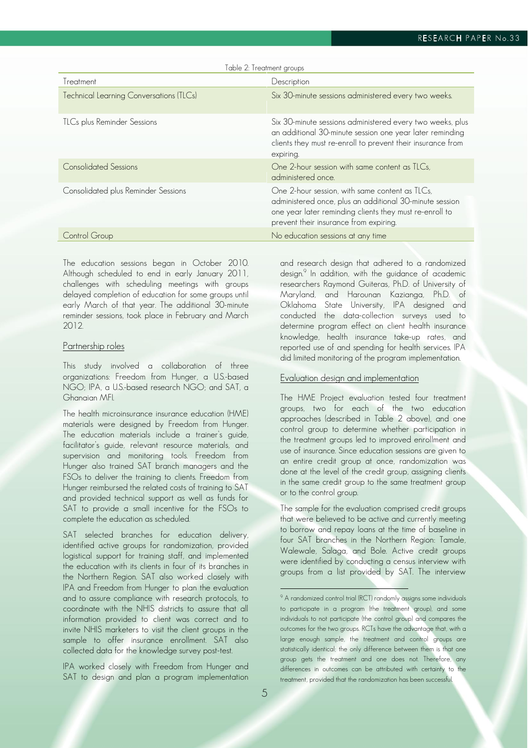Table 2: Treatment groups

| Treatment | Description |
|---|---|
| Technical Learning Conversations (TLCs) | Six 30-minute sessions administered every two weeks. |
| TLCs plus Reminder Sessions | Six 30-minute sessions administered every two weeks, plus an additional 30-minute session one year later reminding clients they must re-enroll to prevent their insurance from expiring. |
| Consolidated Sessions | One 2-hour session with same content as TLCs, administered once. |
| Consolidated plus Reminder Sessions | One 2-hour session, with same content as TLCs, administered once, plus an additional 30-minute session one year later reminding clients they must re-enroll to prevent their insurance from expiring. |
| Control Group | No education sessions at any time |

The education sessions began in October 2010. Although scheduled to end in early January 2011, challenges with scheduling meetings with groups delayed completion of education for some groups until early March of that year. The additional 30-minute reminder sessions, took place in February and March 2012.

## Partnership roles

This study involved a collaboration of three organizations: Freedom from Hunger, a U.S.-based NGO; IPA, a U.S.-based research NGO; and SAT, a Ghanaian MFI.

The health microinsurance insurance education (HME) materials were designed by Freedom from Hunger. The education materials include a trainer's guide, facilitator's guide, relevant resource materials, and supervision and monitoring tools. Freedom from Hunger also trained SAT branch managers and the FSOs to deliver the training to clients. Freedom from Hunger reimbursed the related costs of training to SAT and provided technical support as well as funds for SAT to provide a small incentive for the FSOs to complete the education as scheduled.

SAT selected branches for education delivery, identified active groups for randomization, provided logistical support for training staff, and implemented the education with its clients in four of its branches in the Northern Region. SAT also worked closely with IPA and Freedom from Hunger to plan the evaluation and to assure compliance with research protocols, to coordinate with the NHIS districts to assure that all information provided to client was correct and to invite NHIS marketers to visit the client groups in the sample to offer insurance enrollment. SAT also collected data for the knowledge survey post-test.

IPA worked closely with Freedom from Hunger and SAT to design and plan a program implementation and research design that adhered to a randomized design.[9] In addition, with the guidance of academic researchers Raymond Guiteras, Ph.D. of University of Maryland, and Harounan Kazianga, Ph.D. of Oklahoma State University, IPA designed and conducted the data-collection surveys used to determine program effect on client health insurance knowledge, health insurance take-up rates, and reported use of and spending for health services. IPA did limited monitoring of the program implementation.

## Evaluation design and implementation

The HME Project evaluation tested four treatment groups, two for each of the two education approaches (described in Table 2 above), and one control group to determine whether participation in the treatment groups led to improved enrollment and use of insurance. Since education sessions are given to an entire credit group at once, randomization was done at the level of the credit group, assigning clients in the same credit group to the same treatment group or to the control group.

The sample for the evaluation comprised credit groups that were believed to be active and currently meeting to borrow and repay loans at the time of baseline in four SAT branches in the Northern Region: Tamale, Walewale, Salaga, and Bole. Active credit groups were identified by conducting a census interview with groups from a list provided by SAT. The interview

[9] A randomized control trial (RCT) randomly assigns some individuals to participate in a program (the treatment group), and some individuals to not participate (the control group) and compares the outcomes for the two groups. RCTs have the advantage that, with a large enough sample, the treatment and control groups are statistically identical; the only difference between them is that one group gets the treatment and one does not. Therefore, any differences in outcomes can be attributed with certainty to the treatment, provided that the randomization has been successful.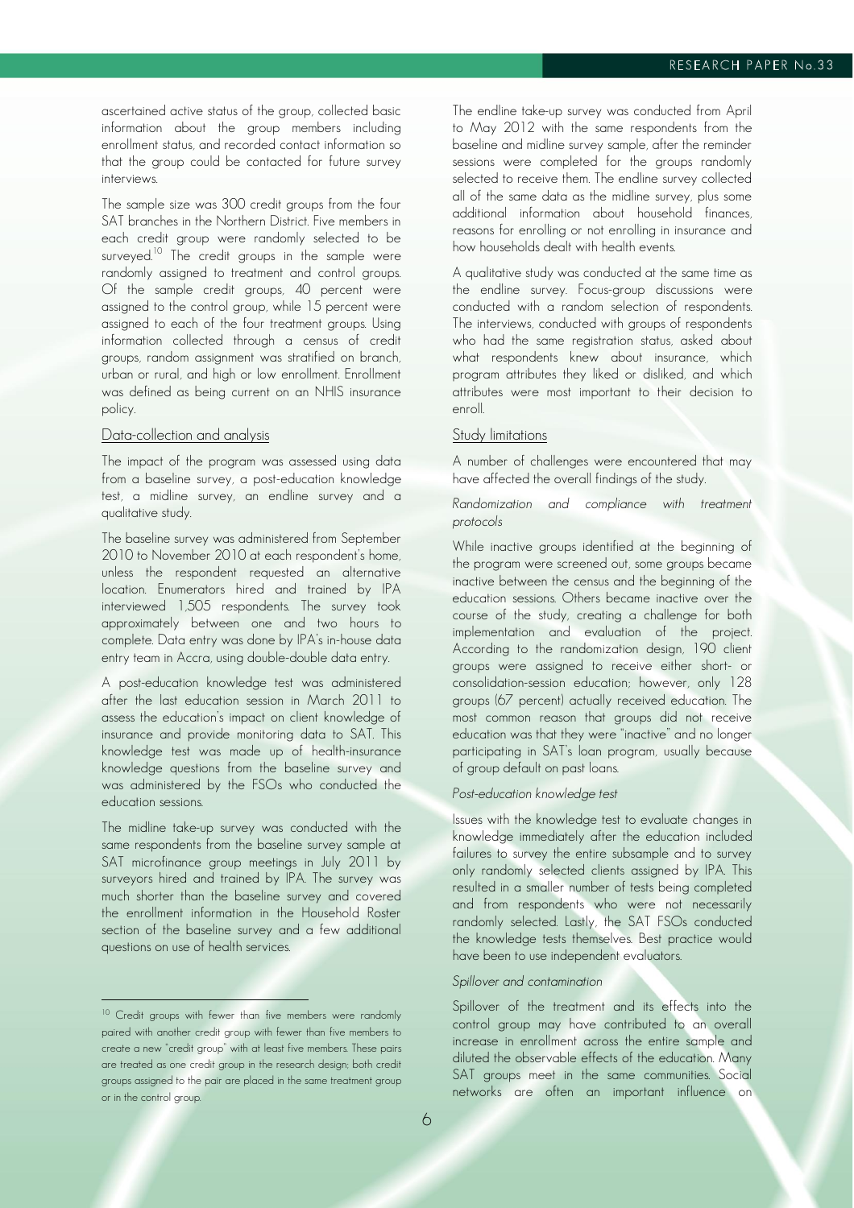ascertained active status of the group, collected basic information about the group members including enrollment status, and recorded contact information so that the group could be contacted for future survey interviews.

The sample size was 300 credit groups from the four SAT branches in the Northern District. Five members in each credit group were randomly selected to be surveyed.[10] The credit groups in the sample were randomly assigned to treatment and control groups. Of the sample credit groups, 40 percent were assigned to the control group, while 15 percent were assigned to each of the four treatment groups. Using information collected through a census of credit groups, random assignment was stratified on branch, urban or rural, and high or low enrollment. Enrollment was defined as being current on an NHIS insurance policy.

## Data-collection and analysis

The impact of the program was assessed using data from a baseline survey, a post-education knowledge test, a midline survey, an endline survey and a qualitative study.

The baseline survey was administered from September 2010 to November 2010 at each respondent's home, unless the respondent requested an alternative location. Enumerators hired and trained by IPA interviewed 1,505 respondents. The survey took approximately between one and two hours to complete. Data entry was done by IPA's in-house data entry team in Accra, using double-double data entry.

A post-education knowledge test was administered after the last education session in March 2011 to assess the education's impact on client knowledge of insurance and provide monitoring data to SAT. This knowledge test was made up of health-insurance knowledge questions from the baseline survey and was administered by the FSOs who conducted the education sessions.

The midline take-up survey was conducted with the same respondents from the baseline survey sample at SAT microfinance group meetings in July 2011 by surveyors hired and trained by IPA. The survey was much shorter than the baseline survey and covered the enrollment information in the Household Roster section of the baseline survey and a few additional questions on use of health services.

The endline take-up survey was conducted from April to May 2012 with the same respondents from the baseline and midline survey sample, after the reminder sessions were completed for the groups randomly selected to receive them. The endline survey collected all of the same data as the midline survey, plus some additional information about household finances, reasons for enrolling or not enrolling in insurance and how households dealt with health events.

A qualitative study was conducted at the same time as the endline survey. Focus-group discussions were conducted with a random selection of respondents. The interviews, conducted with groups of respondents who had the same registration status, asked about what respondents knew about insurance, which program attributes they liked or disliked, and which attributes were most important to their decision to enroll.

## Study limitations

A number of challenges were encountered that may have affected the overall findings of the study.

### *Randomization and compliance with treatment protocols*

While inactive groups identified at the beginning of the program were screened out, some groups became inactive between the census and the beginning of the education sessions. Others became inactive over the course of the study, creating a challenge for both implementation and evaluation of the project. According to the randomization design, 190 client groups were assigned to receive either short- or consolidation-session education; however, only 128 groups (67 percent) actually received education. The most common reason that groups did not receive education was that they were "inactive" and no longer participating in SAT's loan program, usually because of group default on past loans.

### *Post-education knowledge test*

Issues with the knowledge test to evaluate changes in knowledge immediately after the education included failures to survey the entire subsample and to survey only randomly selected clients assigned by IPA. This resulted in a smaller number of tests being completed and from respondents who were not necessarily randomly selected. Lastly, the SAT FSOs conducted the knowledge tests themselves. Best practice would have been to use independent evaluators.

### *Spillover and contamination*

Spillover of the treatment and its effects into the control group may have contributed to an overall increase in enrollment across the entire sample and diluted the observable effects of the education. Many SAT groups meet in the same communities. Social networks are often an important influence on

---

[10] Credit groups with fewer than five members were randomly paired with another credit group with fewer than five members to create a new "credit group" with at least five members. These pairs are treated as one credit group in the research design; both credit groups assigned to the pair are placed in the same treatment group or in the control group.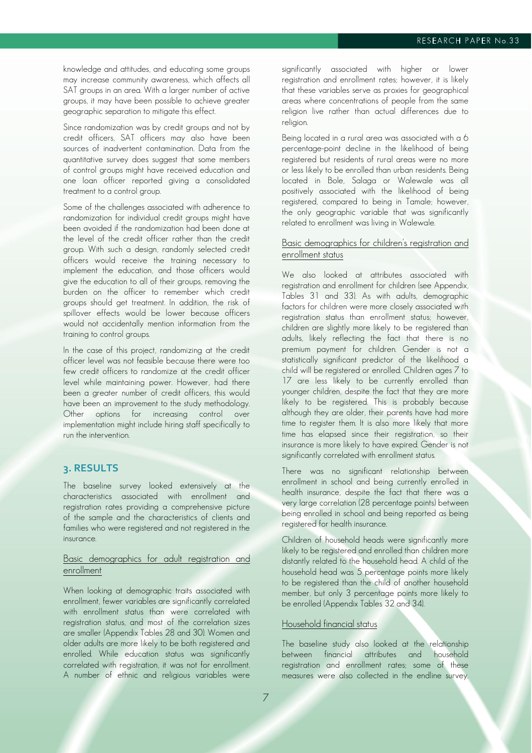knowledge and attitudes, and educating some groups may increase community awareness, which affects all SAT groups in an area. With a larger number of active groups, it may have been possible to achieve greater geographic separation to mitigate this effect.

Since randomization was by credit groups and not by credit officers, SAT officers may also have been sources of inadvertent contamination. Data from the quantitative survey does suggest that some members of control groups might have received education and one loan officer reported giving a consolidated treatment to a control group.

Some of the challenges associated with adherence to randomization for individual credit groups might have been avoided if the randomization had been done at the level of the credit officer rather than the credit group. With such a design, randomly selected credit officers would receive the training necessary to implement the education, and those officers would give the education to all of their groups, removing the burden on the officer to remember which credit groups should get treatment. In addition, the risk of spillover effects would be lower because officers would not accidentally mention information from the training to control groups.

In the case of this project, randomizing at the credit officer level was not feasible because there were too few credit officers to randomize at the credit officer level while maintaining power. However, had there been a greater number of credit officers, this would have been an improvement to the study methodology. Other options for increasing control over implementation might include hiring staff specifically to run the intervention.

## 3. RESULTS

The baseline survey looked extensively at the characteristics associated with enrollment and registration rates providing a comprehensive picture of the sample and the characteristics of clients and families who were registered and not registered in the insurance.

### Basic demographics for adult registration and enrollment

When looking at demographic traits associated with enrollment, fewer variables are significantly correlated with enrollment status than were correlated with registration status, and most of the correlation sizes are smaller (Appendix Tables 28 and 30). Women and older adults are more likely to be both registered and enrolled. While education status was significantly correlated with registration, it was not for enrollment. A number of ethnic and religious variables were significantly associated with higher or lower registration and enrollment rates; however, it is likely that these variables serve as proxies for geographical areas where concentrations of people from the same religion live rather than actual differences due to religion.

Being located in a rural area was associated with a 6 percentage-point decline in the likelihood of being registered but residents of rural areas were no more or less likely to be enrolled than urban residents. Being located in Bole, Salaga or Walewale was all positively associated with the likelihood of being registered, compared to being in Tamale; however, the only geographic variable that was significantly related to enrollment was living in Walewale.

### Basic demographics for children's registration and enrollment status

We also looked at attributes associated with registration and enrollment for children (see Appendix, Tables 31 and 33). As with adults, demographic factors for children were more closely associated with registration status than enrollment status; however, children are slightly more likely to be registered than adults, likely reflecting the fact that there is no premium payment for children. Gender is not a statistically significant predictor of the likelihood a child will be registered or enrolled. Children ages 7 to 17 are less likely to be currently enrolled than younger children, despite the fact that they are more likely to be registered. This is probably because although they are older, their parents have had more time to register them. It is also more likely that more time has elapsed since their registration, so their insurance is more likely to have expired. Gender is not significantly correlated with enrollment status.

There was no significant relationship between enrollment in school and being currently enrolled in health insurance, despite the fact that there was a very large correlation (28 percentage points) between being enrolled in school and being reported as being registered for health insurance.

Children of household heads were significantly more likely to be registered and enrolled than children more distantly related to the household head. A child of the household head was 5 percentage points more likely to be registered than the child of another household member, but only 3 percentage points more likely to be enrolled (Appendix Tables 32 and 34).

### Household financial status

The baseline study also looked at the relationship between financial attributes and household registration and enrollment rates; some of these measures were also collected in the endline survey.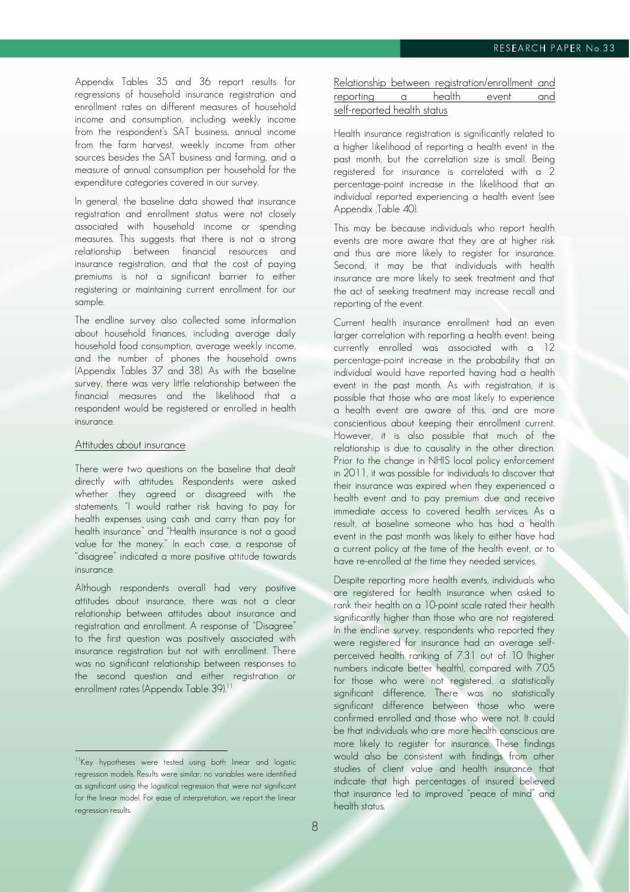Appendix Tables 35 and 36 report results for regressions of household insurance registration and enrollment rates on different measures of household income and consumption, including weekly income from the respondent's SAT business, annual income from the farm harvest, weekly income from other sources besides the SAT business and farming, and a measure of annual consumption per household for the expenditure categories covered in our survey.

In general, the baseline data showed that insurance registration and enrollment status were not closely associated with household income or spending measures. This suggests that there is not a strong relationship between financial resources and insurance registration, and that the cost of paying premiums is not a significant barrier to either registering or maintaining current enrollment for our sample.

The endline survey also collected some information about household finances, including average daily household food consumption, average weekly income, and the number of phones the household owns (Appendix Tables 37 and 38). As with the baseline survey, there was very little relationship between the financial measures and the likelihood that a respondent would be registered or enrolled in health insurance.

## Attitudes about insurance

There were two questions on the baseline that dealt directly with attitudes. Respondents were asked whether they agreed or disagreed with the statements, "I would rather risk having to pay for health expenses using cash and carry than pay for health insurance" and "Health insurance is not a good value for the money." In each case, a response of "disagree" indicated a more positive attitude towards insurance.

Although respondents overall had very positive attitudes about insurance, there was not a clear relationship between attitudes about insurance and registration and enrollment. A response of "Disagree" to the first question was positively associated with insurance registration but not with enrollment. There was no significant relationship between responses to the second question and either registration or enrollment rates (Appendix Table 39).[11]

## Relationship between registration/enrollment and reporting a health event and self-reported health status

Health insurance registration is significantly related to a higher likelihood of reporting a health event in the past month, but the correlation size is small. Being registered for insurance is correlated with a 2 percentage-point increase in the likelihood that an individual reported experiencing a health event (see Appendix ,Table 40).

This may be because individuals who report health events are more aware that they are at higher risk and thus are more likely to register for insurance. Second, it may be that individuals with health insurance are more likely to seek treatment and that the act of seeking treatment may increase recall and reporting of the event.

Current health insurance enrollment had an even larger correlation with reporting a health event: being currently enrolled was associated with a 12 percentage-point increase in the probability that an individual would have reported having had a health event in the past month. As with registration, it is possible that those who are most likely to experience a health event are aware of this, and are more conscientious about keeping their enrollment current. However, it is also possible that much of the relationship is due to causality in the other direction. Prior to the change in NHIS local policy enforcement in 2011, it was possible for individuals to discover that their insurance was expired when they experienced a health event and to pay premium due and receive immediate access to covered health services. As a result, at baseline someone who has had a health event in the past month was likely to either have had a current policy at the time of the health event, or to have re-enrolled at the time they needed services.

Despite reporting more health events, individuals who are registered for health insurance when asked to rank their health on a 10-point scale rated their health significantly higher than those who are not registered. In the endline survey, respondents who reported they were registered for insurance had an average self-perceived health ranking of 7.31 out of 10 (higher numbers indicate better health), compared with 7.05 for those who were not registered, a statistically significant difference. There was no statistically significant difference between those who were confirmed enrolled and those who were not. It could be that individuals who are more health conscious are more likely to register for insurance. These findings would also be consistent with findings from other studies of client value and health insurance that indicate that high percentages of insured believed that insurance led to improved "peace of mind" and health status.

---

[11] Key hypotheses were tested using both linear and logistic regression models. Results were similar; no variables were identified as significant using the logistical regression that were not significant for the linear model. For ease of interpretation, we report the linear regression results.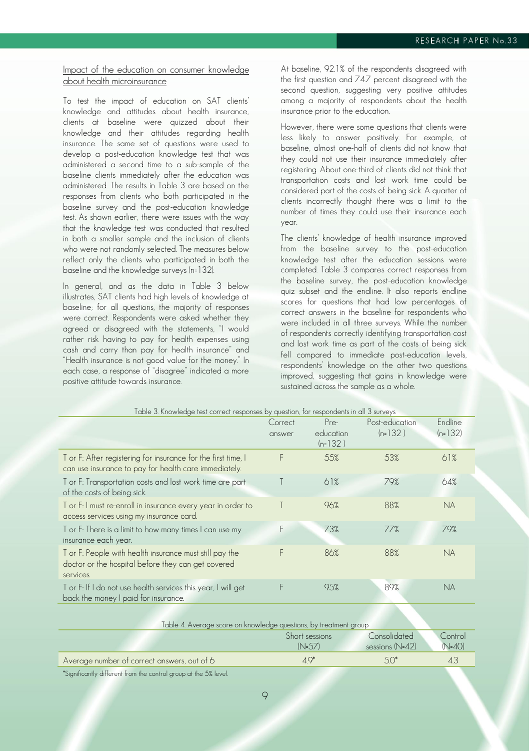Impact of the education on consumer knowledge about health microinsurance

To test the impact of education on SAT clients' knowledge and attitudes about health insurance, clients at baseline were quizzed about their knowledge and their attitudes regarding health insurance. The same set of questions were used to develop a post-education knowledge test that was administered a second time to a sub-sample of the baseline clients immediately after the education was administered. The results in Table 3 are based on the responses from clients who both participated in the baseline survey and the post-education knowledge test. As shown earlier, there were issues with the way that the knowledge test was conducted that resulted in both a smaller sample and the inclusion of clients who were not randomly selected. The measures below reflect only the clients who participated in both the baseline and the knowledge surveys (n=132).

In general, and as the data in Table 3 below illustrates, SAT clients had high levels of knowledge at baseline; for all questions, the majority of responses were correct. Respondents were asked whether they agreed or disagreed with the statements, "I would rather risk having to pay for health expenses using cash and carry than pay for health insurance" and "Health insurance is not good value for the money." In each case, a response of "disagree" indicated a more positive attitude towards insurance.

At baseline, 92.1% of the respondents disagreed with the first question and 74.7 percent disagreed with the second question, suggesting very positive attitudes among a majority of respondents about the health insurance prior to the education.

However, there were some questions that clients were less likely to answer positively. For example, at baseline, almost one-half of clients did not know that they could not use their insurance immediately after registering. About one-third of clients did not think that transportation costs and lost work time could be considered part of the costs of being sick. A quarter of clients incorrectly thought there was a limit to the number of times they could use their insurance each year.

The clients' knowledge of health insurance improved from the baseline survey to the post-education knowledge test after the education sessions were completed. Table 3 compares correct responses from the baseline survey, the post-education knowledge quiz subset and the endline. It also reports endline scores for questions that had low percentages of correct answers in the baseline for respondents who were included in all three surveys. While the number of respondents correctly identifying transportation cost and lost work time as part of the costs of being sick fell compared to immediate post-education levels, respondents' knowledge on the other two questions improved, suggesting that gains in knowledge were sustained across the sample as a whole.

Table 3. Knowledge test correct responses by question, for respondents in all 3 surveys

| | Correct answer | Pre-education (n=132) | Post-education (n=132) | Endline (n=132) |
|---|---|---|---|---|
| T or F: After registering for insurance for the first time, I can use insurance to pay for health care immediately. | F | 55% | 53% | 61% |
| T or F: Transportation costs and lost work time are part of the costs of being sick. | T | 61% | 79% | 64% |
| T or F: I must re-enroll in insurance every year in order to access services using my insurance card. | T | 96% | 88% | NA |
| T or F: There is a limit to how many times I can use my insurance each year. | F | 73% | 77% | 79% |
| T or F: People with health insurance must still pay the doctor or the hospital before they can get covered services. | F | 86% | 88% | NA |
| T or F: If I do not use health services this year, I will get back the money I paid for insurance. | F | 95% | 89% | NA |

Table 4. Average score on knowledge questions, by treatment group

| | Short sessions (N=57) | Consolidated sessions (N=42) | Control (N=40) |
|---|---|---|---|
| Average number of correct answers, out of 6 | 4.9* | 5.0* | 4.3 |

*Significantly different from the control group at the 5% level.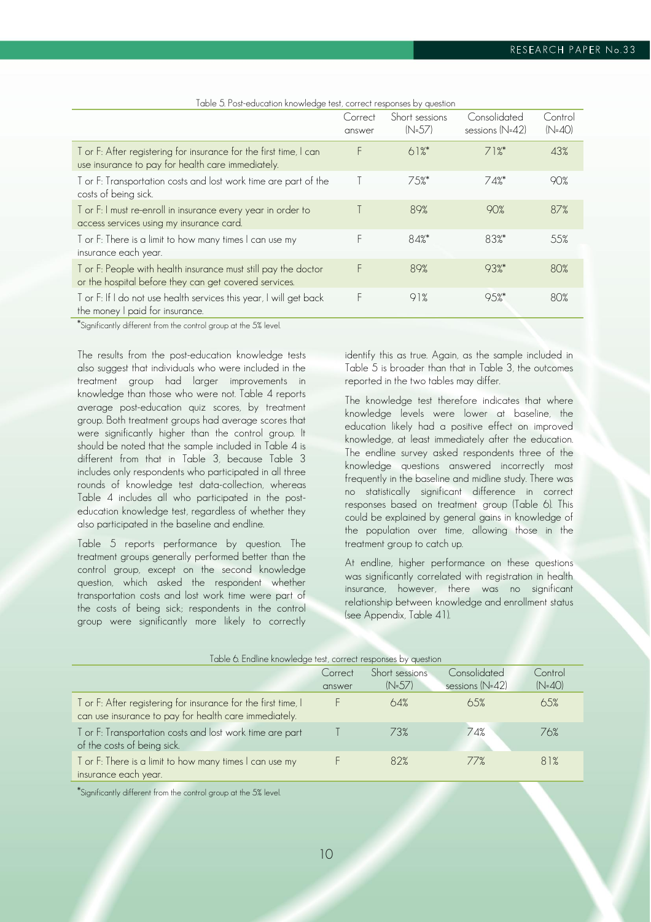Table 5. Post-education knowledge test, correct responses by question

| | Correct answer | Short sessions (N=57) | Consolidated sessions (N=42) | Control (N=40) |
|---|---|---|---|---|
| T or F: After registering for insurance for the first time, I can use insurance to pay for health care immediately. | F | 61%* | 71%* | 43% |
| T or F: Transportation costs and lost work time are part of the costs of being sick. | T | 75%* | 74%* | 90% |
| T or F: I must re-enroll in insurance every year in order to access services using my insurance card. | T | 89% | 90% | 87% |
| T or F: There is a limit to how many times I can use my insurance each year. | F | 84%* | 83%* | 55% |
| T or F: People with health insurance must still pay the doctor or the hospital before they can get covered services. | F | 89% | 93%* | 80% |
| T or F: If I do not use health services this year, I will get back the money I paid for insurance. | F | 91% | 95%* | 80% |

*Significantly different from the control group at the 5% level.

The results from the post-education knowledge tests also suggest that individuals who were included in the treatment group had larger improvements in knowledge than those who were not. Table 4 reports average post-education quiz scores, by treatment group. Both treatment groups had average scores that were significantly higher than the control group. It should be noted that the sample included in Table 4 is different from that in Table 3, because Table 3 includes only respondents who participated in all three rounds of knowledge test data-collection, whereas Table 4 includes all who participated in the post-education knowledge test, regardless of whether they also participated in the baseline and endline.

Table 5 reports performance by question. The treatment groups generally performed better than the control group, except on the second knowledge question, which asked the respondent whether transportation costs and lost work time were part of the costs of being sick; respondents in the control group were significantly more likely to correctly identify this as true. Again, as the sample included in Table 5 is broader than that in Table 3, the outcomes reported in the two tables may differ.

The knowledge test therefore indicates that where knowledge levels were lower at baseline, the education likely had a positive effect on improved knowledge, at least immediately after the education. The endline survey asked respondents three of the knowledge questions answered incorrectly most frequently in the baseline and midline study. There was no statistically significant difference in correct responses based on treatment group (Table 6). This could be explained by general gains in knowledge of the population over time, allowing those in the treatment group to catch up.

At endline, higher performance on these questions was significantly correlated with registration in health insurance, however, there was no significant relationship between knowledge and enrollment status (see Appendix, Table 41).

Table 6. Endline knowledge test, correct responses by question

| | Correct answer | Short sessions (N=57) | Consolidated sessions (N=42) | Control (N=40) |
|---|---|---|---|---|
| T or F: After registering for insurance for the first time, I can use insurance to pay for health care immediately. | F | 64% | 65% | 65% |
| T or F: Transportation costs and lost work time are part of the costs of being sick. | T | 73% | 74% | 76% |
| T or F: There is a limit to how many times I can use my insurance each year. | F | 82% | 77% | 81% |

*Significantly different from the control group at the 5% level.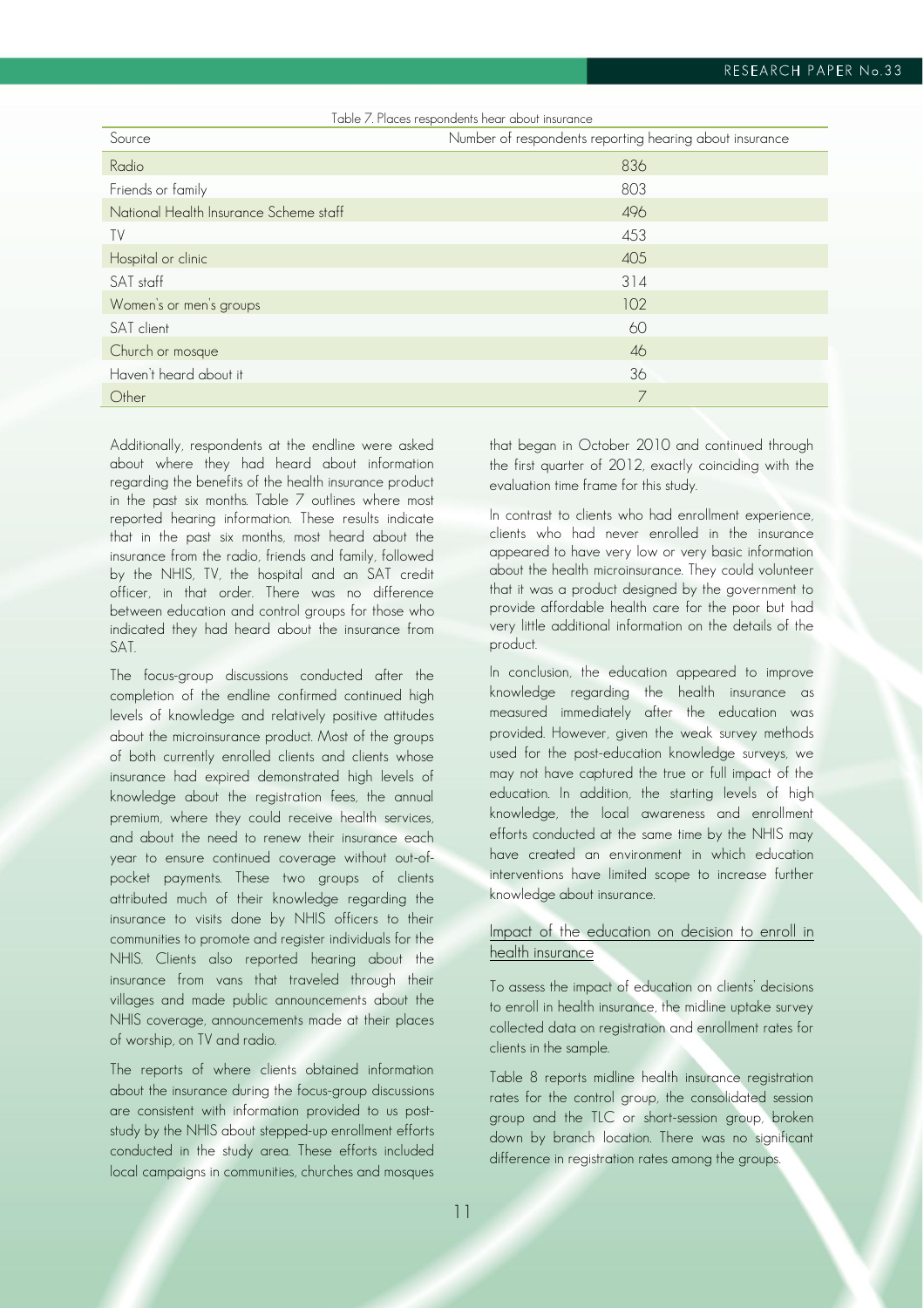Table 7. Places respondents hear about insurance

| Source | Number of respondents reporting hearing about insurance |
|---|---|
| Radio | 836 |
| Friends or family | 803 |
| National Health Insurance Scheme staff | 496 |
| TV | 453 |
| Hospital or clinic | 405 |
| SAT staff | 314 |
| Women's or men's groups | 102 |
| SAT client | 60 |
| Church or mosque | 46 |
| Haven't heard about it | 36 |
| Other | 7 |

Additionally, respondents at the endline were asked about where they had heard about information regarding the benefits of the health insurance product in the past six months. Table 7 outlines where most reported hearing information. These results indicate that in the past six months, most heard about the insurance from the radio, friends and family, followed by the NHIS, TV, the hospital and an SAT credit officer, in that order. There was no difference between education and control groups for those who indicated they had heard about the insurance from SAT.

The focus-group discussions conducted after the completion of the endline confirmed continued high levels of knowledge and relatively positive attitudes about the microinsurance product. Most of the groups of both currently enrolled clients and clients whose insurance had expired demonstrated high levels of knowledge about the registration fees, the annual premium, where they could receive health services, and about the need to renew their insurance each year to ensure continued coverage without out-of-pocket payments. These two groups of clients attributed much of their knowledge regarding the insurance to visits done by NHIS officers to their communities to promote and register individuals for the NHIS. Clients also reported hearing about the insurance from vans that traveled through their villages and made public announcements about the NHIS coverage, announcements made at their places of worship, on TV and radio.

The reports of where clients obtained information about the insurance during the focus-group discussions are consistent with information provided to us post-study by the NHIS about stepped-up enrollment efforts conducted in the study area. These efforts included local campaigns in communities, churches and mosques that began in October 2010 and continued through the first quarter of 2012, exactly coinciding with the evaluation time frame for this study.

In contrast to clients who had enrollment experience, clients who had never enrolled in the insurance appeared to have very low or very basic information about the health microinsurance. They could volunteer that it was a product designed by the government to provide affordable health care for the poor but had very little additional information on the details of the product.

In conclusion, the education appeared to improve knowledge regarding the health insurance as measured immediately after the education was provided. However, given the weak survey methods used for the post-education knowledge surveys, we may not have captured the true or full impact of the education. In addition, the starting levels of high knowledge, the local awareness and enrollment efforts conducted at the same time by the NHIS may have created an environment in which education interventions have limited scope to increase further knowledge about insurance.

## Impact of the education on decision to enroll in health insurance

To assess the impact of education on clients' decisions to enroll in health insurance, the midline uptake survey collected data on registration and enrollment rates for clients in the sample.

Table 8 reports midline health insurance registration rates for the control group, the consolidated session group and the TLC or short-session group, broken down by branch location. There was no significant difference in registration rates among the groups.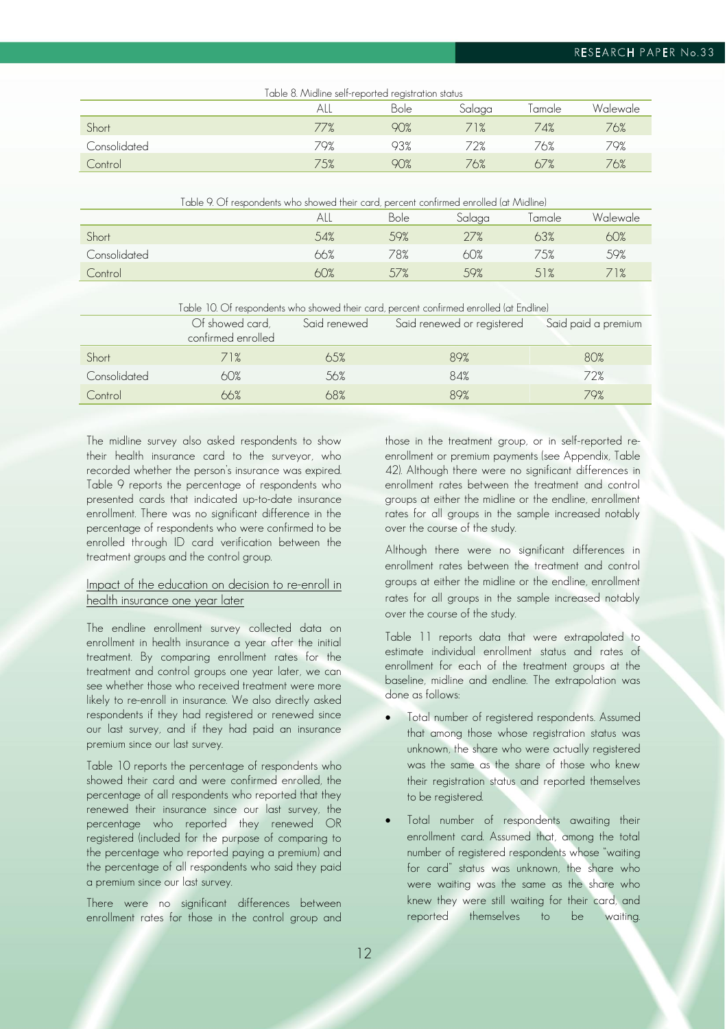Table 8. Midline self-reported registration status

| | ALL | Bole | Salaga | Tamale | Walewale |
|---|---|---|---|---|---|
| Short | 77% | 90% | 71% | 74% | 76% |
| Consolidated | 79% | 93% | 72% | 76% | 79% |
| Control | 75% | 90% | 76% | 67% | 76% |

Table 9. Of respondents who showed their card, percent confirmed enrolled (at Midline)

| | ALL | Bole | Salaga | Tamale | Walewale |
|---|---|---|---|---|---|
| Short | 54% | 59% | 27% | 63% | 60% |
| Consolidated | 66% | 78% | 60% | 75% | 59% |
| Control | 60% | 57% | 59% | 51% | 71% |

Table 10. Of respondents who showed their card, percent confirmed enrolled (at Endline)

| | Of showed card, confirmed enrolled | Said renewed | Said renewed or registered | Said paid a premium |
|---|---|---|---|---|
| Short | 71% | 65% | 89% | 80% |
| Consolidated | 60% | 56% | 84% | 72% |
| Control | 66% | 68% | 89% | 79% |

The midline survey also asked respondents to show their health insurance card to the surveyor, who recorded whether the person's insurance was expired. Table 9 reports the percentage of respondents who presented cards that indicated up-to-date insurance enrollment. There was no significant difference in the percentage of respondents who were confirmed to be enrolled through ID card verification between the treatment groups and the control group.

## Impact of the education on decision to re-enroll in health insurance one year later

The endline enrollment survey collected data on enrollment in health insurance a year after the initial treatment. By comparing enrollment rates for the treatment and control groups one year later, we can see whether those who received treatment were more likely to re-enroll in insurance. We also directly asked respondents if they had registered or renewed since our last survey, and if they had paid an insurance premium since our last survey.

Table 10 reports the percentage of respondents who showed their card and were confirmed enrolled, the percentage of all respondents who reported that they renewed their insurance since our last survey, the percentage who reported they renewed OR registered (included for the purpose of comparing to the percentage who reported paying a premium) and the percentage of all respondents who said they paid a premium since our last survey.

There were no significant differences between enrollment rates for those in the control group and those in the treatment group, or in self-reported re-enrollment or premium payments (see Appendix, Table 42). Although there were no significant differences in enrollment rates between the treatment and control groups at either the midline or the endline, enrollment rates for all groups in the sample increased notably over the course of the study.

Although there were no significant differences in enrollment rates between the treatment and control groups at either the midline or the endline, enrollment rates for all groups in the sample increased notably over the course of the study.

Table 11 reports data that were extrapolated to estimate individual enrollment status and rates of enrollment for each of the treatment groups at the baseline, midline and endline. The extrapolation was done as follows:

- Total number of registered respondents. Assumed that among those whose registration status was unknown, the share who were actually registered was the same as the share of those who knew their registration status and reported themselves to be registered.
- Total number of respondents awaiting their enrollment card. Assumed that, among the total number of registered respondents whose "waiting for card" status was unknown, the share who were waiting was the same as the share who knew they were still waiting for their card, and reported themselves to be waiting.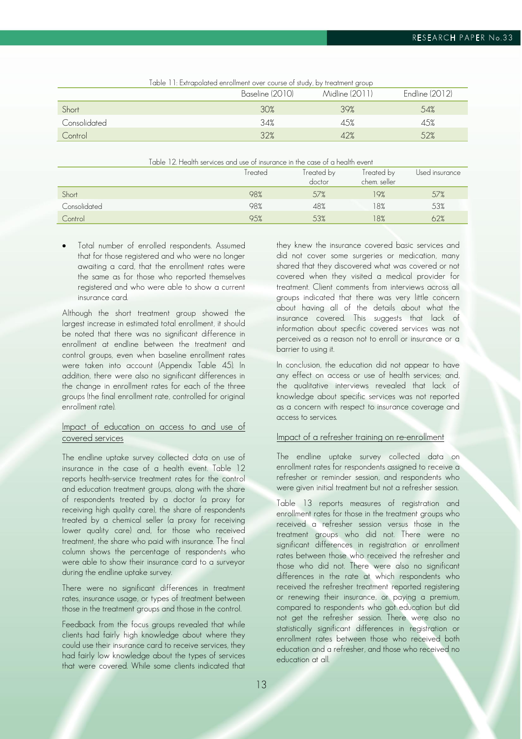Table 11: Extrapolated enrollment over course of study, by treatment group

| | Baseline (2010) | Midline (2011) | Endline (2012) |
|---|---|---|---|
| Short | 30% | 39% | 54% |
| Consolidated | 34% | 45% | 45% |
| Control | 32% | 42% | 52% |

Table 12. Health services and use of insurance in the case of a health event

| | Treated | Treated by doctor | Treated by chem. seller | Used insurance |
|---|---|---|---|---|
| Short | 98% | 57% | 19% | 57% |
| Consolidated | 98% | 48% | 18% | 53% |
| Control | 95% | 53% | 18% | 62% |

- Total number of enrolled respondents. Assumed that for those registered and who were no longer awaiting a card, that the enrollment rates were the same as for those who reported themselves registered and who were able to show a current insurance card.

Although the short treatment group showed the largest increase in estimated total enrollment, it should be noted that there was no significant difference in enrollment at endline between the treatment and control groups, even when baseline enrollment rates were taken into account (Appendix Table 45). In addition, there were also no significant differences in the change in enrollment rates for each of the three groups (the final enrollment rate, controlled for original enrollment rate).

## Impact of education on access to and use of covered services

The endline uptake survey collected data on use of insurance in the case of a health event. Table 12 reports health-service treatment rates for the control and education treatment groups, along with the share of respondents treated by a doctor (a proxy for receiving high quality care), the share of respondents treated by a chemical seller (a proxy for receiving lower quality care) and, for those who received treatment, the share who paid with insurance. The final column shows the percentage of respondents who were able to show their insurance card to a surveyor during the endline uptake survey.

There were no significant differences in treatment rates, insurance usage, or types of treatment between those in the treatment groups and those in the control.

Feedback from the focus groups revealed that while clients had fairly high knowledge about where they could use their insurance card to receive services, they had fairly low knowledge about the types of services that were covered. While some clients indicated that they knew the insurance covered basic services and did not cover some surgeries or medication, many shared that they discovered what was covered or not covered when they visited a medical provider for treatment. Client comments from interviews across all groups indicated that there was very little concern about having all of the details about what the insurance covered. This suggests that lack of information about specific covered services was not perceived as a reason not to enroll or insurance or a barrier to using it.

In conclusion, the education did not appear to have any effect on access or use of health services; and, the qualitative interviews revealed that lack of knowledge about specific services was not reported as a concern with respect to insurance coverage and access to services.

## Impact of a refresher training on re-enrollment

The endline uptake survey collected data on enrollment rates for respondents assigned to receive a refresher or reminder session, and respondents who were given initial treatment but not a refresher session.

Table 13 reports measures of registration and enrollment rates for those in the treatment groups who received a refresher session versus those in the treatment groups who did not. There were no significant differences in registration or enrollment rates between those who received the refresher and those who did not. There were also no significant differences in the rate at which respondents who received the refresher treatment reported registering or renewing their insurance, or paying a premium, compared to respondents who got education but did not get the refresher session. There were also no statistically significant differences in registration or enrollment rates between those who received both education and a refresher, and those who received no education at all.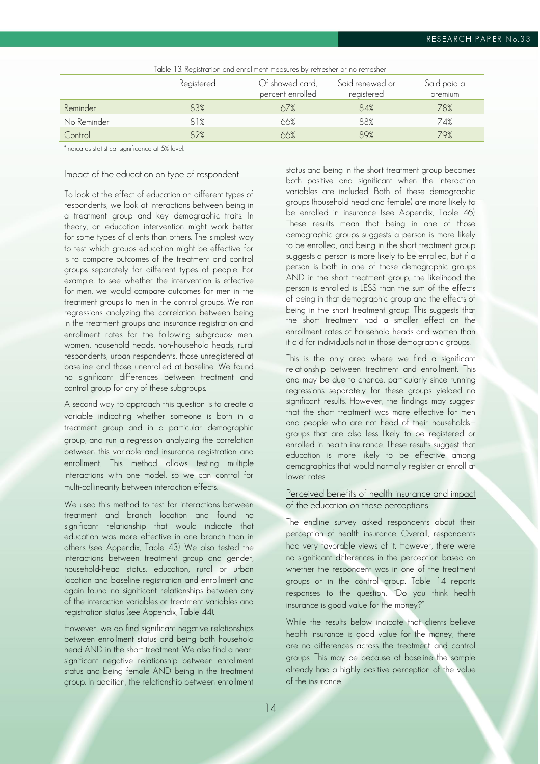Table 13. Registration and enrollment measures by refresher or no refresher

| | Registered | Of showed card, percent enrolled | Said renewed or registered | Said paid a premium |
|---|---|---|---|---|
| Reminder | 83% | 67% | 84% | 78% |
| No Reminder | 81% | 66% | 88% | 74% |
| Control | 82% | 66% | 89% | 79% |

*Indicates statistical significance at 5% level.

## Impact of the education on type of respondent

To look at the effect of education on different types of respondents, we look at interactions between being in a treatment group and key demographic traits. In theory, an education intervention might work better for some types of clients than others. The simplest way to test which groups education might be effective for is to compare outcomes of the treatment and control groups separately for different types of people. For example, to see whether the intervention is effective for men, we would compare outcomes for men in the treatment groups to men in the control groups. We ran regressions analyzing the correlation between being in the treatment groups and insurance registration and enrollment rates for the following subgroups: men, women, household heads, non-household heads, rural respondents, urban respondents, those unregistered at baseline and those unenrolled at baseline. We found no significant differences between treatment and control group for any of these subgroups.

A second way to approach this question is to create a variable indicating whether someone is both in a treatment group and in a particular demographic group, and run a regression analyzing the correlation between this variable and insurance registration and enrollment. This method allows testing multiple interactions with one model, so we can control for multi-collinearity between interaction effects.

We used this method to test for interactions between treatment and branch location and found no significant relationship that would indicate that education was more effective in one branch than in others (see Appendix, Table 43). We also tested the interactions between treatment group and gender, household-head status, education, rural or urban location and baseline registration and enrollment and again found no significant relationships between any of the interaction variables or treatment variables and registration status (see Appendix, Table 44).

However, we do find significant negative relationships between enrollment status and being both household head AND in the short treatment. We also find a near-significant negative relationship between enrollment status and being female AND being in the treatment group. In addition, the relationship between enrollment status and being in the short treatment group becomes both positive and significant when the interaction variables are included. Both of these demographic groups (household head and female) are more likely to be enrolled in insurance (see Appendix, Table 46). These results mean that being in one of those demographic groups suggests a person is more likely to be enrolled, and being in the short treatment group suggests a person is more likely to be enrolled, but if a person is both in one of those demographic groups AND in the short treatment group, the likelihood the person is enrolled is LESS than the sum of the effects of being in that demographic group and the effects of being in the short treatment group. This suggests that the short treatment had a smaller effect on the enrollment rates of household heads and women than it did for individuals not in those demographic groups.

This is the only area where we find a significant relationship between treatment and enrollment. This and may be due to chance, particularly since running regressions separately for these groups yielded no significant results. However, the findings may suggest that the short treatment was more effective for men and people who are not head of their households—groups that are also less likely to be registered or enrolled in health insurance. These results suggest that education is more likely to be effective among demographics that would normally register or enroll at lower rates.

## Perceived benefits of health insurance and impact of the education on these perceptions

The endline survey asked respondents about their perception of health insurance. Overall, respondents had very favorable views of it. However, there were no significant differences in the perception based on whether the respondent was in one of the treatment groups or in the control group. Table 14 reports responses to the question, "Do you think health insurance is good value for the money?"

While the results below indicate that clients believe health insurance is good value for the money, there are no differences across the treatment and control groups. This may be because at baseline the sample already had a highly positive perception of the value of the insurance.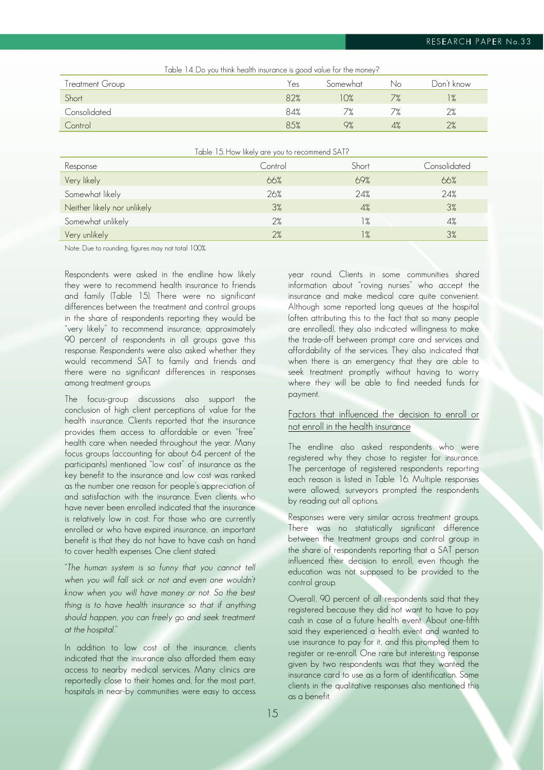Table 14. Do you think health insurance is good value for the money?

| Treatment Group | Yes | Somewhat | No | Don't know |
|---|---|---|---|---|
| Short | 82% | 10% | 7% | 1% |
| Consolidated | 84% | 7% | 7% | 2% |
| Control | 85% | 9% | 4% | 2% |

Table 15. How likely are you to recommend SAT?

| Response | Control | Short | Consolidated |
|---|---|---|---|
| Very likely | 66% | 69% | 66% |
| Somewhat likely | 26% | 24% | 24% |
| Neither likely nor unlikely | 3% | 4% | 3% |
| Somewhat unlikely | 2% | 1% | 4% |
| Very unlikely | 2% | 1% | 3% |

Note: Due to rounding, figures may not total 100%.

Respondents were asked in the endline how likely they were to recommend health insurance to friends and family (Table 15). There were no significant differences between the treatment and control groups in the share of respondents reporting they would be "very likely" to recommend insurance; approximately 90 percent of respondents in all groups gave this response. Respondents were also asked whether they would recommend SAT to family and friends and there were no significant differences in responses among treatment groups.

The focus-group discussions also support the conclusion of high client perceptions of value for the health insurance. Clients reported that the insurance provides them access to affordable or even "free" health care when needed throughout the year. Many focus groups (accounting for about 64 percent of the participants) mentioned "low cost" of insurance as the key benefit to the insurance and low cost was ranked as the number one reason for people's appreciation of and satisfaction with the insurance. Even clients who have never been enrolled indicated that the insurance is relatively low in cost. For those who are currently enrolled or who have expired insurance, an important benefit is that they do not have to have cash on hand to cover health expenses. One client stated:

"*The human system is so funny that you cannot tell when you will fall sick or not and even one wouldn't know when you will have money or not. So the best thing is to have health insurance so that if anything should happen, you can freely go and seek treatment at the hospital.*"

In addition to low cost of the insurance, clients indicated that the insurance also afforded them easy access to nearby medical services. Many clinics are reportedly close to their homes and, for the most part, hospitals in near-by communities were easy to access year round. Clients in some communities shared information about "roving nurses" who accept the insurance and make medical care quite convenient. Although some reported long queues at the hospital (often attributing this to the fact that so many people are enrolled), they also indicated willingness to make the trade-off between prompt care and services and affordability of the services. They also indicated that when there is an emergency that they are able to seek treatment promptly without having to worry where they will be able to find needed funds for payment.

### Factors that influenced the decision to enroll or not enroll in the health insurance

The endline also asked respondents who were registered why they chose to register for insurance. The percentage of registered respondents reporting each reason is listed in Table 16. Multiple responses were allowed; surveyors prompted the respondents by reading out all options.

Responses were very similar across treatment groups. There was no statistically significant difference between the treatment groups and control group in the share of respondents reporting that a SAT person influenced their decision to enroll, even though the education was not supposed to be provided to the control group.

Overall, 90 percent of all respondents said that they registered because they did not want to have to pay cash in case of a future health event. About one-fifth said they experienced a health event and wanted to use insurance to pay for it, and this prompted them to register or re-enroll. One rare but interesting response given by two respondents was that they wanted the insurance card to use as a form of identification. Some clients in the qualitative responses also mentioned this as a benefit.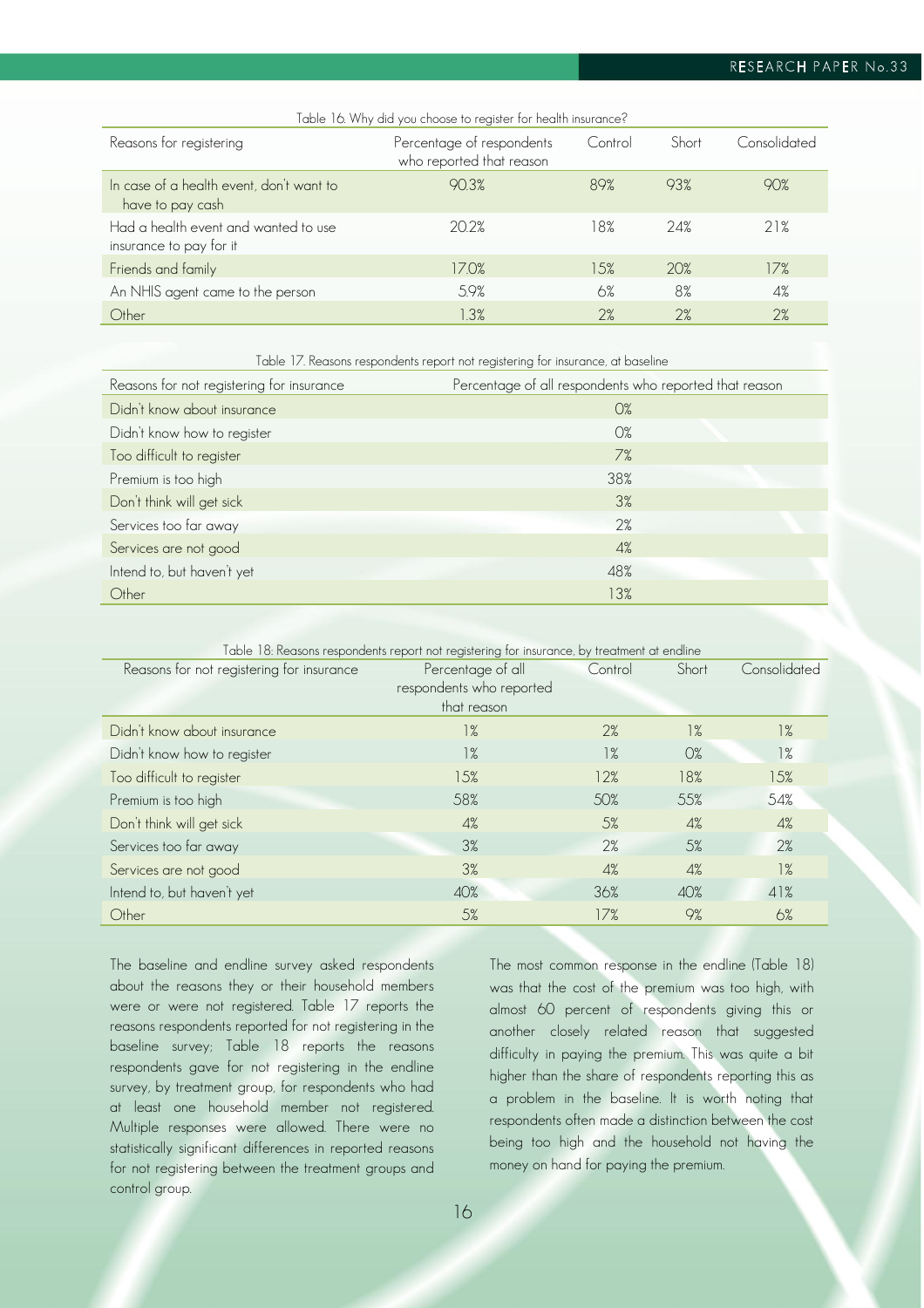Table 16. Why did you choose to register for health insurance?

| Reasons for registering | Percentage of respondents who reported that reason | Control | Short | Consolidated |
|---|---|---|---|---|
| In case of a health event, don't want to have to pay cash | 90.3% | 89% | 93% | 90% |
| Had a health event and wanted to use insurance to pay for it | 20.2% | 18% | 24% | 21% |
| Friends and family | 17.0% | 15% | 20% | 17% |
| An NHIS agent came to the person | 5.9% | 6% | 8% | 4% |
| Other | 1.3% | 2% | 2% | 2% |

Table 17. Reasons respondents report not registering for insurance, at baseline

| Reasons for not registering for insurance | Percentage of all respondents who reported that reason |
|---|---|
| Didn't know about insurance | 0% |
| Didn't know how to register | 0% |
| Too difficult to register | 7% |
| Premium is too high | 38% |
| Don't think will get sick | 3% |
| Services too far away | 2% |
| Services are not good | 4% |
| Intend to, but haven't yet | 48% |
| Other | 13% |

Table 18: Reasons respondents report not registering for insurance, by treatment at endline

| Reasons for not registering for insurance | Percentage of all respondents who reported that reason | Control | Short | Consolidated |
|---|---|---|---|---|
| Didn't know about insurance | 1% | 2% | 1% | 1% |
| Didn't know how to register | 1% | 1% | 0% | 1% |
| Too difficult to register | 15% | 12% | 18% | 15% |
| Premium is too high | 58% | 50% | 55% | 54% |
| Don't think will get sick | 4% | 5% | 4% | 4% |
| Services too far away | 3% | 2% | 5% | 2% |
| Services are not good | 3% | 4% | 4% | 1% |
| Intend to, but haven't yet | 40% | 36% | 40% | 41% |
| Other | 5% | 17% | 9% | 6% |

The baseline and endline survey asked respondents about the reasons they or their household members were or were not registered. Table 17 reports the reasons respondents reported for not registering in the baseline survey; Table 18 reports the reasons respondents gave for not registering in the endline survey, by treatment group, for respondents who had at least one household member not registered. Multiple responses were allowed. There were no statistically significant differences in reported reasons for not registering between the treatment groups and control group.

The most common response in the endline (Table 18) was that the cost of the premium was too high, with almost 60 percent of respondents giving this or another closely related reason that suggested difficulty in paying the premium. This was quite a bit higher than the share of respondents reporting this as a problem in the baseline. It is worth noting that respondents often made a distinction between the cost being too high and the household not having the money on hand for paying the premium.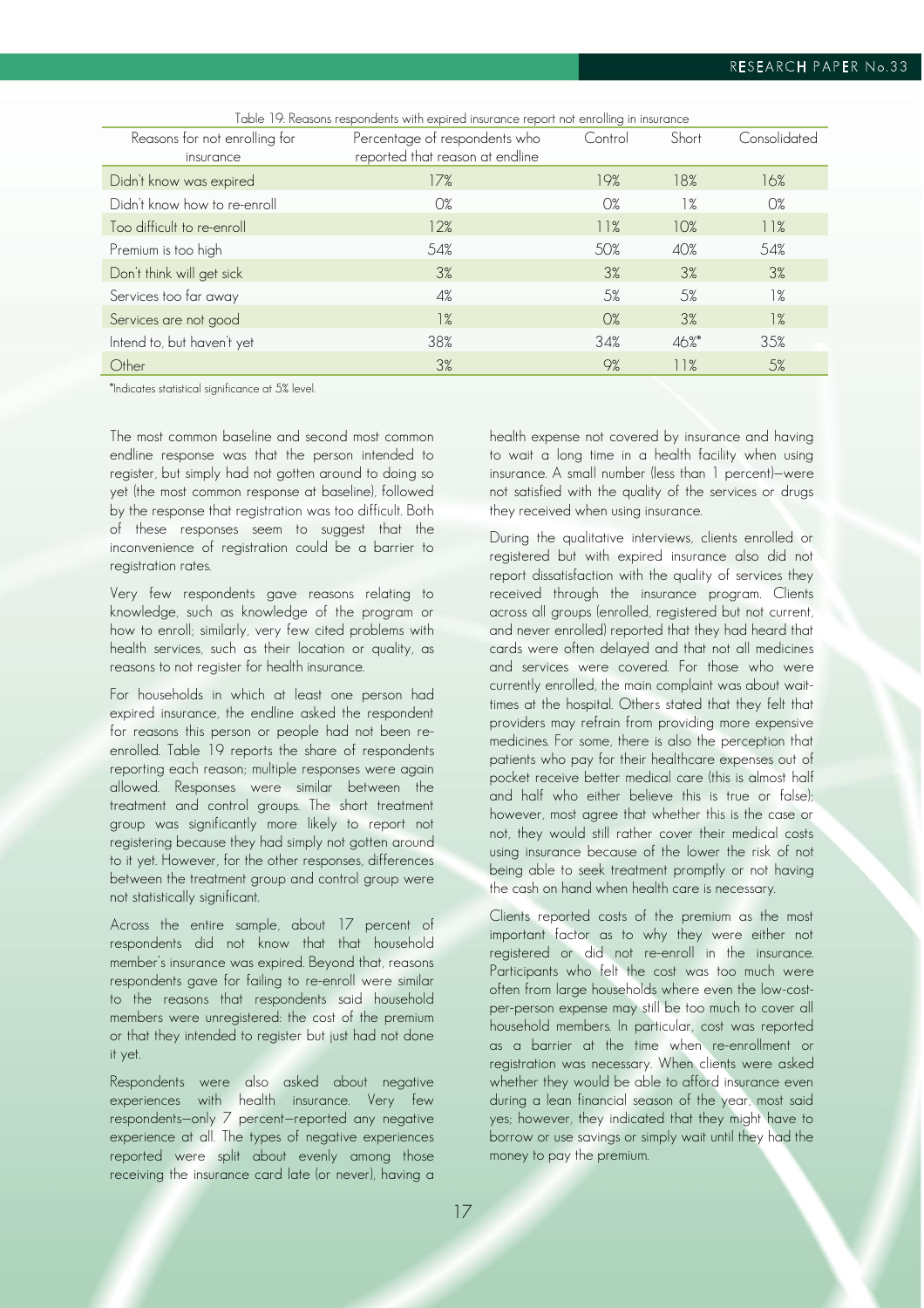Table 19: Reasons respondents with expired insurance report not enrolling in insurance

| Reasons for not enrolling for insurance | Percentage of respondents who reported that reason at endline | Control | Short | Consolidated |
|---|---|---|---|---|
| Didn't know was expired | 17% | 19% | 18% | 16% |
| Didn't know how to re-enroll | 0% | 0% | 1% | 0% |
| Too difficult to re-enroll | 12% | 11% | 10% | 11% |
| Premium is too high | 54% | 50% | 40% | 54% |
| Don't think will get sick | 3% | 3% | 3% | 3% |
| Services too far away | 4% | 5% | 5% | 1% |
| Services are not good | 1% | 0% | 3% | 1% |
| Intend to, but haven't yet | 38% | 34% | 46%* | 35% |
| Other | 3% | 9% | 11% | 5% |

*Indicates statistical significance at 5% level.

The most common baseline and second most common endline response was that the person intended to register, but simply had not gotten around to doing so yet (the most common response at baseline), followed by the response that registration was too difficult. Both of these responses seem to suggest that the inconvenience of registration could be a barrier to registration rates.

Very few respondents gave reasons relating to knowledge, such as knowledge of the program or how to enroll; similarly, very few cited problems with health services, such as their location or quality, as reasons to not register for health insurance.

For households in which at least one person had expired insurance, the endline asked the respondent for reasons this person or people had not been re-enrolled. Table 19 reports the share of respondents reporting each reason; multiple responses were again allowed. Responses were similar between the treatment and control groups. The short treatment group was significantly more likely to report not registering because they had simply not gotten around to it yet. However, for the other responses, differences between the treatment group and control group were not statistically significant.

Across the entire sample, about 17 percent of respondents did not know that that household member's insurance was expired. Beyond that, reasons respondents gave for failing to re-enroll were similar to the reasons that respondents said household members were unregistered: the cost of the premium or that they intended to register but just had not done it yet.

Respondents were also asked about negative experiences with health insurance. Very few respondents—only 7 percent—reported any negative experience at all. The types of negative experiences reported were split about evenly among those receiving the insurance card late (or never), having a health expense not covered by insurance and having to wait a long time in a health facility when using insurance. A small number (less than 1 percent)—were not satisfied with the quality of the services or drugs they received when using insurance.

During the qualitative interviews, clients enrolled or registered but with expired insurance also did not report dissatisfaction with the quality of services they received through the insurance program. Clients across all groups (enrolled, registered but not current, and never enrolled) reported that they had heard that cards were often delayed and that not all medicines and services were covered. For those who were currently enrolled, the main complaint was about wait-times at the hospital. Others stated that they felt that providers may refrain from providing more expensive medicines. For some, there is also the perception that patients who pay for their healthcare expenses out of pocket receive better medical care (this is almost half and half who either believe this is true or false); however, most agree that whether this is the case or not, they would still rather cover their medical costs using insurance because of the lower the risk of not being able to seek treatment promptly or not having the cash on hand when health care is necessary.

Clients reported costs of the premium as the most important factor as to why they were either not registered or did not re-enroll in the insurance. Participants who felt the cost was too much were often from large households where even the low-cost-per-person expense may still be too much to cover all household members. In particular, cost was reported as a barrier at the time when re-enrollment or registration was necessary. When clients were asked whether they would be able to afford insurance even during a lean financial season of the year, most said yes; however, they indicated that they might have to borrow or use savings or simply wait until they had the money to pay the premium.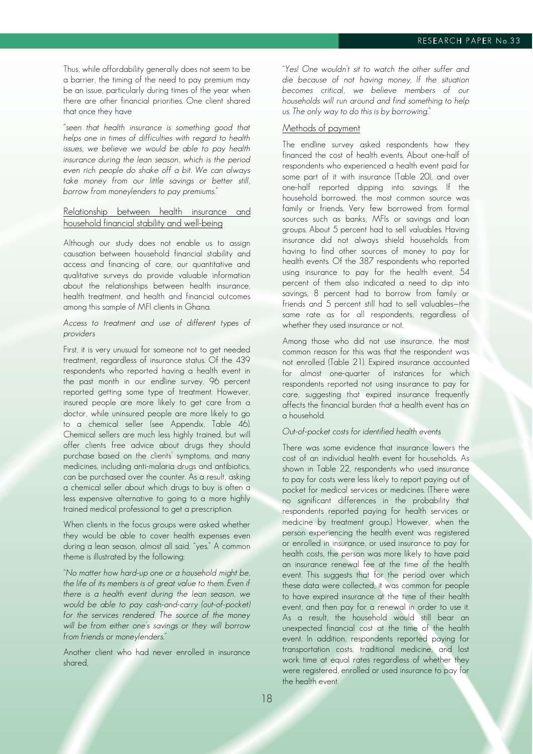Thus, while affordability generally does not seem to be a barrier, the timing of the need to pay premium may be an issue, particularly during times of the year when there are other financial priorities. One client shared that once they have

"*seen that health insurance is something good that helps one in times of difficulties with regard to health issues, we believe we would be able to pay health insurance during the lean season, which is the period even rich people do shake off a bit. We can always take money from our little savings or better still, borrow from moneylenders to pay premiums.*"

## Relationship between health insurance and household financial stability and well-being

Although our study does not enable us to assign causation between household financial stability and access and financing of care, our quantitative and qualitative surveys do provide valuable information about the relationships between health insurance, health treatment, and health and financial outcomes among this sample of MFI clients in Ghana.

### *Access to treatment and use of different types of providers*

First, it is very unusual for someone not to get needed treatment, regardless of insurance status. Of the 439 respondents who reported having a health event in the past month in our endline survey, 96 percent reported getting some type of treatment. However, insured people are more likely to get care from a doctor, while uninsured people are more likely to go to a chemical seller (see Appendix, Table 46). Chemical sellers are much less highly trained, but will offer clients free advice about drugs they should purchase based on the clients' symptoms, and many medicines, including anti-malaria drugs and antibiotics, can be purchased over the counter. As a result, asking a chemical seller about which drugs to buy is often a less expensive alternative to going to a more highly trained medical professional to get a prescription.

When clients in the focus groups were asked whether they would be able to cover health expenses even during a lean season, almost all said, "yes." A common theme is illustrated by the following:

"*No matter how hard-up one or a household might be, the life of its members is of great value to them. Even if there is a health event during the lean season, we would be able to pay cash-and-carry (out-of-pocket) for the services rendered. The source of the money will be from either one's savings or they will borrow from friends or moneylenders.*"

Another client who had never enrolled in insurance shared,

"*Yes! One wouldn't sit to watch the other suffer and die because of not having money. If the situation becomes critical, we believe members of our households will run around and find something to help us. The only way to do this is by borrowing.*"

## Methods of payment

The endline survey asked respondents how they financed the cost of health events. About one-half of respondents who experienced a health event paid for some part of it with insurance (Table 20), and over one-half reported dipping into savings. If the household borrowed, the most common source was family or friends. Very few borrowed from formal sources such as banks, MFIs or savings and loan groups. About 5 percent had to sell valuables. Having insurance did not always shield households from having to find other sources of money to pay for health events. Of the 387 respondents who reported using insurance to pay for the health event, 54 percent of them also indicated a need to dip into savings, 8 percent had to borrow from family or friends and 5 percent still had to sell valuables—the same rate as for all respondents, regardless of whether they used insurance or not.

Among those who did not use insurance, the most common reason for this was that the respondent was not enrolled (Table 21). Expired insurance accounted for almost one-quarter of instances for which respondents reported not using insurance to pay for care, suggesting that expired insurance frequently affects the financial burden that a health event has on a household.

### *Out-of-pocket costs for identified health events*

There was some evidence that insurance lowers the cost of an individual health event for households. As shown in Table 22, respondents who used insurance to pay for costs were less likely to report paying out of pocket for medical services or medicines. (There were no significant differences in the probability that respondents reported paying for health services or medicine by treatment group.) However, when the person experiencing the health event was registered or enrolled in insurance, or used insurance to pay for health costs, the person was more likely to have paid an insurance renewal fee at the time of the health event. This suggests that for the period over which these data were collected, it was common for people to have expired insurance at the time of their health event, and then pay for a renewal in order to use it. As a result, the household would still bear an unexpected financial cost at the time of the health event. In addition, respondents reported paying for transportation costs, traditional medicine, and lost work time at equal rates regardless of whether they were registered, enrolled or used insurance to pay for the health event.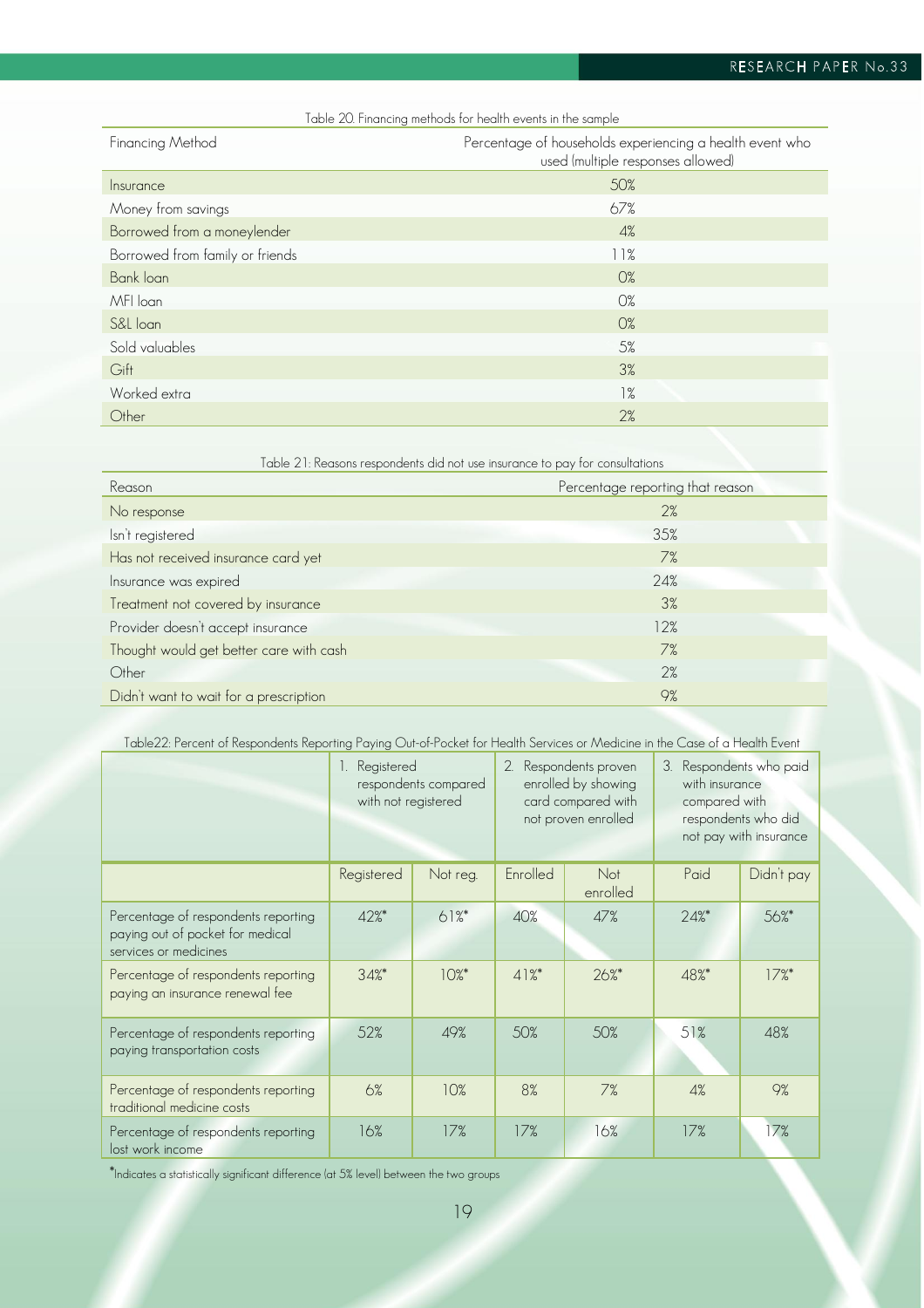Table 20. Financing methods for health events in the sample

| Financing Method | Percentage of households experiencing a health event who used (multiple responses allowed) |
| --- | --- |
| Insurance | 50% |
| Money from savings | 67% |
| Borrowed from a moneylender | 4% |
| Borrowed from family or friends | 11% |
| Bank loan | 0% |
| MFI loan | 0% |
| S&L loan | 0% |
| Sold valuables | 5% |
| Gift | 3% |
| Worked extra | 1% |
| Other | 2% |

Table 21: Reasons respondents did not use insurance to pay for consultations

| Reason | Percentage reporting that reason |
| --- | --- |
| No response | 2% |
| Isn't registered | 35% |
| Has not received insurance card yet | 7% |
| Insurance was expired | 24% |
| Treatment not covered by insurance | 3% |
| Provider doesn't accept insurance | 12% |
| Thought would get better care with cash | 7% |
| Other | 2% |
| Didn't want to wait for a prescription | 9% |

Table22: Percent of Respondents Reporting Paying Out-of-Pocket for Health Services or Medicine in the Case of a Health Event

| | 1. Registered respondents compared with not registered | | 2. Respondents proven enrolled by showing card compared with not proven enrolled | | 3. Respondents who paid with insurance compared with respondents who did not pay with insurance | |
| --- | --- | --- | --- | --- | --- | --- |
| | Registered | Not reg. | Enrolled | Not enrolled | Paid | Didn't pay |
| Percentage of respondents reporting paying out of pocket for medical services or medicines | 42%* | 61%* | 40% | 47% | 24%* | 56%* |
| Percentage of respondents reporting paying an insurance renewal fee | 34%* | 10%* | 41%* | 26%* | 48%* | 17%* |
| Percentage of respondents reporting paying transportation costs | 52% | 49% | 50% | 50% | 51% | 48% |
| Percentage of respondents reporting traditional medicine costs | 6% | 10% | 8% | 7% | 4% | 9% |
| Percentage of respondents reporting lost work income | 16% | 17% | 17% | 16% | 17% | 17% |

*Indicates a statistically significant difference (at 5% level) between the two groups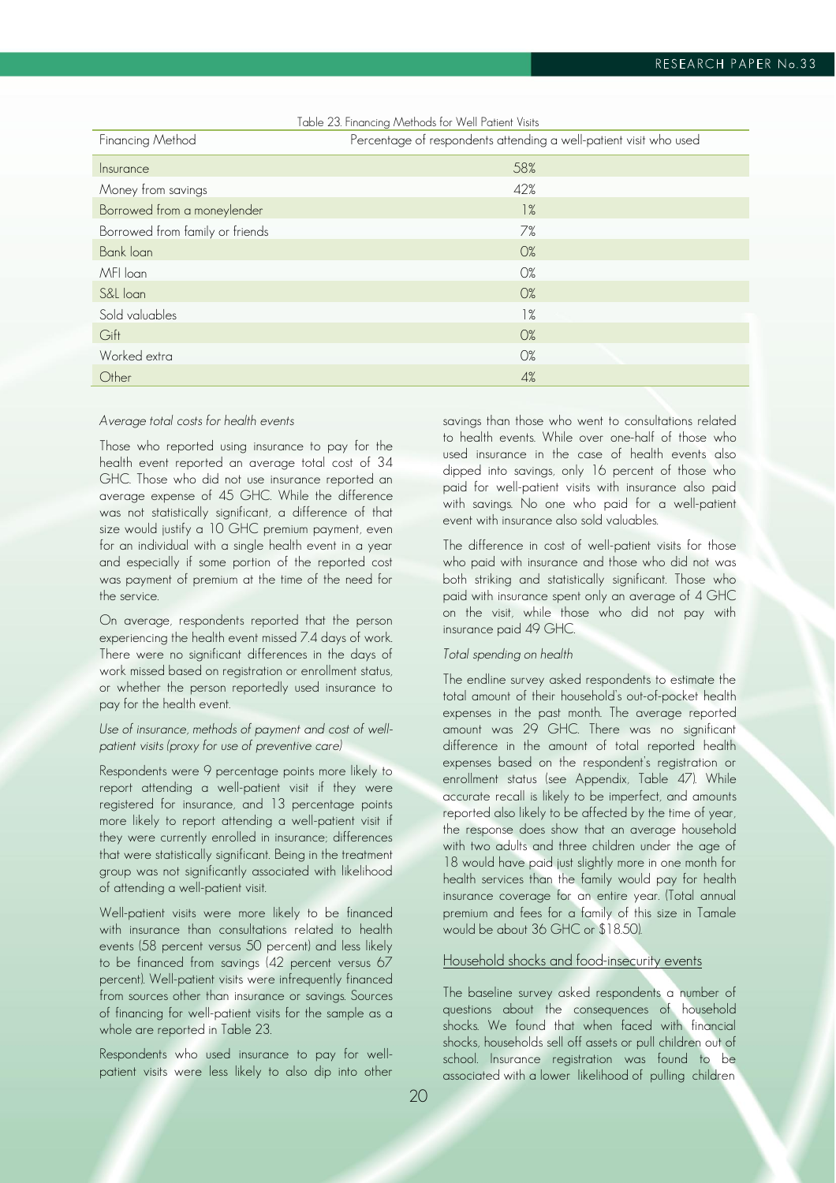Table 23. Financing Methods for Well Patient Visits

| Financing Method | Percentage of respondents attending a well-patient visit who used |
|---|---|
| Insurance | 58% |
| Money from savings | 42% |
| Borrowed from a moneylender | 1% |
| Borrowed from family or friends | 7% |
| Bank loan | 0% |
| MFI loan | 0% |
| S&L loan | 0% |
| Sold valuables | 1% |
| Gift | 0% |
| Worked extra | 0% |
| Other | 4% |

*Average total costs for health events*

Those who reported using insurance to pay for the health event reported an average total cost of 34 GHC. Those who did not use insurance reported an average expense of 45 GHC. While the difference was not statistically significant, a difference of that size would justify a 10 GHC premium payment, even for an individual with a single health event in a year and especially if some portion of the reported cost was payment of premium at the time of the need for the service.

On average, respondents reported that the person experiencing the health event missed 7.4 days of work. There were no significant differences in the days of work missed based on registration or enrollment status, or whether the person reportedly used insurance to pay for the health event.

*Use of insurance, methods of payment and cost of well-patient visits (proxy for use of preventive care)*

Respondents were 9 percentage points more likely to report attending a well-patient visit if they were registered for insurance, and 13 percentage points more likely to report attending a well-patient visit if they were currently enrolled in insurance; differences that were statistically significant. Being in the treatment group was not significantly associated with likelihood of attending a well-patient visit.

Well-patient visits were more likely to be financed with insurance than consultations related to health events (58 percent versus 50 percent) and less likely to be financed from savings (42 percent versus 67 percent). Well-patient visits were infrequently financed from sources other than insurance or savings. Sources of financing for well-patient visits for the sample as a whole are reported in Table 23.

Respondents who used insurance to pay for well-patient visits were less likely to also dip into other savings than those who went to consultations related to health events. While over one-half of those who used insurance in the case of health events also dipped into savings, only 16 percent of those who paid for well-patient visits with insurance also paid with savings. No one who paid for a well-patient event with insurance also sold valuables.

The difference in cost of well-patient visits for those who paid with insurance and those who did not was both striking and statistically significant. Those who paid with insurance spent only an average of 4 GHC on the visit, while those who did not pay with insurance paid 49 GHC.

*Total spending on health*

The endline survey asked respondents to estimate the total amount of their household's out-of-pocket health expenses in the past month. The average reported amount was 29 GHC. There was no significant difference in the amount of total reported health expenses based on the respondent's registration or enrollment status (see Appendix, Table 47). While accurate recall is likely to be imperfect, and amounts reported also likely to be affected by the time of year, the response does show that an average household with two adults and three children under the age of 18 would have paid just slightly more in one month for health services than the family would pay for health insurance coverage for an entire year. (Total annual premium and fees for a family of this size in Tamale would be about 36 GHC or $18.50).

## Household shocks and food-insecurity events

The baseline survey asked respondents a number of questions about the consequences of household shocks. We found that when faced with financial shocks, households sell off assets or pull children out of school. Insurance registration was found to be associated with a lower likelihood of pulling children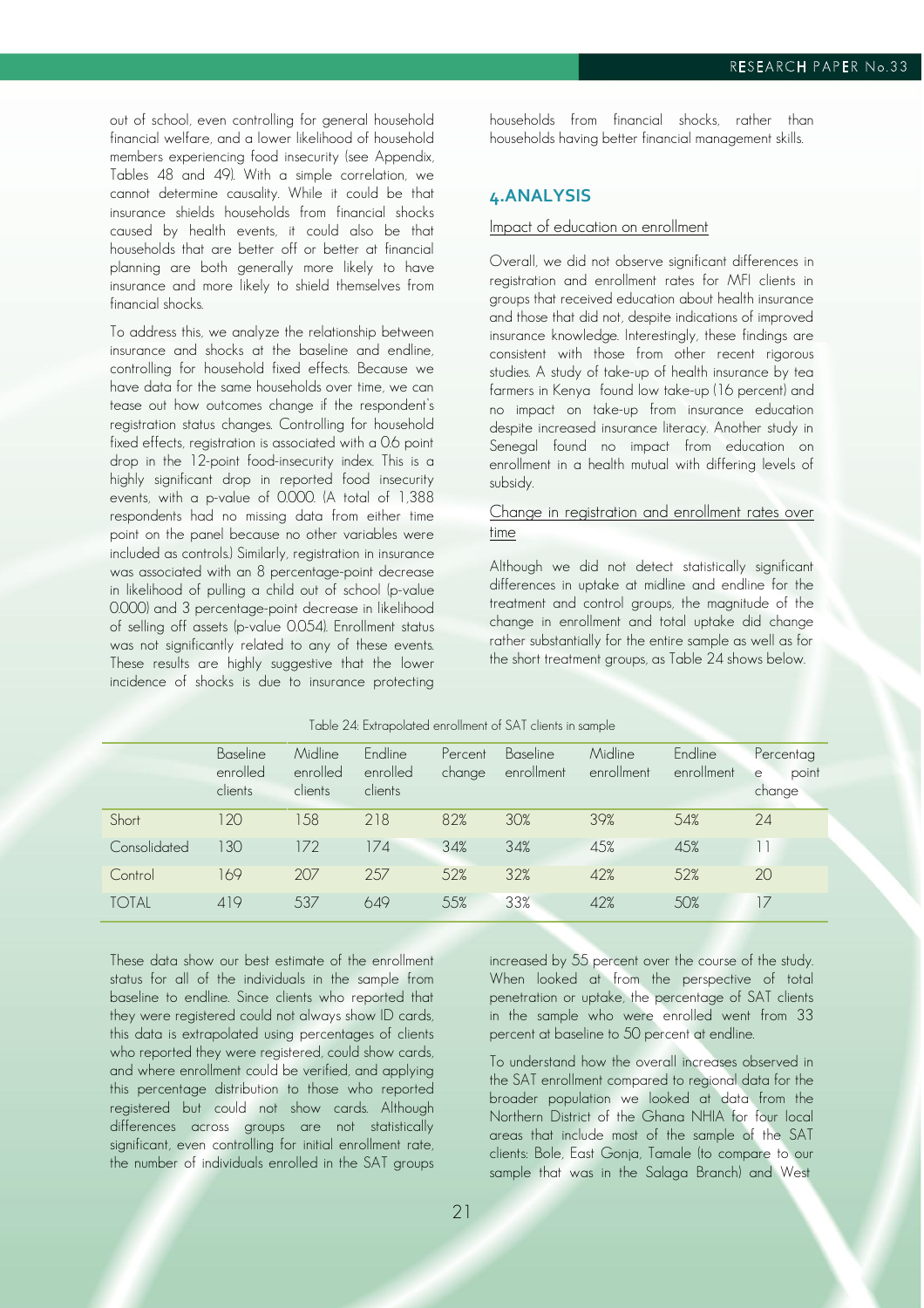out of school, even controlling for general household financial welfare, and a lower likelihood of household members experiencing food insecurity (see Appendix, Tables 48 and 49). With a simple correlation, we cannot determine causality. While it could be that insurance shields households from financial shocks caused by health events, it could also be that households that are better off or better at financial planning are both generally more likely to have insurance and more likely to shield themselves from financial shocks.

To address this, we analyze the relationship between insurance and shocks at the baseline and endline, controlling for household fixed effects. Because we have data for the same households over time, we can tease out how outcomes change if the respondent's registration status changes. Controlling for household fixed effects, registration is associated with a 0.6 point drop in the 12-point food-insecurity index. This is a highly significant drop in reported food insecurity events, with a p-value of 0.000. (A total of 1,388 respondents had no missing data from either time point on the panel because no other variables were included as controls.) Similarly, registration in insurance was associated with an 8 percentage-point decrease in likelihood of pulling a child out of school (p-value 0.000) and 3 percentage-point decrease in likelihood of selling off assets (p-value 0.054). Enrollment status was not significantly related to any of these events. These results are highly suggestive that the lower incidence of shocks is due to insurance protecting households from financial shocks, rather than households having better financial management skills.

## 4. ANALYSIS

Impact of education on enrollment

Overall, we did not observe significant differences in registration and enrollment rates for MFI clients in groups that received education about health insurance and those that did not, despite indications of improved insurance knowledge. Interestingly, these findings are consistent with those from other recent rigorous studies. A study of take-up of health insurance by tea farmers in Kenya found low take-up (16 percent) and no impact on take-up from insurance education despite increased insurance literacy. Another study in Senegal found no impact from education on enrollment in a health mutual with differing levels of subsidy.

Change in registration and enrollment rates over time

Although we did not detect statistically significant differences in uptake at midline and endline for the treatment and control groups, the magnitude of the change in enrollment and total uptake did change rather substantially for the entire sample as well as for the short treatment groups, as Table 24 shows below.

Table 24: Extrapolated enrollment of SAT clients in sample

| | Baseline enrolled clients | Midline enrolled clients | Endline enrolled clients | Percent change | Baseline enrollment | Midline enrollment | Endline enrollment | Percentage point change |
|---|---|---|---|---|---|---|---|---|
| Short | 120 | 158 | 218 | 82% | 30% | 39% | 54% | 24 |
| Consolidated | 130 | 172 | 174 | 34% | 34% | 45% | 45% | 11 |
| Control | 169 | 207 | 257 | 52% | 32% | 42% | 52% | 20 |
| TOTAL | 419 | 537 | 649 | 55% | 33% | 42% | 50% | 17 |

These data show our best estimate of the enrollment status for all of the individuals in the sample from baseline to endline. Since clients who reported that they were registered could not always show ID cards, this data is extrapolated using percentages of clients who reported they were registered, could show cards, and where enrollment could be verified, and applying this percentage distribution to those who reported registered but could not show cards. Although differences across groups are not statistically significant, even controlling for initial enrollment rate, the number of individuals enrolled in the SAT groups increased by 55 percent over the course of the study. When looked at from the perspective of total penetration or uptake, the percentage of SAT clients in the sample who were enrolled went from 33 percent at baseline to 50 percent at endline.

To understand how the overall increases observed in the SAT enrollment compared to regional data for the broader population we looked at data from the Northern District of the Ghana NHIA for four local areas that include most of the sample of the SAT clients: Bole, East Gonja, Tamale (to compare to our sample that was in the Salaga Branch) and West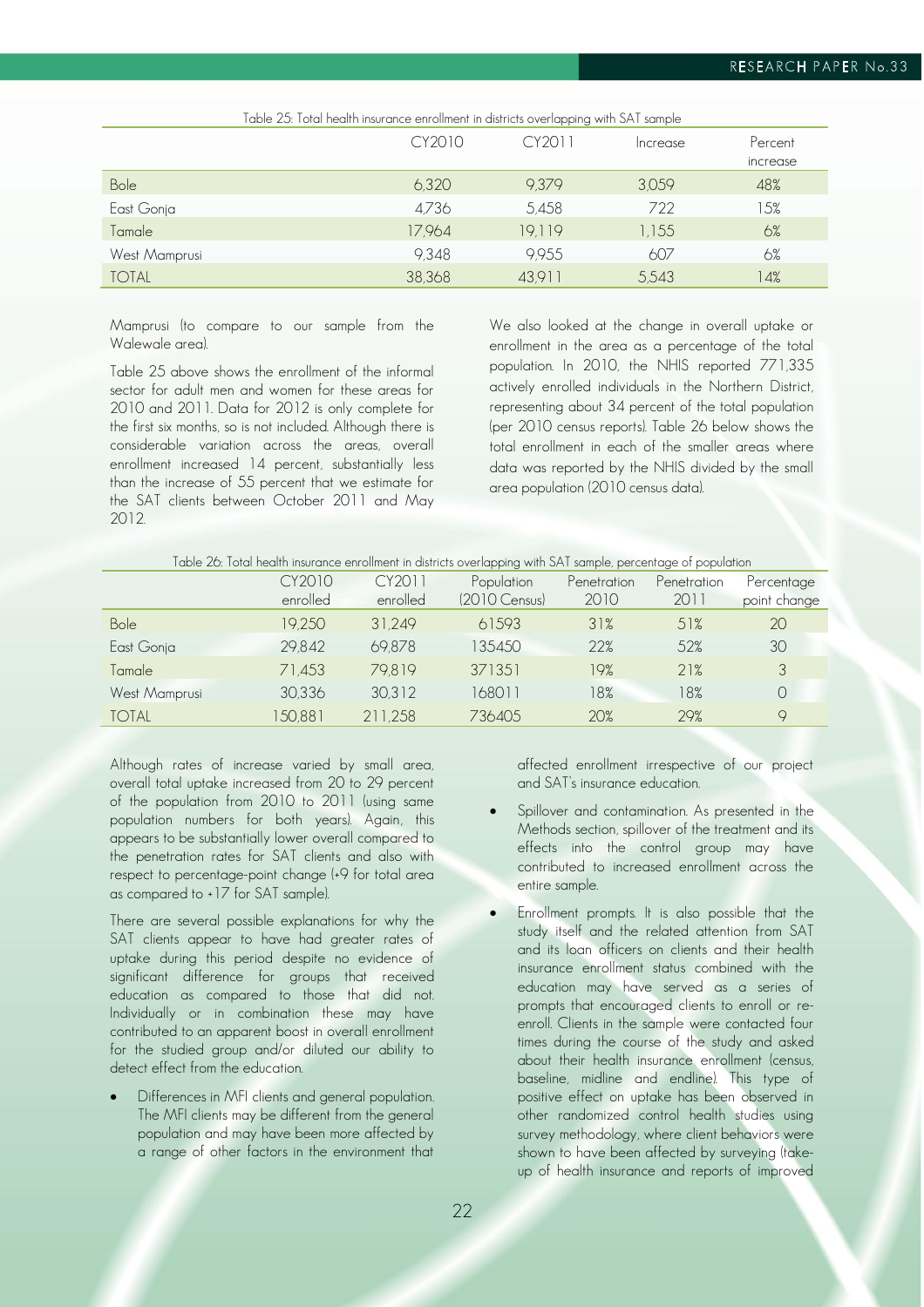Table 25: Total health insurance enrollment in districts overlapping with SAT sample

| | CY2010 | CY2011 | Increase | Percent increase |
|---|---|---|---|---|
| Bole | 6,320 | 9,379 | 3,059 | 48% |
| East Gonja | 4,736 | 5,458 | 722 | 15% |
| Tamale | 17,964 | 19,119 | 1,155 | 6% |
| West Mamprusi | 9,348 | 9,955 | 607 | 6% |
| TOTAL | 38,368 | 43,911 | 5,543 | 14% |

Mamprusi (to compare to our sample from the Walewale area).

Table 25 above shows the enrollment of the informal sector for adult men and women for these areas for 2010 and 2011. Data for 2012 is only complete for the first six months, so is not included. Although there is considerable variation across the areas, overall enrollment increased 14 percent, substantially less than the increase of 55 percent that we estimate for the SAT clients between October 2011 and May 2012.

We also looked at the change in overall uptake or enrollment in the area as a percentage of the total population. In 2010, the NHIS reported 771,335 actively enrolled individuals in the Northern District, representing about 34 percent of the total population (per 2010 census reports). Table 26 below shows the total enrollment in each of the smaller areas where data was reported by the NHIS divided by the small area population (2010 census data).

Table 26: Total health insurance enrollment in districts overlapping with SAT sample, percentage of population

| | CY2010 enrolled | CY2011 enrolled | Population (2010 Census) | Penetration 2010 | Penetration 2011 | Percentage point change |
|---|---|---|---|---|---|---|
| Bole | 19,250 | 31,249 | 61593 | 31% | 51% | 20 |
| East Gonja | 29,842 | 69,878 | 135450 | 22% | 52% | 30 |
| Tamale | 71,453 | 79,819 | 371351 | 19% | 21% | 3 |
| West Mamprusi | 30,336 | 30,312 | 168011 | 18% | 18% | 0 |
| TOTAL | 150,881 | 211,258 | 736405 | 20% | 29% | 9 |

Although rates of increase varied by small area, overall total uptake increased from 20 to 29 percent of the population from 2010 to 2011 (using same population numbers for both years). Again, this appears to be substantially lower overall compared to the penetration rates for SAT clients and also with respect to percentage-point change (+9 for total area as compared to +17 for SAT sample).

There are several possible explanations for why the SAT clients appear to have had greater rates of uptake during this period despite no evidence of significant difference for groups that received education as compared to those that did not. Individually or in combination these may have contributed to an apparent boost in overall enrollment for the studied group and/or diluted our ability to detect effect from the education.

- Differences in MFI clients and general population. The MFI clients may be different from the general population and may have been more affected by a range of other factors in the environment that affected enrollment irrespective of our project and SAT's insurance education.
- Spillover and contamination. As presented in the Methods section, spillover of the treatment and its effects into the control group may have contributed to increased enrollment across the entire sample.
- Enrollment prompts. It is also possible that the study itself and the related attention from SAT and its loan officers on clients and their health insurance enrollment status combined with the education may have served as a series of prompts that encouraged clients to enroll or re-enroll. Clients in the sample were contacted four times during the course of the study and asked about their health insurance enrollment (census, baseline, midline and endline). This type of positive effect on uptake has been observed in other randomized control health studies using survey methodology, where client behaviors were shown to have been affected by surveying (take-up of health insurance and reports of improved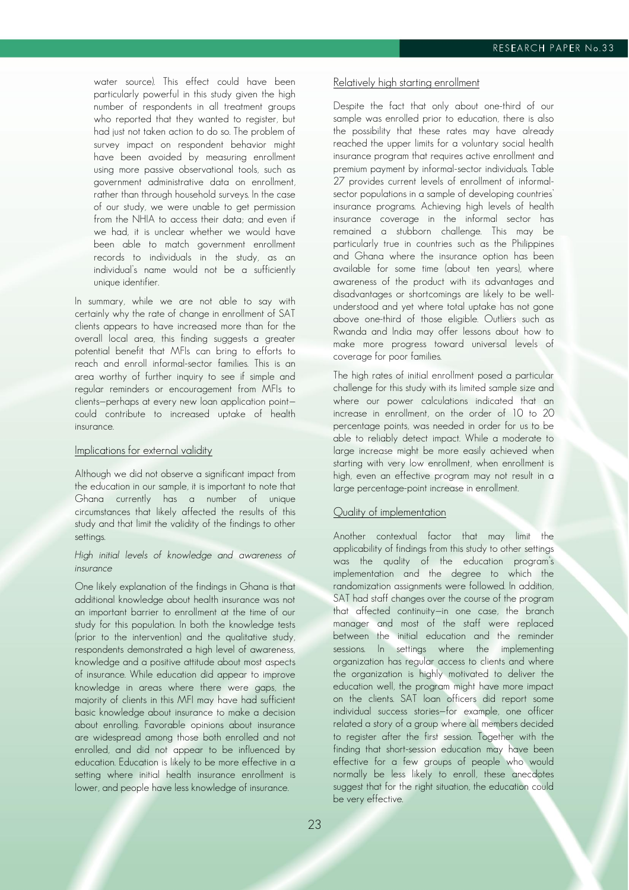water source). This effect could have been particularly powerful in this study given the high number of respondents in all treatment groups who reported that they wanted to register, but had just not taken action to do so. The problem of survey impact on respondent behavior might have been avoided by measuring enrollment using more passive observational tools, such as government administrative data on enrollment, rather than through household surveys. In the case of our study, we were unable to get permission from the NHIA to access their data; and even if we had, it is unclear whether we would have been able to match government enrollment records to individuals in the study, as an individual's name would not be a sufficiently unique identifier.

In summary, while we are not able to say with certainly why the rate of change in enrollment of SAT clients appears to have increased more than for the overall local area, this finding suggests a greater potential benefit that MFIs can bring to efforts to reach and enroll informal-sector families. This is an area worthy of further inquiry to see if simple and regular reminders or encouragement from MFIs to clients—perhaps at every new loan application point—could contribute to increased uptake of health insurance.

## Implications for external validity

Although we did not observe a significant impact from the education in our sample, it is important to note that Ghana currently has a number of unique circumstances that likely affected the results of this study and that limit the validity of the findings to other settings.

### *High initial levels of knowledge and awareness of insurance*

One likely explanation of the findings in Ghana is that additional knowledge about health insurance was not an important barrier to enrollment at the time of our study for this population. In both the knowledge tests (prior to the intervention) and the qualitative study, respondents demonstrated a high level of awareness, knowledge and a positive attitude about most aspects of insurance. While education did appear to improve knowledge in areas where there were gaps, the majority of clients in this MFI may have had sufficient basic knowledge about insurance to make a decision about enrolling. Favorable opinions about insurance are widespread among those both enrolled and not enrolled, and did not appear to be influenced by education. Education is likely to be more effective in a setting where initial health insurance enrollment is lower, and people have less knowledge of insurance.

### Relatively high starting enrollment

Despite the fact that only about one-third of our sample was enrolled prior to education, there is also the possibility that these rates may have already reached the upper limits for a voluntary social health insurance program that requires active enrollment and premium payment by informal-sector individuals. Table 27 provides current levels of enrollment of informal-sector populations in a sample of developing countries' insurance programs. Achieving high levels of health insurance coverage in the informal sector has remained a stubborn challenge. This may be particularly true in countries such as the Philippines and Ghana where the insurance option has been available for some time (about ten years), where awareness of the product with its advantages and disadvantages or shortcomings are likely to be well-understood and yet where total uptake has not gone above one-third of those eligible. Outliers such as Rwanda and India may offer lessons about how to make more progress toward universal levels of coverage for poor families.

The high rates of initial enrollment posed a particular challenge for this study with its limited sample size and where our power calculations indicated that an increase in enrollment, on the order of 10 to 20 percentage points, was needed in order for us to be able to reliably detect impact. While a moderate to large increase might be more easily achieved when starting with very low enrollment, when enrollment is high, even an effective program may not result in a large percentage-point increase in enrollment.

### Quality of implementation

Another contextual factor that may limit the applicability of findings from this study to other settings was the quality of the education program's implementation and the degree to which the randomization assignments were followed. In addition, SAT had staff changes over the course of the program that affected continuity—in one case, the branch manager and most of the staff were replaced between the initial education and the reminder sessions. In settings where the implementing organization has regular access to clients and where the organization is highly motivated to deliver the education well, the program might have more impact on the clients. SAT loan officers did report some individual success stories—for example, one officer related a story of a group where all members decided to register after the first session. Together with the finding that short-session education may have been effective for a few groups of people who would normally be less likely to enroll, these anecdotes suggest that for the right situation, the education could be very effective.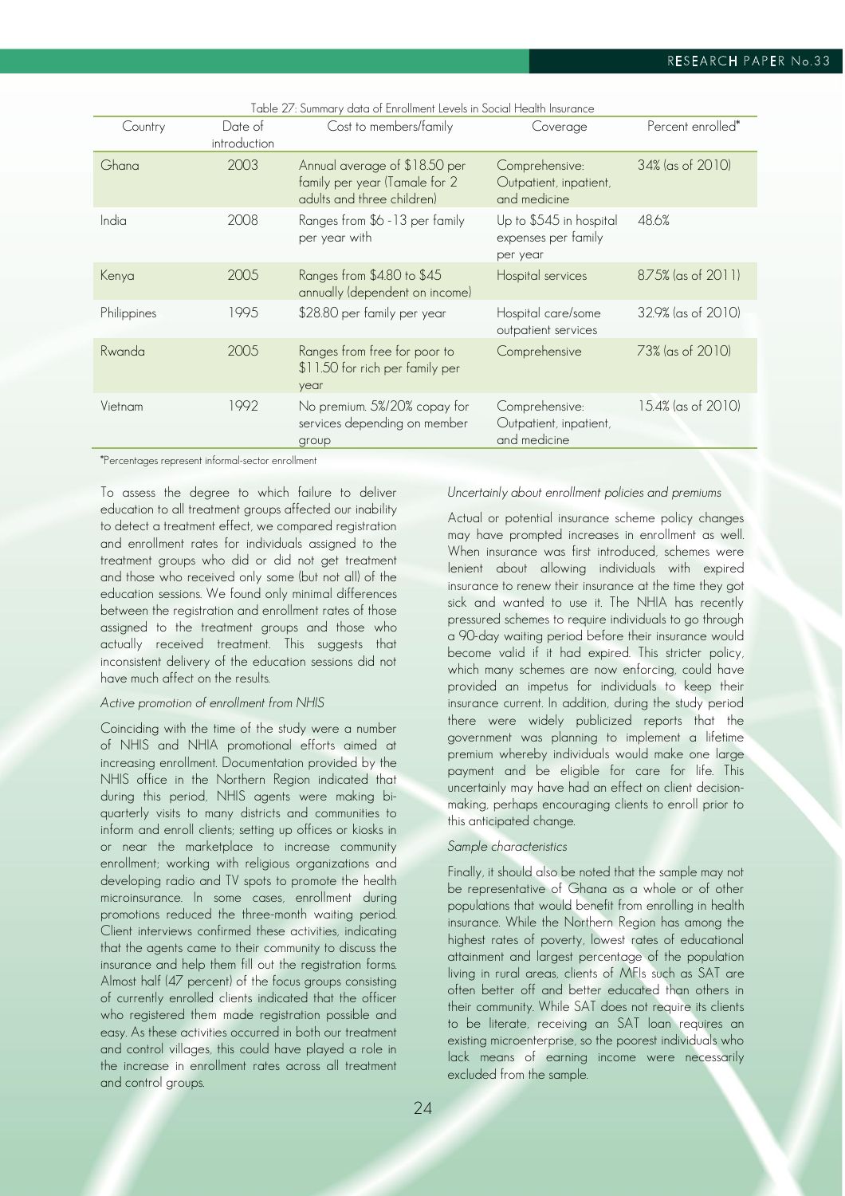Table 27: Summary data of Enrollment Levels in Social Health Insurance

| Country | Date of introduction | Cost to members/family | Coverage | Percent enrolled* |
|---|---|---|---|---|
| Ghana | 2003 | Annual average of $18.50 per family per year (Tamale for 2 adults and three children) | Comprehensive: Outpatient, inpatient, and medicine | 34% (as of 2010) |
| India | 2008 | Ranges from $6 -13 per family per year with | Up to $545 in hospital expenses per family per year | 48.6% |
| Kenya | 2005 | Ranges from $4.80 to $45 annually (dependent on income) | Hospital services | 8.75% (as of 2011) |
| Philippines | 1995 | $28.80 per family per year | Hospital care/some outpatient services | 32.9% (as of 2010) |
| Rwanda | 2005 | Ranges from free for poor to $11.50 for rich per family per year | Comprehensive | 73% (as of 2010) |
| Vietnam | 1992 | No premium. 5%/20% copay for services depending on member group | Comprehensive: Outpatient, inpatient, and medicine | 15.4% (as of 2010) |

*Percentages represent informal-sector enrollment

To assess the degree to which failure to deliver education to all treatment groups affected our inability to detect a treatment effect, we compared registration and enrollment rates for individuals assigned to the treatment groups who did or did not get treatment and those who received only some (but not all) of the education sessions. We found only minimal differences between the registration and enrollment rates of those assigned to the treatment groups and those who actually received treatment. This suggests that inconsistent delivery of the education sessions did not have much affect on the results.

*Active promotion of enrollment from NHIS*

Coinciding with the time of the study were a number of NHIS and NHIA promotional efforts aimed at increasing enrollment. Documentation provided by the NHIS office in the Northern Region indicated that during this period, NHIS agents were making bi-quarterly visits to many districts and communities to inform and enroll clients; setting up offices or kiosks in or near the marketplace to increase community enrollment; working with religious organizations and developing radio and TV spots to promote the health microinsurance. In some cases, enrollment during promotions reduced the three-month waiting period. Client interviews confirmed these activities, indicating that the agents came to their community to discuss the insurance and help them fill out the registration forms. Almost half (47 percent) of the focus groups consisting of currently enrolled clients indicated that the officer who registered them made registration possible and easy. As these activities occurred in both our treatment and control villages, this could have played a role in the increase in enrollment rates across all treatment and control groups.

*Uncertainly about enrollment policies and premiums*

Actual or potential insurance scheme policy changes may have prompted increases in enrollment as well. When insurance was first introduced, schemes were lenient about allowing individuals with expired insurance to renew their insurance at the time they got sick and wanted to use it. The NHIA has recently pressured schemes to require individuals to go through a 90-day waiting period before their insurance would become valid if it had expired. This stricter policy, which many schemes are now enforcing, could have provided an impetus for individuals to keep their insurance current. In addition, during the study period there were widely publicized reports that the government was planning to implement a lifetime premium whereby individuals would make one large payment and be eligible for care for life. This uncertainly may have had an effect on client decision-making, perhaps encouraging clients to enroll prior to this anticipated change.

*Sample characteristics*

Finally, it should also be noted that the sample may not be representative of Ghana as a whole or of other populations that would benefit from enrolling in health insurance. While the Northern Region has among the highest rates of poverty, lowest rates of educational attainment and largest percentage of the population living in rural areas, clients of MFIs such as SAT are often better off and better educated than others in their community. While SAT does not require its clients to be literate, receiving an SAT loan requires an existing microenterprise, so the poorest individuals who lack means of earning income were necessarily excluded from the sample.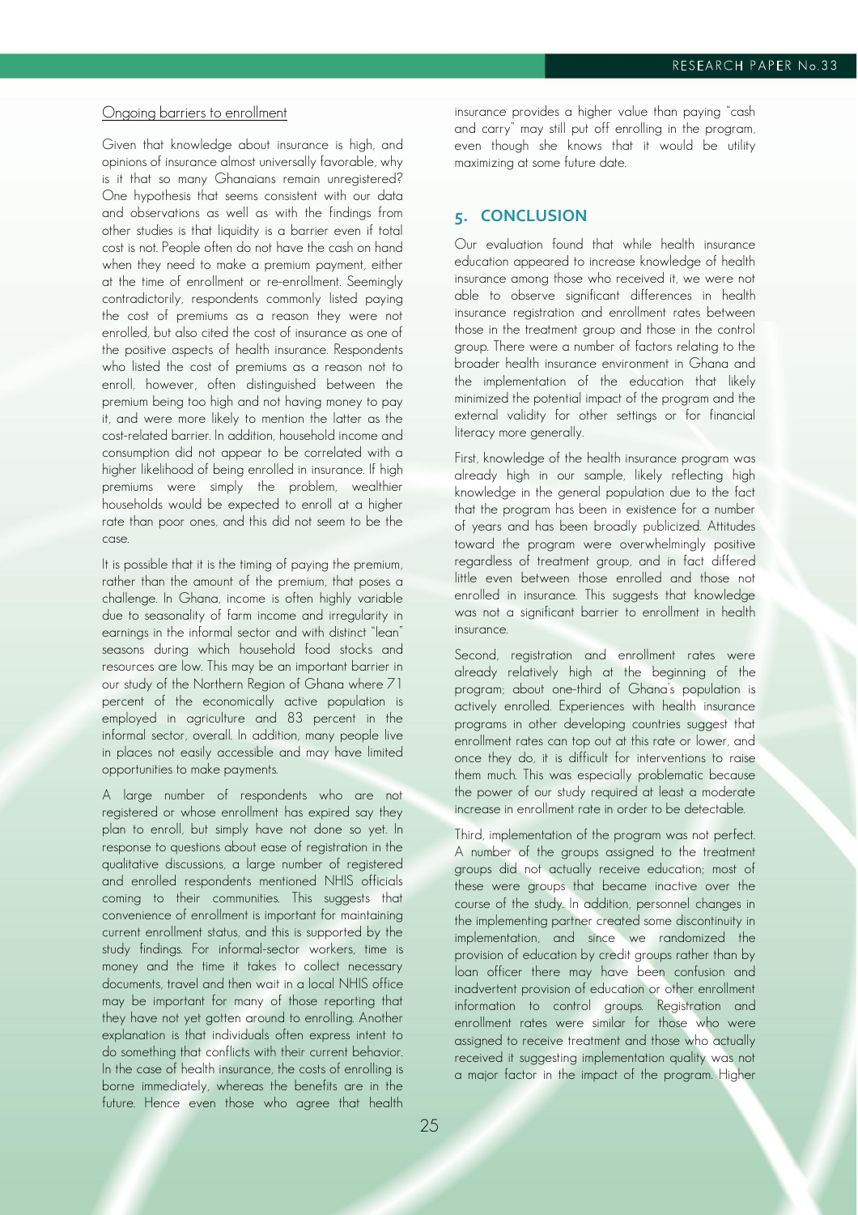Ongoing barriers to enrollment

Given that knowledge about insurance is high, and opinions of insurance almost universally favorable, why is it that so many Ghanaians remain unregistered? One hypothesis that seems consistent with our data and observations as well as with the findings from other studies is that liquidity is a barrier even if total cost is not. People often do not have the cash on hand when they need to make a premium payment, either at the time of enrollment or re-enrollment. Seemingly contradictorily, respondents commonly listed paying the cost of premiums as a reason they were not enrolled, but also cited the cost of insurance as one of the positive aspects of health insurance. Respondents who listed the cost of premiums as a reason not to enroll, however, often distinguished between the premium being too high and not having money to pay it, and were more likely to mention the latter as the cost-related barrier. In addition, household income and consumption did not appear to be correlated with a higher likelihood of being enrolled in insurance. If high premiums were simply the problem, wealthier households would be expected to enroll at a higher rate than poor ones, and this did not seem to be the case.

It is possible that it is the timing of paying the premium, rather than the amount of the premium, that poses a challenge. In Ghana, income is often highly variable due to seasonality of farm income and irregularity in earnings in the informal sector and with distinct "lean" seasons during which household food stocks and resources are low. This may be an important barrier in our study of the Northern Region of Ghana where 71 percent of the economically active population is employed in agriculture and 83 percent in the informal sector, overall. In addition, many people live in places not easily accessible and may have limited opportunities to make payments.

A large number of respondents who are not registered or whose enrollment has expired say they plan to enroll, but simply have not done so yet. In response to questions about ease of registration in the qualitative discussions, a large number of registered and enrolled respondents mentioned NHIS officials coming to their communities. This suggests that convenience of enrollment is important for maintaining current enrollment status, and this is supported by the study findings. For informal-sector workers, time is money and the time it takes to collect necessary documents, travel and then wait in a local NHIS office may be important for many of those reporting that they have not yet gotten around to enrolling. Another explanation is that individuals often express intent to do something that conflicts with their current behavior. In the case of health insurance, the costs of enrolling is borne immediately, whereas the benefits are in the future. Hence even those who agree that health insurance provides a higher value than paying "cash and carry" may still put off enrolling in the program, even though she knows that it would be utility maximizing at some future date.

## 5. CONCLUSION

Our evaluation found that while health insurance education appeared to increase knowledge of health insurance among those who received it, we were not able to observe significant differences in health insurance registration and enrollment rates between those in the treatment group and those in the control group. There were a number of factors relating to the broader health insurance environment in Ghana and the implementation of the education that likely minimized the potential impact of the program and the external validity for other settings or for financial literacy more generally.

First, knowledge of the health insurance program was already high in our sample, likely reflecting high knowledge in the general population due to the fact that the program has been in existence for a number of years and has been broadly publicized. Attitudes toward the program were overwhelmingly positive regardless of treatment group, and in fact differed little even between those enrolled and those not enrolled in insurance. This suggests that knowledge was not a significant barrier to enrollment in health insurance.

Second, registration and enrollment rates were already relatively high at the beginning of the program; about one-third of Ghana's population is actively enrolled. Experiences with health insurance programs in other developing countries suggest that enrollment rates can top out at this rate or lower, and once they do, it is difficult for interventions to raise them much. This was especially problematic because the power of our study required at least a moderate increase in enrollment rate in order to be detectable.

Third, implementation of the program was not perfect. A number of the groups assigned to the treatment groups did not actually receive education; most of these were groups that became inactive over the course of the study. In addition, personnel changes in the implementing partner created some discontinuity in implementation, and since we randomized the provision of education by credit groups rather than by loan officer there may have been confusion and inadvertent provision of education or other enrollment information to control groups. Registration and enrollment rates were similar for those who were assigned to receive treatment and those who actually received it suggesting implementation quality was not a major factor in the impact of the program. Higher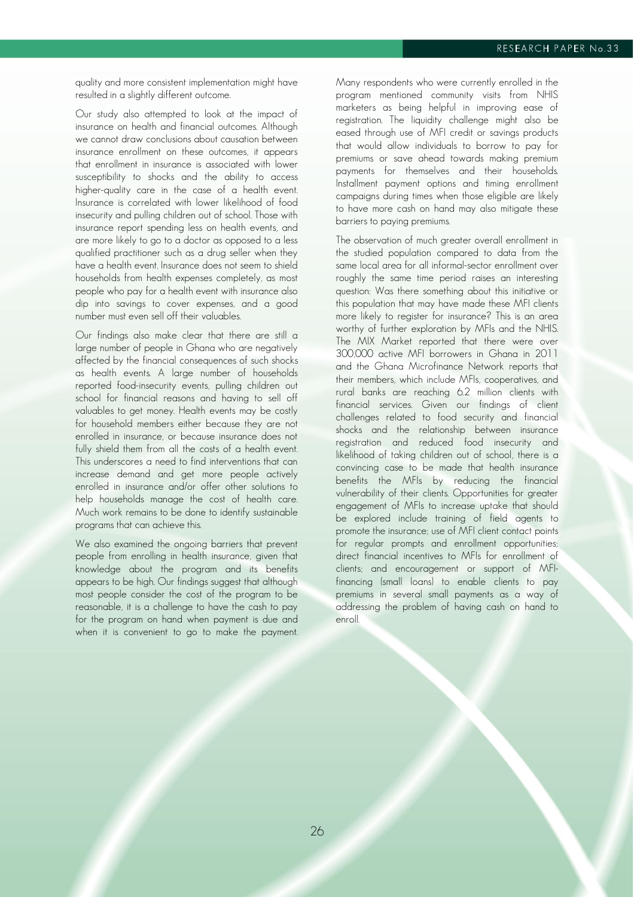quality and more consistent implementation might have resulted in a slightly different outcome.

Our study also attempted to look at the impact of insurance on health and financial outcomes. Although we cannot draw conclusions about causation between insurance enrollment on these outcomes, it appears that enrollment in insurance is associated with lower susceptibility to shocks and the ability to access higher-quality care in the case of a health event. Insurance is correlated with lower likelihood of food insecurity and pulling children out of school. Those with insurance report spending less on health events, and are more likely to go to a doctor as opposed to a less qualified practitioner such as a drug seller when they have a health event. Insurance does not seem to shield households from health expenses completely, as most people who pay for a health event with insurance also dip into savings to cover expenses, and a good number must even sell off their valuables.

Our findings also make clear that there are still a large number of people in Ghana who are negatively affected by the financial consequences of such shocks as health events. A large number of households reported food-insecurity events, pulling children out school for financial reasons and having to sell off valuables to get money. Health events may be costly for household members either because they are not enrolled in insurance, or because insurance does not fully shield them from all the costs of a health event. This underscores a need to find interventions that can increase demand and get more people actively enrolled in insurance and/or offer other solutions to help households manage the cost of health care. Much work remains to be done to identify sustainable programs that can achieve this.

We also examined the ongoing barriers that prevent people from enrolling in health insurance, given that knowledge about the program and its benefits appears to be high. Our findings suggest that although most people consider the cost of the program to be reasonable, it is a challenge to have the cash to pay for the program on hand when payment is due and when it is convenient to go to make the payment. Many respondents who were currently enrolled in the program mentioned community visits from NHIS marketers as being helpful in improving ease of registration. The liquidity challenge might also be eased through use of MFI credit or savings products that would allow individuals to borrow to pay for premiums or save ahead towards making premium payments for themselves and their households. Installment payment options and timing enrollment campaigns during times when those eligible are likely to have more cash on hand may also mitigate these barriers to paying premiums.

The observation of much greater overall enrollment in the studied population compared to data from the same local area for all informal-sector enrollment over roughly the same time period raises an interesting question: Was there something about this initiative or this population that may have made these MFI clients more likely to register for insurance? This is an area worthy of further exploration by MFIs and the NHIS. The MIX Market reported that there were over 300,000 active MFI borrowers in Ghana in 2011 and the Ghana Microfinance Network reports that their members, which include MFIs, cooperatives, and rural banks are reaching 6.2 million clients with financial services. Given our findings of client challenges related to food security and financial shocks and the relationship between insurance registration and reduced food insecurity and likelihood of taking children out of school, there is a convincing case to be made that health insurance benefits the MFIs by reducing the financial vulnerability of their clients. Opportunities for greater engagement of MFIs to increase uptake that should be explored include training of field agents to promote the insurance; use of MFI client contact points for regular prompts and enrollment opportunities; direct financial incentives to MFIs for enrollment of clients; and encouragement or support of MFI-financing (small loans) to enable clients to pay premiums in several small payments as a way of addressing the problem of having cash on hand to enroll.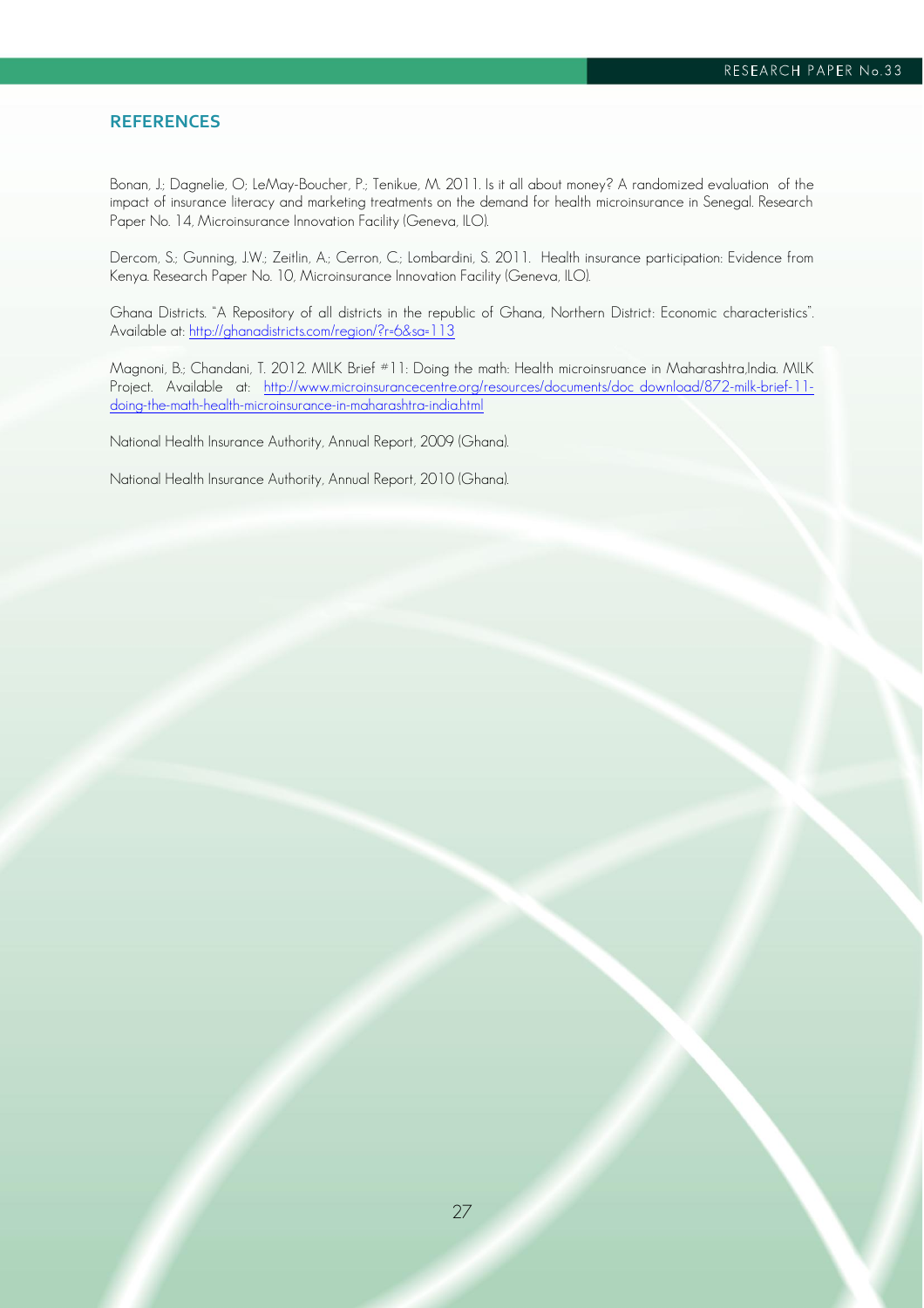## REFERENCES

Bonan, J.; Dagnelie, O; LeMay-Boucher, P.; Tenikue, M. 2011. Is it all about money? A randomized evaluation of the impact of insurance literacy and marketing treatments on the demand for health microinsurance in Senegal. Research Paper No. 14, Microinsurance Innovation Facility (Geneva, ILO).

Dercom, S.; Gunning, J.W.; Zeitlin, A.; Cerron, C.; Lombardini, S. 2011. Health insurance participation: Evidence from Kenya. Research Paper No. 10, Microinsurance Innovation Facility (Geneva, ILO).

Ghana Districts. "A Repository of all districts in the republic of Ghana, Northern District: Economic characteristics". Available at: http://ghanadistricts.com/region/?r=6&sa=113

Magnoni, B.; Chandani, T. 2012. MILK Brief #11: Doing the math: Health microinsruance in Maharashtra,India. MILK Project. Available at: http://www.microinsurancecentre.org/resources/documents/doc_download/872-milk-brief-11-doing-the-math-health-microinsurance-in-maharashtra-india.html

National Health Insurance Authority, Annual Report, 2009 (Ghana).

National Health Insurance Authority, Annual Report, 2010 (Ghana).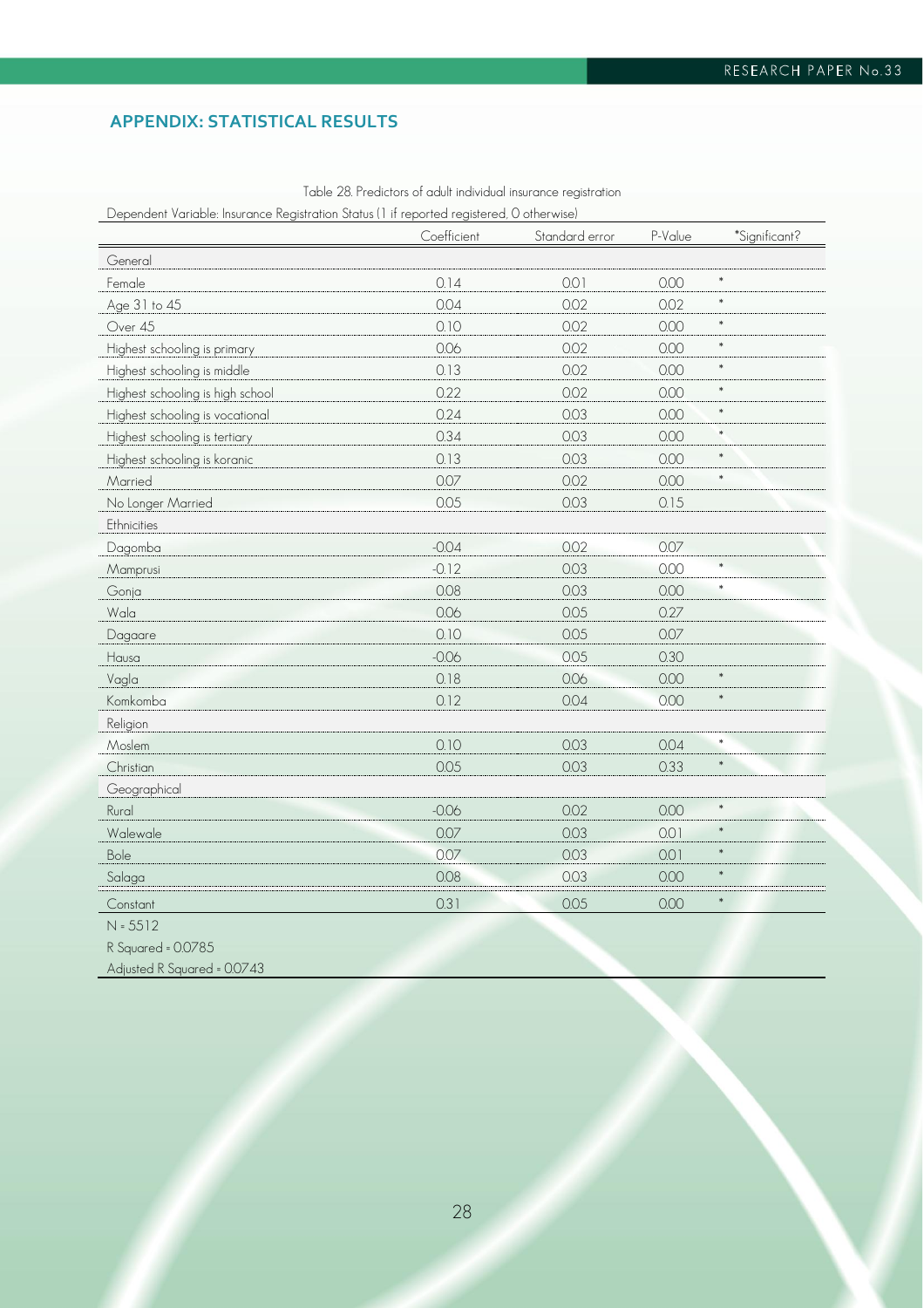## APPENDIX: STATISTICAL RESULTS

Table 28. Predictors of adult individual insurance registration

Dependent Variable: Insurance Registration Status (1 if reported registered, 0 otherwise)

| | Coefficient | Standard error | P-Value | *Significant? |
|---|---|---|---|---|
| General | | | | |
| Female | 0.14 | 0.01 | 0.00 | * |
| Age 31 to 45 | 0.04 | 0.02 | 0.02 | * |
| Over 45 | 0.10 | 0.02 | 0.00 | * |
| Highest schooling is primary | 0.06 | 0.02 | 0.00 | * |
| Highest schooling is middle | 0.13 | 0.02 | 0.00 | * |
| Highest schooling is high school | 0.22 | 0.02 | 0.00 | * |
| Highest schooling is vocational | 0.24 | 0.03 | 0.00 | * |
| Highest schooling is tertiary | 0.34 | 0.03 | 0.00 | * |
| Highest schooling is koranic | 0.13 | 0.03 | 0.00 | * |
| Married | 0.07 | 0.02 | 0.00 | * |
| No Longer Married | 0.05 | 0.03 | 0.15 | |
| Ethnicities | | | | |
| Dagomba | -0.04 | 0.02 | 0.07 | |
| Mamprusi | -0.12 | 0.03 | 0.00 | * |
| Gonja | 0.08 | 0.03 | 0.00 | * |
| Wala | 0.06 | 0.05 | 0.27 | |
| Dagaare | 0.10 | 0.05 | 0.07 | |
| Hausa | -0.06 | 0.05 | 0.30 | |
| Vagla | 0.18 | 0.06 | 0.00 | * |
| Komkomba | 0.12 | 0.04 | 0.00 | * |
| Religion | | | | |
| Moslem | 0.10 | 0.03 | 0.04 | * |
| Christian | 0.05 | 0.03 | 0.33 | * |
| Geographical | | | | |
| Rural | -0.06 | 0.02 | 0.00 | * |
| Walewale | 0.07 | 0.03 | 0.01 | * |
| Bole | 0.07 | 0.03 | 0.01 | * |
| Salaga | 0.08 | 0.03 | 0.00 | * |
| Constant | 0.31 | 0.05 | 0.00 | * |

N = 5512

R Squared = 0.0785

Adjusted R Squared = 0.0743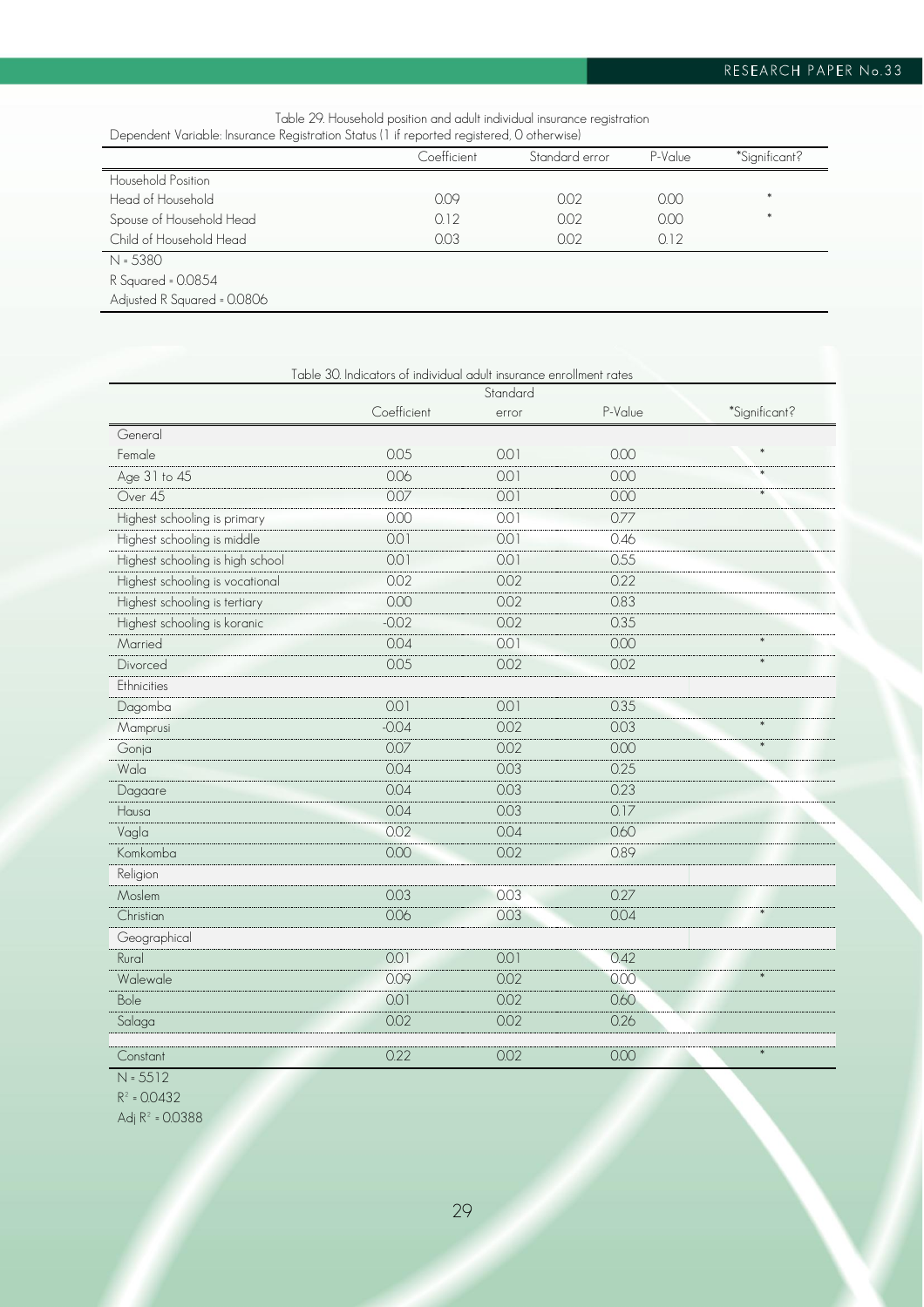Table 29. Household position and adult individual insurance registration

Dependent Variable: Insurance Registration Status (1 if reported registered, 0 otherwise)

| | Coefficient | Standard error | P-Value | *Significant? |
|---|---|---|---|---|
| Household Position | | | | |
| Head of Household | 0.09 | 0.02 | 0.00 | * |
| Spouse of Household Head | 0.12 | 0.02 | 0.00 | * |
| Child of Household Head | 0.03 | 0.02 | 0.12 | |

N = 5380

R Squared = 0.0854

Adjusted R Squared = 0.0806

Table 30. Indicators of individual adult insurance enrollment rates

| | Coefficient | Standard error | P-Value | *Significant? |
|---|---|---|---|---|
| General | | | | |
| Female | 0.05 | 0.01 | 0.00 | * |
| Age 31 to 45 | 0.06 | 0.01 | 0.00 | * |
| Over 45 | 0.07 | 0.01 | 0.00 | * |
| Highest schooling is primary | 0.00 | 0.01 | 0.77 | |
| Highest schooling is middle | 0.01 | 0.01 | 0.46 | |
| Highest schooling is high school | 0.01 | 0.01 | 0.55 | |
| Highest schooling is vocational | 0.02 | 0.02 | 0.22 | |
| Highest schooling is tertiary | 0.00 | 0.02 | 0.83 | |
| Highest schooling is koranic | -0.02 | 0.02 | 0.35 | |
| Married | 0.04 | 0.01 | 0.00 | * |
| Divorced | 0.05 | 0.02 | 0.02 | * |
| Ethnicities | | | | |
| Dagomba | 0.01 | 0.01 | 0.35 | |
| Mamprusi | -0.04 | 0.02 | 0.03 | * |
| Gonja | 0.07 | 0.02 | 0.00 | * |
| Wala | 0.04 | 0.03 | 0.25 | |
| Dagaare | 0.04 | 0.03 | 0.23 | |
| Hausa | 0.04 | 0.03 | 0.17 | |
| Vagla | 0.02 | 0.04 | 0.60 | |
| Komkomba | 0.00 | 0.02 | 0.89 | |
| Religion | | | | |
| Moslem | 0.03 | 0.03 | 0.27 | |
| Christian | 0.06 | 0.03 | 0.04 | * |
| Geographical | | | | |
| Rural | 0.01 | 0.01 | 0.42 | |
| Walewale | 0.09 | 0.02 | 0.00 | * |
| Bole | 0.01 | 0.02 | 0.60 | |
| Salaga | 0.02 | 0.02 | 0.26 | |
| | | | | |
| Constant | 0.22 | 0.02 | 0.00 | * |

N = 5512

$R^2$ = 0.0432

Adj $R^2$ = 0.0388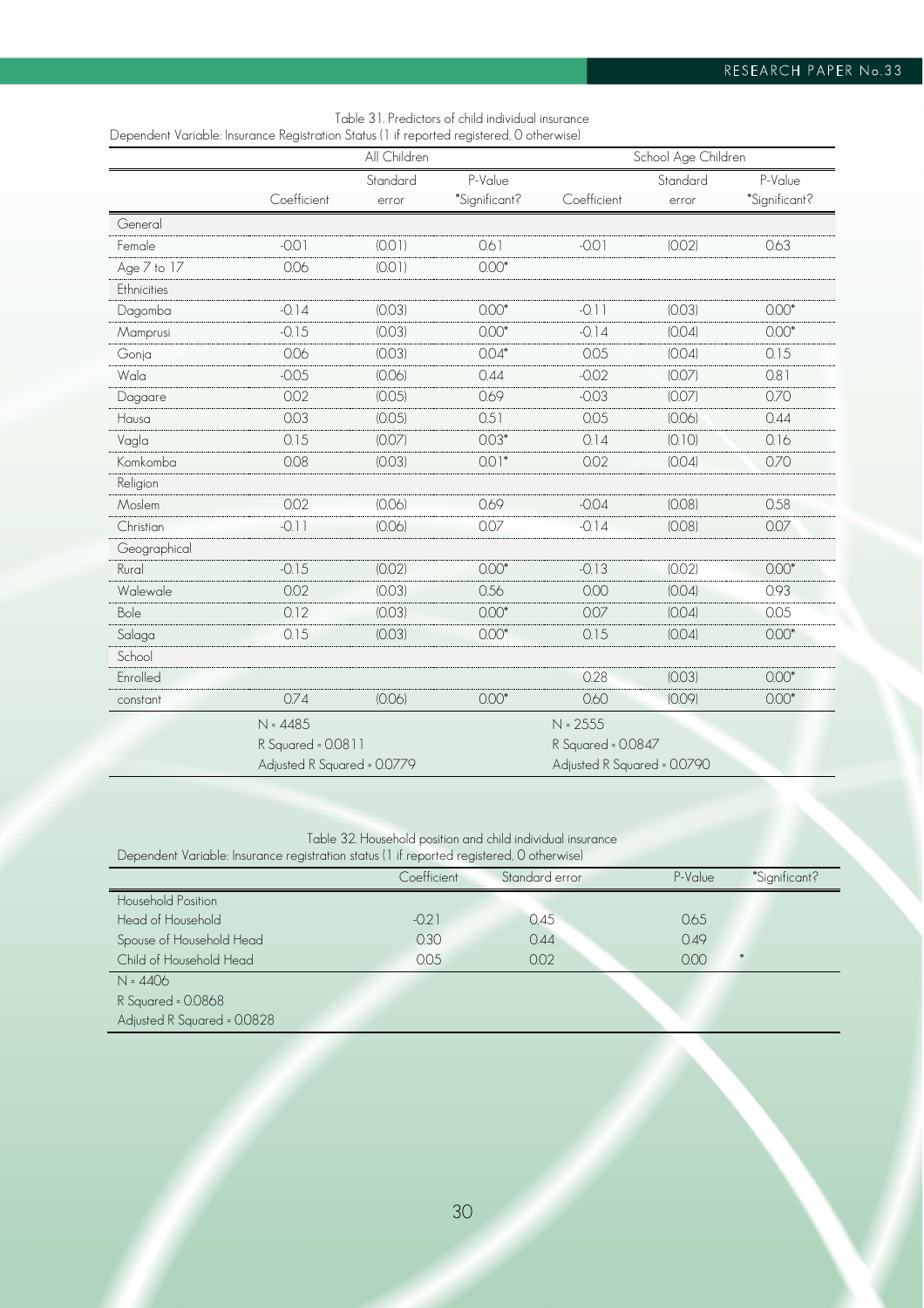Table 31. Predictors of child individual insurance

Dependent Variable: Insurance Registration Status (1 if reported registered, 0 otherwise)

| | All Children | | | School Age Children | | |
|---|---|---|---|---|---|---|
| | Coefficient | Standard error | P-Value *Significant? | Coefficient | Standard error | P-Value *Significant? |
| General | | | | | | |
| Female | -0.01 | (0.01) | 0.61 | -0.01 | (0.02) | 0.63 |
| Age 7 to 17 | 0.06 | (0.01) | 0.00* | | | |
| Ethnicities | | | | | | |
| Dagomba | -0.14 | (0.03) | 0.00* | -0.11 | (0.03) | 0.00* |
| Mamprusi | -0.15 | (0.03) | 0.00* | -0.14 | (0.04) | 0.00* |
| Gonja | 0.06 | (0.03) | 0.04* | 0.05 | (0.04) | 0.15 |
| Wala | -0.05 | (0.06) | 0.44 | -0.02 | (0.07) | 0.81 |
| Dagaare | 0.02 | (0.05) | 0.69 | -0.03 | (0.07) | 0.70 |
| Hausa | 0.03 | (0.05) | 0.51 | 0.05 | (0.06) | 0.44 |
| Vagla | 0.15 | (0.07) | 0.03* | 0.14 | (0.10) | 0.16 |
| Komkomba | 0.08 | (0.03) | 0.01* | 0.02 | (0.04) | 0.70 |
| Religion | | | | | | |
| Moslem | 0.02 | (0.06) | 0.69 | -0.04 | (0.08) | 0.58 |
| Christian | -0.11 | (0.06) | 0.07 | -0.14 | (0.08) | 0.07 |
| Geographical | | | | | | |
| Rural | -0.15 | (0.02) | 0.00* | -0.13 | (0.02) | 0.00* |
| Walewale | 0.02 | (0.03) | 0.56 | 0.00 | (0.04) | 0.93 |
| Bole | 0.12 | (0.03) | 0.00* | 0.07 | (0.04) | 0.05 |
| Salaga | 0.15 | (0.03) | 0.00* | 0.15 | (0.04) | 0.00* |
| School | | | | | | |
| Enrolled | | | | 0.28 | (0.03) | 0.00* |
| constant | 0.74 | (0.06) | 0.00* | 0.60 | (0.09) | 0.00* |
| | N = 4485 | | | N = 2555 | | |
| | R Squared = 0.0811 | | | R Squared = 0.0847 | | |
| | Adjusted R Squared = 0.0779 | | | Adjusted R Squared = 0.0790 | | |

Table 32. Household position and child individual insurance

Dependent Variable: Insurance registration status (1 if reported registered, 0 otherwise)

| | Coefficient | Standard error | P-Value | *Significant? |
|---|---|---|---|---|
| Household Position | | | | |
| Head of Household | -0.21 | 0.45 | 0.65 | |
| Spouse of Household Head | 0.30 | 0.44 | 0.49 | |
| Child of Household Head | 0.05 | 0.02 | 0.00 | * |
| N = 4406 | | | | |
| R Squared = 0.0868 | | | | |
| Adjusted R Squared = 0.0828 | | | | |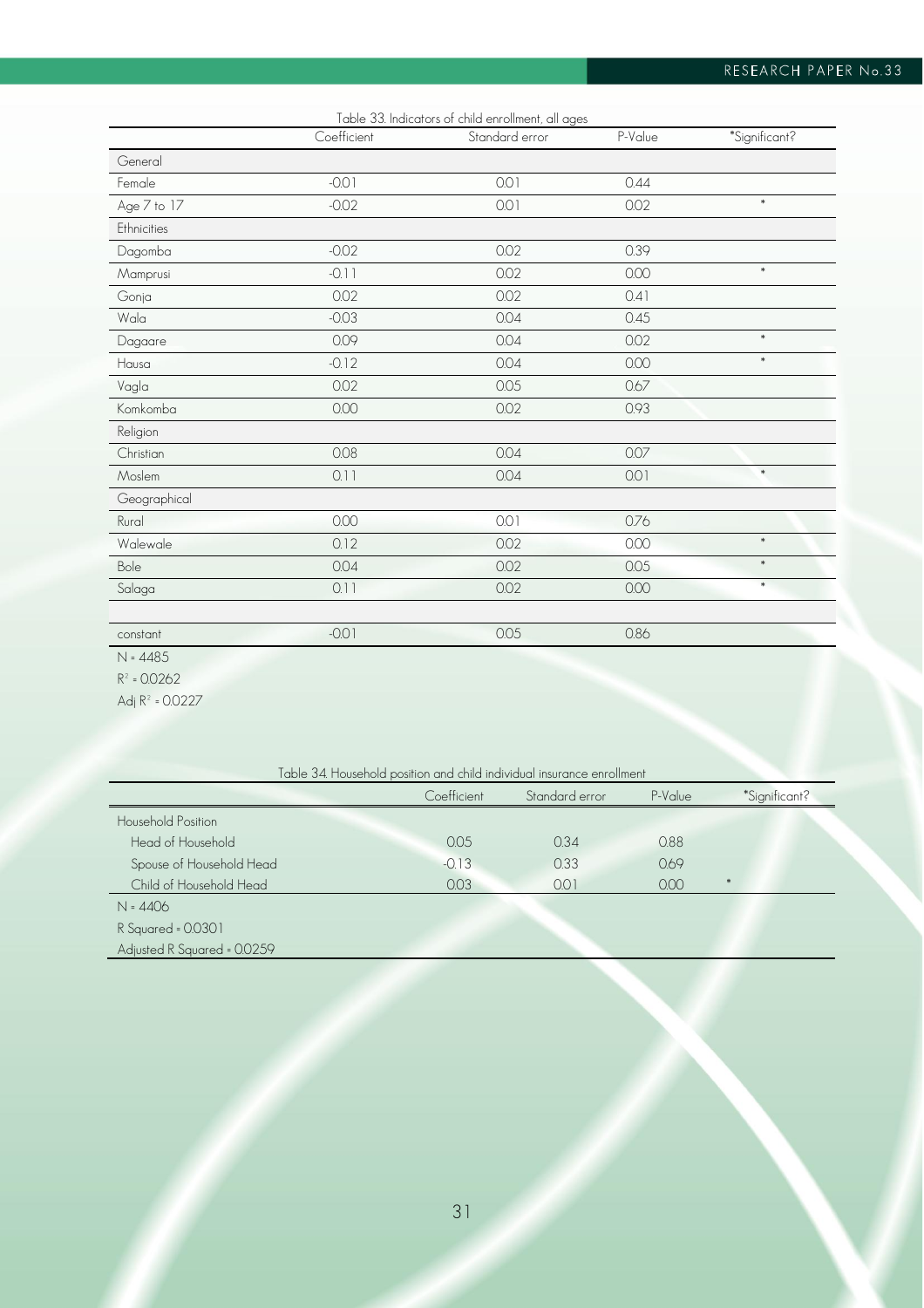Table 33. Indicators of child enrollment, all ages

| | Coefficient | Standard error | P-Value | *Significant? |
|---|---|---|---|---|
| General | | | | |
| Female | -0.01 | 0.01 | 0.44 | |
| Age 7 to 17 | -0.02 | 0.01 | 0.02 | * |
| Ethnicities | | | | |
| Dagomba | -0.02 | 0.02 | 0.39 | |
| Mamprusi | -0.11 | 0.02 | 0.00 | * |
| Gonja | 0.02 | 0.02 | 0.41 | |
| Wala | -0.03 | 0.04 | 0.45 | |
| Dagaare | 0.09 | 0.04 | 0.02 | * |
| Hausa | -0.12 | 0.04 | 0.00 | * |
| Vagla | 0.02 | 0.05 | 0.67 | |
| Komkomba | 0.00 | 0.02 | 0.93 | |
| Religion | | | | |
| Christian | 0.08 | 0.04 | 0.07 | |
| Moslem | 0.11 | 0.04 | 0.01 | * |
| Geographical | | | | |
| Rural | 0.00 | 0.01 | 0.76 | |
| Walewale | 0.12 | 0.02 | 0.00 | * |
| Bole | 0.04 | 0.02 | 0.05 | * |
| Salaga | 0.11 | 0.02 | 0.00 | * |
| | | | | |
| constant | -0.01 | 0.05 | 0.86 | |

N = 4485

$R^2$ = 0.0262

Adj $R^2$ = 0.0227

Table 34. Household position and child individual insurance enrollment

| | Coefficient | Standard error | P-Value | *Significant? |
|---|---|---|---|---|
| Household Position | | | | |
| Head of Household | 0.05 | 0.34 | 0.88 | |
| Spouse of Household Head | -0.13 | 0.33 | 0.69 | |
| Child of Household Head | 0.03 | 0.01 | 0.00 | * |

N = 4406

R Squared = 0.0301

Adjusted R Squared = 0.0259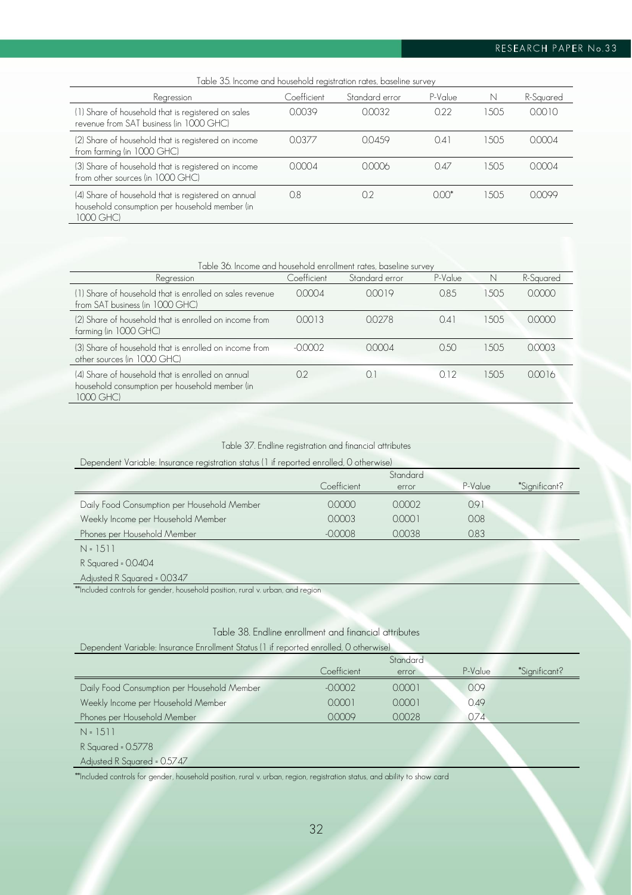Table 35. Income and household registration rates, baseline survey

| Regression | Coefficient | Standard error | P-Value | N | R-Squared |
|---|---|---|---|---|---|
| (1) Share of household that is registered on sales revenue from SAT business (in 1000 GHC) | 0.0039 | 0.0032 | 0.22 | 1505 | 0.0010 |
| (2) Share of household that is registered on income from farming (in 1000 GHC) | 0.0377 | 0.0459 | 0.41 | 1505 | 0.0004 |
| (3) Share of household that is registered on income from other sources (in 1000 GHC) | 0.0004 | 0.0006 | 0.47 | 1505 | 0.0004 |
| (4) Share of household that is registered on annual household consumption per household member (in 1000 GHC) | 0.8 | 0.2 | 0.00* | 1505 | 0.0099 |

Table 36. Income and household enrollment rates, baseline survey

| Regression | Coefficient | Standard error | P-Value | N | R-Squared |
|---|---|---|---|---|---|
| (1) Share of household that is enrolled on sales revenue from SAT business (in 1000 GHC) | 0.0004 | 0.0019 | 0.85 | 1505 | 0.0000 |
| (2) Share of household that is enrolled on income from farming (in 1000 GHC) | 0.0013 | 0.0278 | 0.41 | 1505 | 0.0000 |
| (3) Share of household that is enrolled on income from other sources (in 1000 GHC) | -0.0002 | 0.0004 | 0.50 | 1505 | 0.0003 |
| (4) Share of household that is enrolled on annual household consumption per household member (in 1000 GHC) | 0.2 | 0.1 | 0.12 | 1505 | 0.0016 |

Table 37. Endline registration and financial attributes

Dependent Variable: Insurance registration status (1 if reported enrolled, 0 otherwise)

| | Coefficient | Standard error | P-Value | *Significant? |
|---|---|---|---|---|
| Daily Food Consumption per Household Member | 0.0000 | 0.0002 | 0.91 | |
| Weekly Income per Household Member | 0.0003 | 0.0001 | 0.08 | |
| Phones per Household Member | -0.0008 | 0.0038 | 0.83 | |

N = 1511

R Squared = 0.0404

Adjusted R Squared = 0.0347

**Included controls for gender, household position, rural v. urban, and region

Table 38. Endline enrollment and financial attributes

Dependent Variable: Insurance Enrollment Status (1 if reported enrolled, 0 otherwise)

| | Coefficient | Standard error | P-Value | *Significant? |
|---|---|---|---|---|
| Daily Food Consumption per Household Member | -0.0002 | 0.0001 | 0.09 | |
| Weekly Income per Household Member | 0.0001 | 0.0001 | 0.49 | |
| Phones per Household Member | 0.0009 | 0.0028 | 0.74 | |

N = 1511

R Squared = 0.5778

Adjusted R Squared = 0.5747

**Included controls for gender, household position, rural v. urban, region, registration status, and ability to show card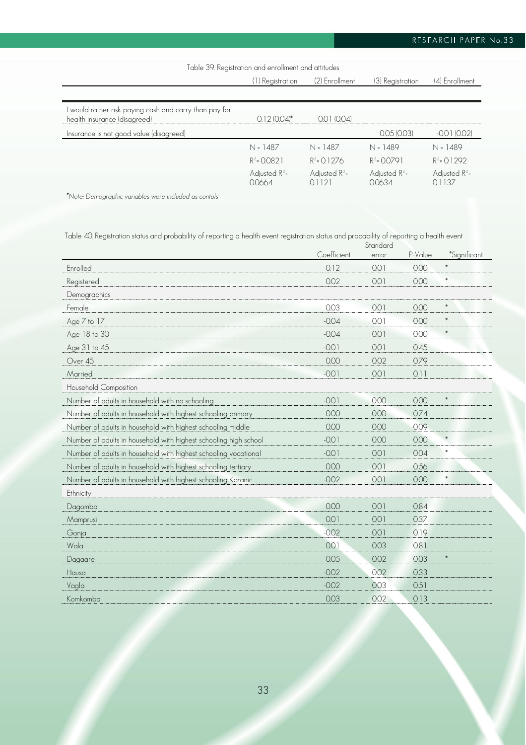Table 39. Registration and enrollment and attitudes

| | (1) Registration | (2) Enrollment | (3) Registration | (4) Enrollment |
|---|---|---|---|---|
| I would rather risk paying cash and carry than pay for health insurance (disagreed) | 0.12 (0.04)* | 0.01 (0.04) | | |
| Insurance is not good value (disagreed) | | | 0.05 (0.03) | -0.01 (0.02) |
| | N = 1487 | N = 1487 | N = 1489 | N = 1489 |
| | $R^2$ = 0.0821 | $R^2$ = 0.1276 | $R^2$ = 0.0791 | $R^2$ = 0.1292 |
| | Adjusted $R^2$ = 0.0664 | Adjusted $R^2$ = 0.1121 | Adjusted $R^2$ = 0.0634 | Adjusted $R^2$ = 0.1137 |

*Note: Demographic variables were included as contols*

Table 40. Registration status and probability of reporting a health event registration status and probability of reporting a health event

| | Coefficient | Standard error | P-Value | *Significant |
|---|---|---|---|---|
| Enrolled | 0.12 | 0.01 | 0.00 | * |
| Registered | 0.02 | 0.01 | 0.00 | * |
| Demographics | | | | |
| Female | 0.03 | 0.01 | 0.00 | * |
| Age 7 to 17 | -0.04 | 0.01 | 0.00 | * |
| Age 18 to 30 | -0.04 | 0.01 | 0.00 | * |
| Age 31 to 45 | -0.01 | 0.01 | 0.45 | |
| Over 45 | 0.00 | 0.02 | 0.79 | |
| Married | -0.01 | 0.01 | 0.11 | |
| Household Composition | | | | |
| Number of adults in household with no schooling | -0.01 | 0.00 | 0.00 | * |
| Number of adults in household with highest schooling primary | 0.00 | 0.00 | 0.74 | |
| Number of adults in household with highest schooling middle | 0.00 | 0.00 | 0.09 | |
| Number of adults in household with highest schooling high school | -0.01 | 0.00 | 0.00 | * |
| Number of adults in household with highest schooling vocational | -0.01 | 0.01 | 0.04 | * |
| Number of adults in household with highest schooling tertiary | 0.00 | 0.01 | 0.56 | |
| Number of adults in household with highest schooling Koranic | -0.02 | 0.01 | 0.00 | * |
| Ethnicity | | | | |
| Dagomba | 0.00 | 0.01 | 0.84 | |
| Mamprusi | 0.01 | 0.01 | 0.37 | |
| Gonja | -0.02 | 0.01 | 0.19 | |
| Wala | 0.01 | 0.03 | 0.81 | |
| Dagaare | 0.05 | 0.02 | 0.03 | * |
| Hausa | -0.02 | 0.02 | 0.33 | |
| Vagla | -0.02 | 0.03 | 0.51 | |
| Komkomba | 0.03 | 0.02 | 0.13 | |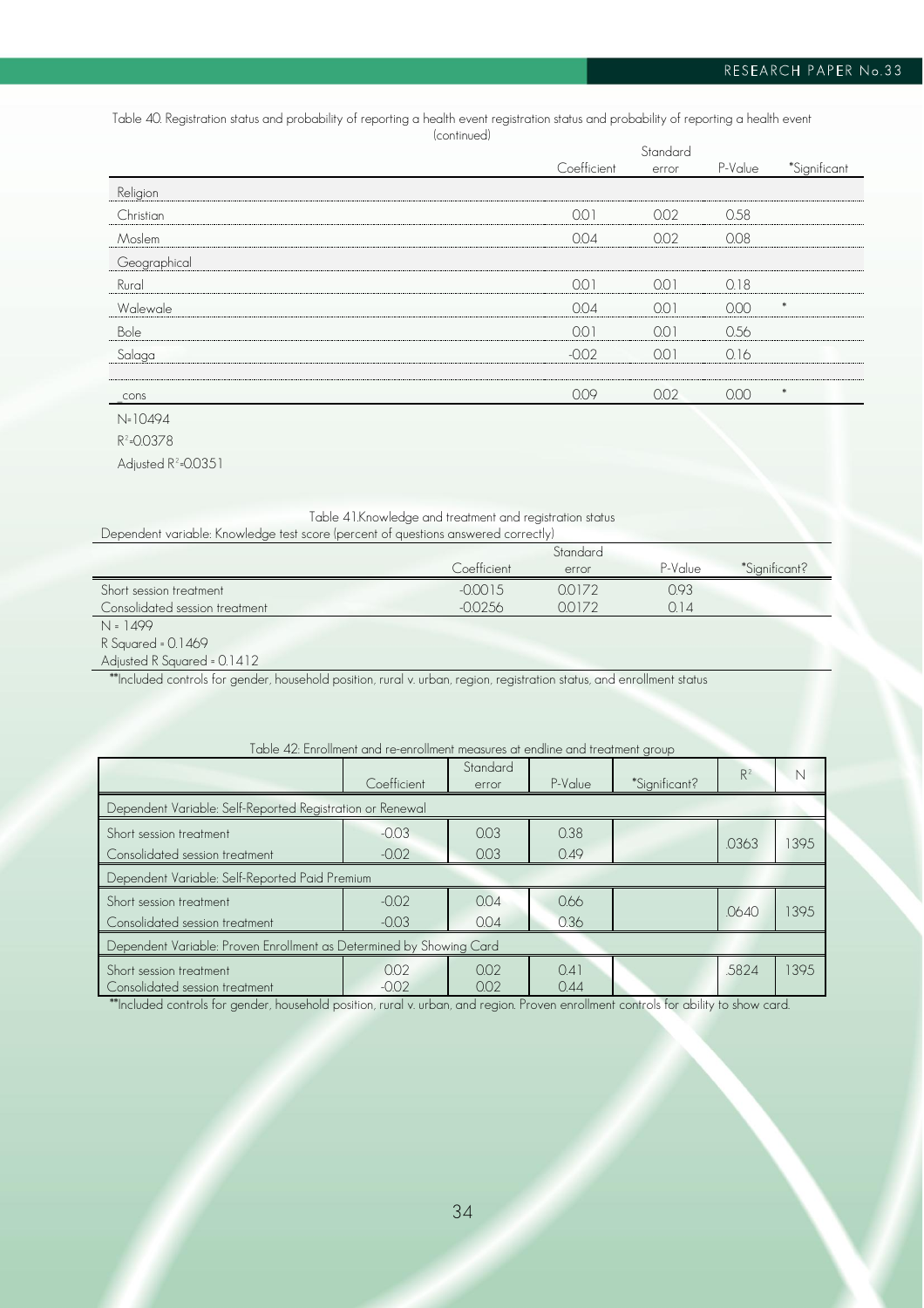Table 40. Registration status and probability of reporting a health event registration status and probability of reporting a health event (continued)

| | Coefficient | Standard error | P-Value | *Significant |
|---|---|---|---|---|
| Religion | | | | |
| Christian | 0.01 | 0.02 | 0.58 | |
| Moslem | 0.04 | 0.02 | 0.08 | |
| Geographical | | | | |
| Rural | 0.01 | 0.01 | 0.18 | |
| Walewale | 0.04 | 0.01 | 0.00 | * |
| Bole | 0.01 | 0.01 | 0.56 | |
| Salaga | -0.02 | 0.01 | 0.16 | |
| | | | | |
| _cons | 0.09 | 0.02 | 0.00 | * |

N=10494

$R^2$=0.0378

Adjusted $R^2$=0.0351

Table 41.Knowledge and treatment and registration status

Dependent variable: Knowledge test score (percent of questions answered correctly)

| | Coefficient | Standard error | P-Value | *Significant? |
|---|---|---|---|---|
| Short session treatment | -0.0015 | 0.0172 | 0.93 | |
| Consolidated session treatment | -0.0256 | 0.0172 | 0.14 | |

N = 1499

R Squared = 0.1469

Adjusted R Squared = 0.1412

**Included controls for gender, household position, rural v. urban, region, registration status, and enrollment status

Table 42: Enrollment and re-enrollment measures at endline and treatment group

| | Coefficient | Standard error | P-Value | *Significant? | $R^2$ | N |
|---|---|---|---|---|---|---|
| Dependent Variable: Self-Reported Registration or Renewal | | | | | | |
| Short session treatment | -0.03 | 0.03 | 0.38 | | .0363 | 1395 |
| Consolidated session treatment | -0.02 | 0.03 | 0.49 | | | |
| Dependent Variable: Self-Reported Paid Premium | | | | | | |
| Short session treatment | -0.02 | 0.04 | 0.66 | | .0640 | 1395 |
| Consolidated session treatment | -0.03 | 0.04 | 0.36 | | | |
| Dependent Variable: Proven Enrollment as Determined by Showing Card | | | | | | |
| Short session treatment | 0.02 | 0.02 | 0.41 | | .5824 | 1395 |
| Consolidated session treatment | -0.02 | 0.02 | 0.44 | | | |

**Included controls for gender, household position, rural v. urban, and region. Proven enrollment controls for ability to show card.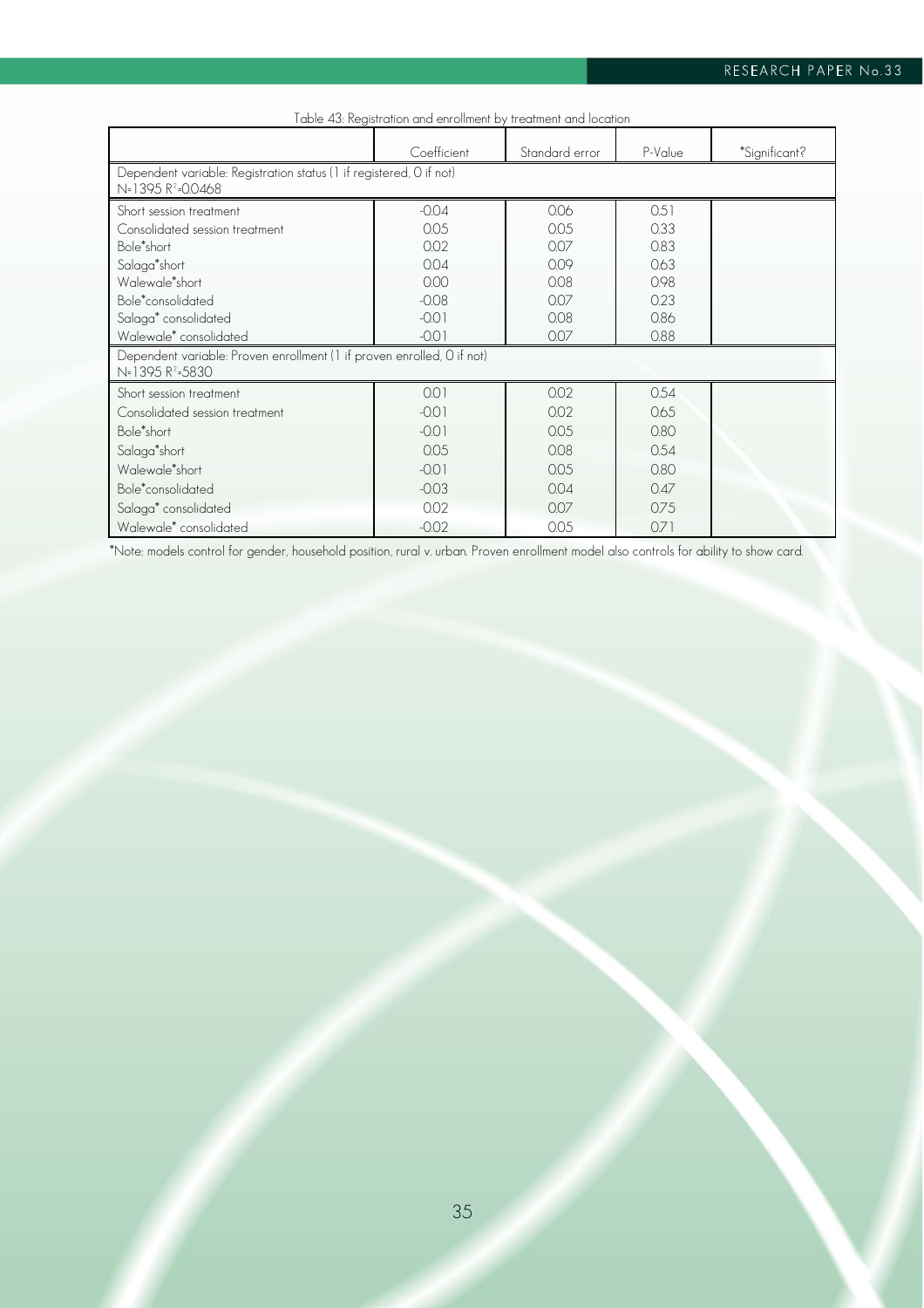Table 43: Registration and enrollment by treatment and location

| | Coefficient | Standard error | P-Value | *Significant? |
|---|---|---|---|---|
| Dependent variable: Registration status (1 if registered, 0 if not) N=1395 $R^2$=0.0468 | | | | |
| Short session treatment | -0.04 | 0.06 | 0.51 | |
| Consolidated session treatment | 0.05 | 0.05 | 0.33 | |
| Bole*short | 0.02 | 0.07 | 0.83 | |
| Salaga*short | 0.04 | 0.09 | 0.63 | |
| Walewale*short | 0.00 | 0.08 | 0.98 | |
| Bole*consolidated | -0.08 | 0.07 | 0.23 | |
| Salaga* consolidated | -0.01 | 0.08 | 0.86 | |
| Walewale* consolidated | -0.01 | 0.07 | 0.88 | |
| Dependent variable: Proven enrollment (1 if proven enrolled, 0 if not) N=1395 $R^2$=5830 | | | | |
| Short session treatment | 0.01 | 0.02 | 0.54 | |
| Consolidated session treatment | -0.01 | 0.02 | 0.65 | |
| Bole*short | -0.01 | 0.05 | 0.80 | |
| Salaga*short | 0.05 | 0.08 | 0.54 | |
| Walewale*short | -0.01 | 0.05 | 0.80 | |
| Bole*consolidated | -0.03 | 0.04 | 0.47 | |
| Salaga* consolidated | 0.02 | 0.07 | 0.75 | |
| Walewale* consolidated | -0.02 | 0.05 | 0.71 | |

*Note: models control for gender, household position, rural v. urban. Proven enrollment model also controls for ability to show card.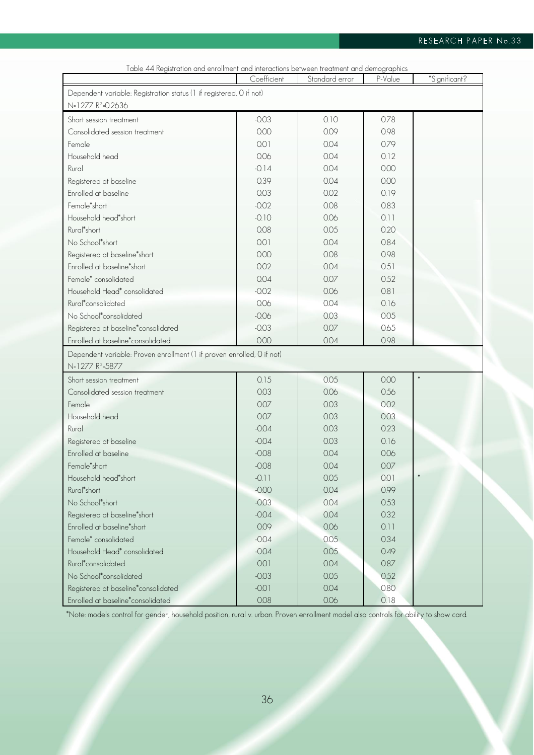Table 44 Registration and enrollment and interactions between treatment and demographics

| | Coefficient | Standard error | P-Value | *Significant? |
|---|---|---|---|---|
| Dependent variable: Registration status (1 if registered, 0 if not) N=1277 $R^2$=0.2636 | | | | |
| Short session treatment | -0.03 | 0.10 | 0.78 | |
| Consolidated session treatment | 0.00 | 0.09 | 0.98 | |
| Female | 0.01 | 0.04 | 0.79 | |
| Household head | 0.06 | 0.04 | 0.12 | |
| Rural | -0.14 | 0.04 | 0.00 | |
| Registered at baseline | 0.39 | 0.04 | 0.00 | |
| Enrolled at baseline | 0.03 | 0.02 | 0.19 | |
| Female*short | -0.02 | 0.08 | 0.83 | |
| Household head*short | -0.10 | 0.06 | 0.11 | |
| Rural*short | 0.08 | 0.05 | 0.20 | |
| No School*short | 0.01 | 0.04 | 0.84 | |
| Registered at baseline*short | 0.00 | 0.08 | 0.98 | |
| Enrolled at baseline*short | 0.02 | 0.04 | 0.51 | |
| Female* consolidated | 0.04 | 0.07 | 0.52 | |
| Household Head* consolidated | -0.02 | 0.06 | 0.81 | |
| Rural*consolidated | 0.06 | 0.04 | 0.16 | |
| No School*consolidated | -0.06 | 0.03 | 0.05 | |
| Registered at baseline*consolidated | -0.03 | 0.07 | 0.65 | |
| Enrolled at baseline*consolidated | 0.00 | 0.04 | 0.98 | |
| Dependent variable: Proven enrollment (1 if proven enrolled, 0 if not) N=1277 $R^2$=.5877 | | | | |
| Short session treatment | 0.15 | 0.05 | 0.00 | * |
| Consolidated session treatment | 0.03 | 0.06 | 0.56 | |
| Female | 0.07 | 0.03 | 0.02 | |
| Household head | 0.07 | 0.03 | 0.03 | |
| Rural | -0.04 | 0.03 | 0.23 | |
| Registered at baseline | -0.04 | 0.03 | 0.16 | |
| Enrolled at baseline | -0.08 | 0.04 | 0.06 | |
| Female*short | -0.08 | 0.04 | 0.07 | |
| Household head*short | -0.11 | 0.05 | 0.01 | * |
| Rural*short | -0.00 | 0.04 | 0.99 | |
| No School*short | -0.03 | 0.04 | 0.53 | |
| Registered at baseline*short | -0.04 | 0.04 | 0.32 | |
| Enrolled at baseline*short | 0.09 | 0.06 | 0.11 | |
| Female* consolidated | -0.04 | 0.05 | 0.34 | |
| Household Head* consolidated | -0.04 | 0.05 | 0.49 | |
| Rural*consolidated | 0.01 | 0.04 | 0.87 | |
| No School*consolidated | -0.03 | 0.05 | 0.52 | |
| Registered at baseline*consolidated | -0.01 | 0.04 | 0.80 | |
| Enrolled at baseline*consolidated | 0.08 | 0.06 | 0.18 | |

*Note: models control for gender, household position, rural v. urban. Proven enrollment model also controls for ability to show card.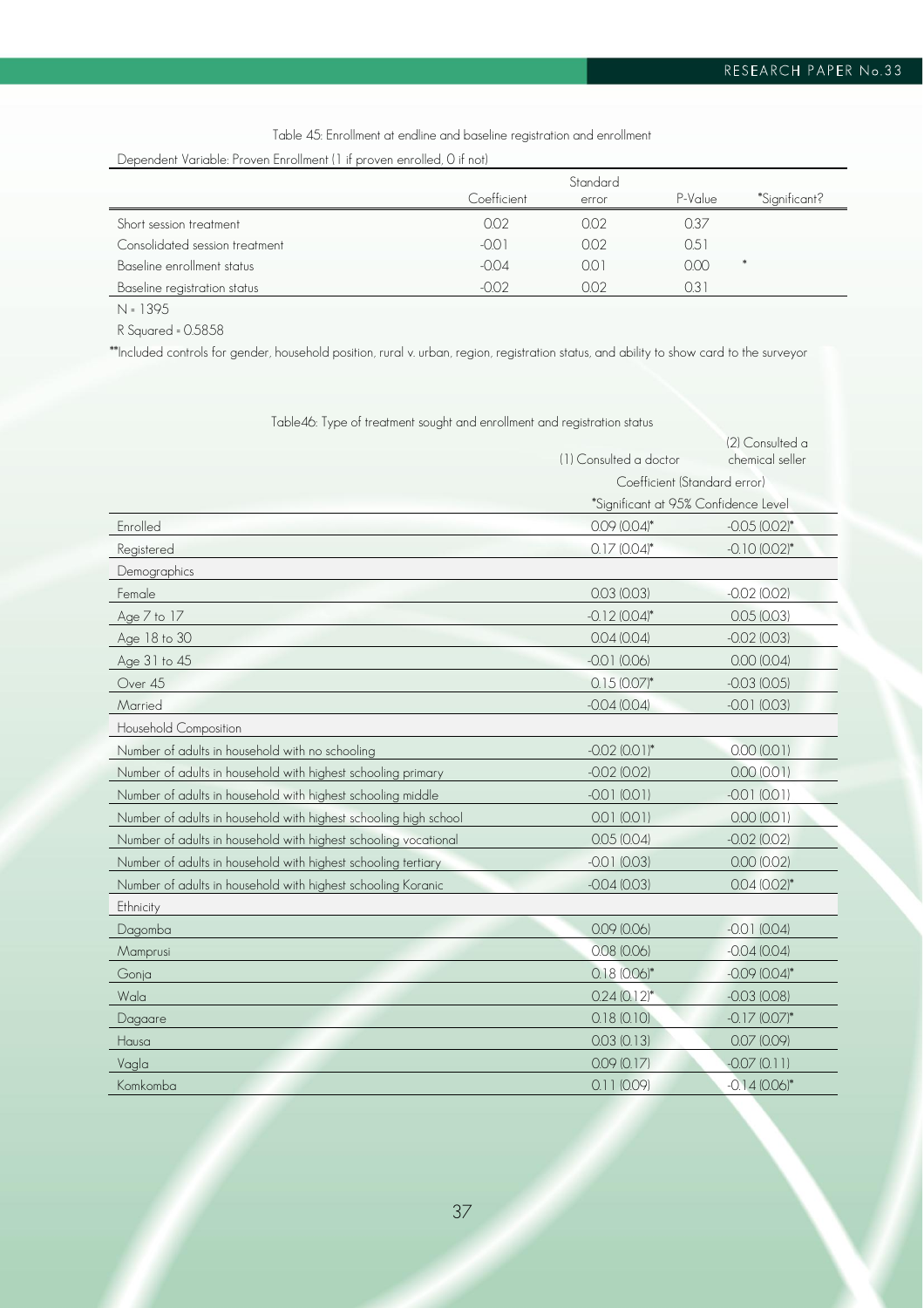Table 45: Enrollment at endline and baseline registration and enrollment

Dependent Variable: Proven Enrollment (1 if proven enrolled, 0 if not)

| | Coefficient | Standard error | P-Value | *Significant? |
|---|---|---|---|---|
| Short session treatment | 0.02 | 0.02 | 0.37 | |
| Consolidated session treatment | -0.01 | 0.02 | 0.51 | |
| Baseline enrollment status | -0.04 | 0.01 | 0.00 | * |
| Baseline registration status | -0.02 | 0.02 | 0.31 | |

N = 1395

R Squared = 0.5858

**Included controls for gender, household position, rural v. urban, region, registration status, and ability to show card to the surveyor

Table46: Type of treatment sought and enrollment and registration status

| | (1) Consulted a doctor | (2) Consulted a chemical seller |
|---|---|---|
| | Coefficient (Standard error) | |
| | *Significant at 95% Confidence Level | |
| Enrolled | 0.09 (0.04)* | -0.05 (0.02)* |
| Registered | 0.17 (0.04)* | -0.10 (0.02)* |
| Demographics | | |
| Female | 0.03 (0.03) | -0.02 (0.02) |
| Age 7 to 17 | -0.12 (0.04)* | 0.05 (0.03) |
| Age 18 to 30 | 0.04 (0.04) | -0.02 (0.03) |
| Age 31 to 45 | -0.01 (0.06) | 0.00 (0.04) |
| Over 45 | 0.15 (0.07)* | -0.03 (0.05) |
| Married | -0.04 (0.04) | -0.01 (0.03) |
| Household Composition | | |
| Number of adults in household with no schooling | -0.02 (0.01)* | 0.00 (0.01) |
| Number of adults in household with highest schooling primary | -0.02 (0.02) | 0.00 (0.01) |
| Number of adults in household with highest schooling middle | -0.01 (0.01) | -0.01 (0.01) |
| Number of adults in household with highest schooling high school | 0.01 (0.01) | 0.00 (0.01) |
| Number of adults in household with highest schooling vocational | 0.05 (0.04) | -0.02 (0.02) |
| Number of adults in household with highest schooling tertiary | -0.01 (0.03) | 0.00 (0.02) |
| Number of adults in household with highest schooling Koranic | -0.04 (0.03) | 0.04 (0.02)* |
| Ethnicity | | |
| Dagomba | 0.09 (0.06) | -0.01 (0.04) |
| Mamprusi | 0.08 (0.06) | -0.04 (0.04) |
| Gonja | 0.18 (0.06)* | -0.09 (0.04)* |
| Wala | 0.24 (0.12)* | -0.03 (0.08) |
| Dagaare | 0.18 (0.10) | -0.17 (0.07)* |
| Hausa | 0.03 (0.13) | 0.07 (0.09) |
| Vagla | 0.09 (0.17) | -0.07 (0.11) |
| Komkomba | 0.11 (0.09) | -0.14 (0.06)* |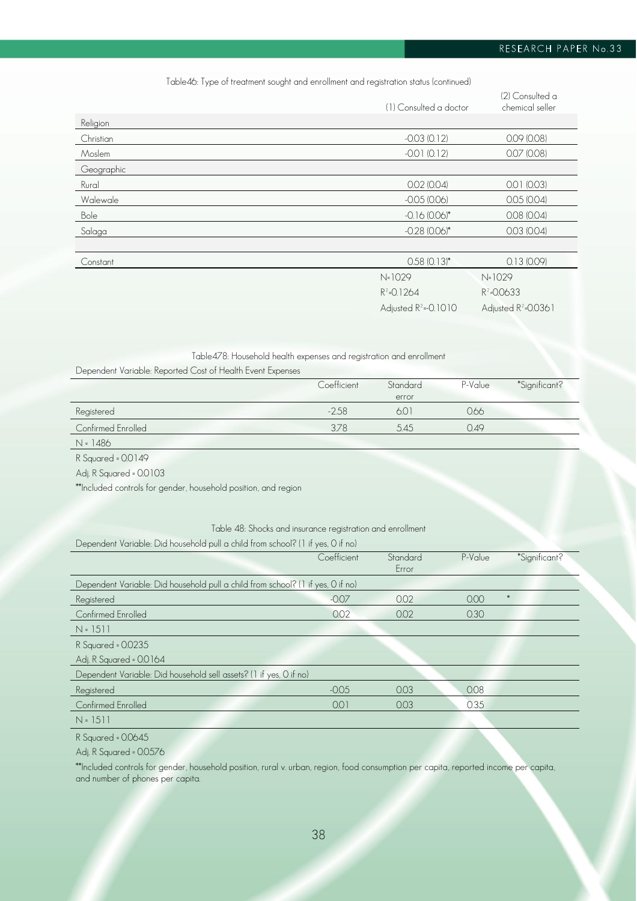Table46: Type of treatment sought and enrollment and registration status (continued)

| | (1) Consulted a doctor | (2) Consulted a chemical seller |
|---|---|---|
| Religion | | |
| Christian | -0.03 (0.12) | 0.09 (0.08) |
| Moslem | -0.01 (0.12) | 0.07 (0.08) |
| Geographic | | |
| Rural | 0.02 (0.04) | 0.01 (0.03) |
| Walewale | -0.05 (0.06) | 0.05 (0.04) |
| Bole | -0.16 (0.06)* | 0.08 (0.04) |
| Salaga | -0.28 (0.06)* | 0.03 (0.04) |
| | | |
| Constant | 0.58 (0.13)* | 0.13 (0.09) |
| | N=1029 | N=1029 |
| | $R^2$=0.1264 | $R^2$=0.0633 |
| | Adjusted $R^2$=0.1010 | Adjusted $R^2$=0.0361 |

Table478: Household health expenses and registration and enrollment

Dependent Variable: Reported Cost of Health Event Expenses

| | Coefficient | Standard error | P-Value | *Significant? |
|---|---|---|---|---|
| Registered | -2.58 | 6.01 | 0.66 | |
| Confirmed Enrolled | 3.78 | 5.45 | 0.49 | |
| N = 1486 | | | | |

R Squared = 0.0149

Adj. R Squared = 0.0103

**Included controls for gender, household position, and region

Table 48: Shocks and insurance registration and enrollment

Dependent Variable: Did household pull a child from school? (1 if yes, 0 if no)

| | Coefficient | Standard Error | P-Value | *Significant? |
|---|---|---|---|---|
| Dependent Variable: Did household pull a child from school? (1 if yes, 0 if no) | | | | |
| Registered | -0.07 | 0.02 | 0.00 | * |
| Confirmed Enrolled | 0.02 | 0.02 | 0.30 | |
| N = 1511 | | | | |
| R Squared = 0.0235 | | | | |
| Adj. R Squared = 0.0164 | | | | |
| Dependent Variable: Did household sell assets? (1 if yes, 0 if no) | | | | |
| Registered | -0.05 | 0.03 | 0.08 | |
| Confirmed Enrolled | 0.01 | 0.03 | 0.35 | |
| N = 1511 | | | | |

R Squared = 0.0645

Adj. R Squared = 0.0576

**Included controls for gender, household position, rural v. urban, region, food consumption per capita, reported income per capita, and number of phones per capita.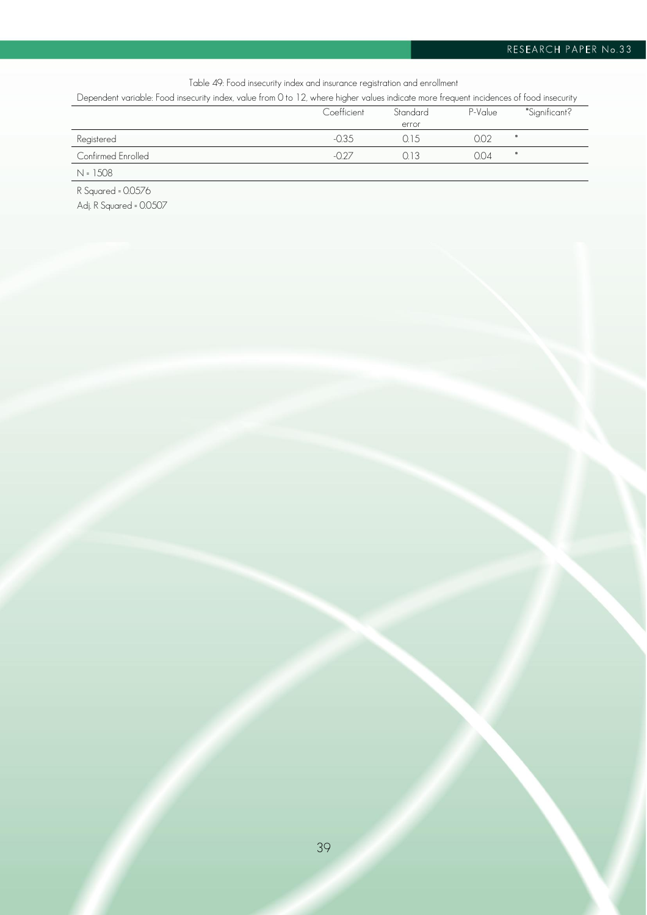Table 49: Food insecurity index and insurance registration and enrollment

Dependent variable: Food insecurity index, value from 0 to 12, where higher values indicate more frequent incidences of food insecurity

| | Coefficient | Standard error | P-Value | *Significant? |
|---|---|---|---|---|
| Registered | -0.35 | 0.15 | 0.02 | * |
| Confirmed Enrolled | -0.27 | 0.13 | 0.04 | * |
| N = 1508 | | | | |

R Squared = 0.0576

Adj. R Squared = 0.0507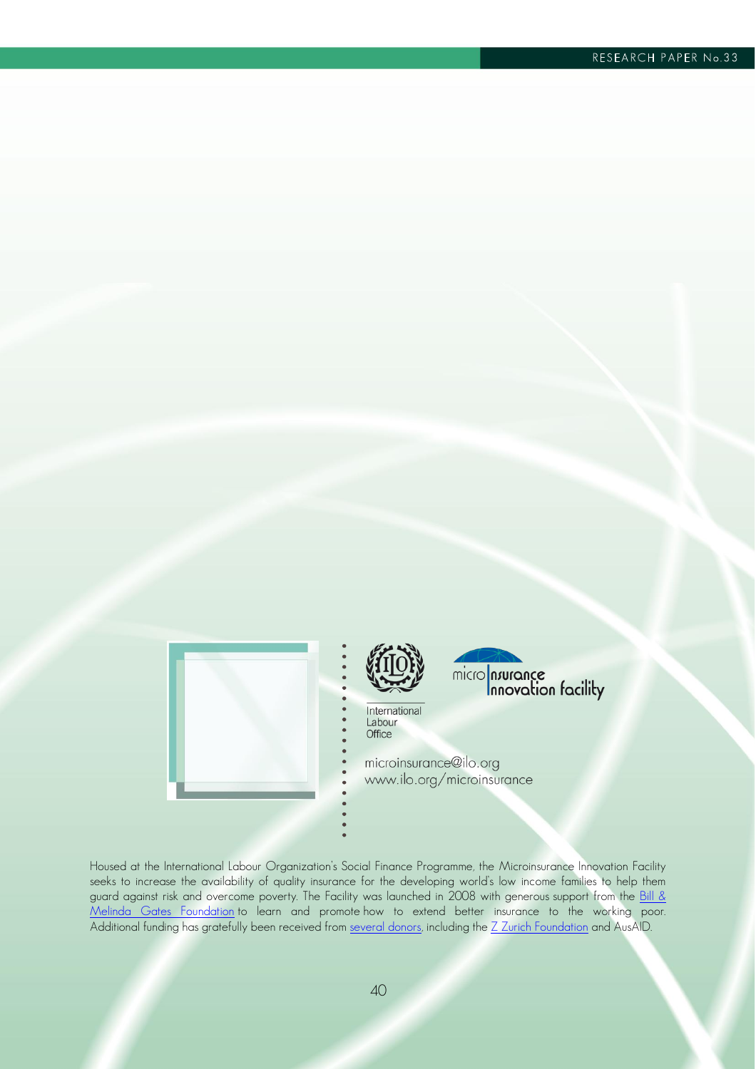International Labour Office

micro Insurance Innovation facility

microinsurance@ilo.org
www.ilo.org/microinsurance

Housed at the International Labour Organization's Social Finance Programme, the Microinsurance Innovation Facility seeks to increase the availability of quality insurance for the developing world's low income families to help them guard against risk and overcome poverty. The Facility was launched in 2008 with generous support from the Bill & Melinda Gates Foundation to learn and promote how to extend better insurance to the working poor. Additional funding has gratefully been received from several donors, including the Z Zurich Foundation and AusAID.